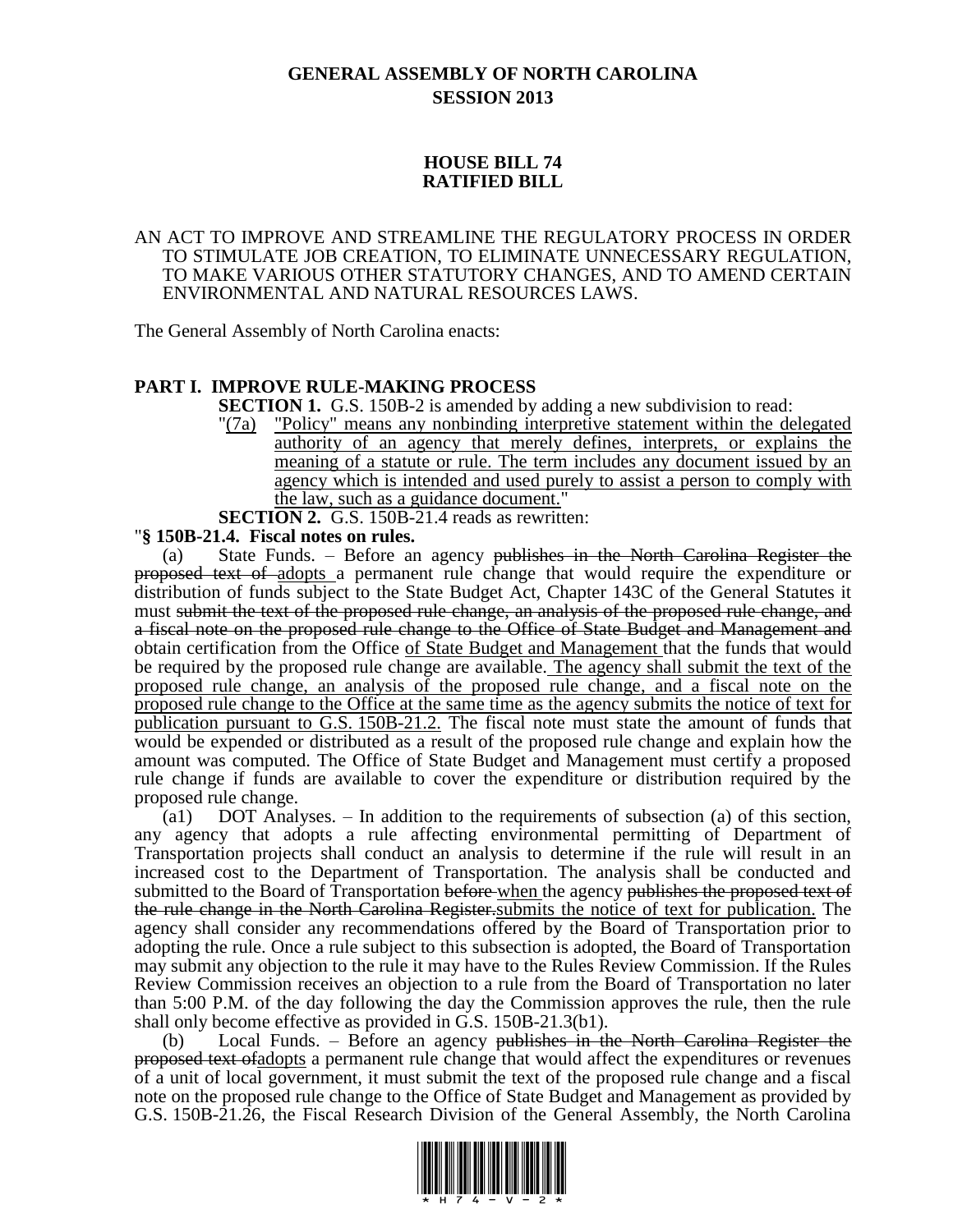# GENERAL ASSEMBLY OF NORTH CAROLINA
## SESSION 2013

## HOUSE BILL 74
## RATIFIED BILL

AN ACT TO IMPROVE AND STREAMLINE THE REGULATORY PROCESS IN ORDER TO STIMULATE JOB CREATION, TO ELIMINATE UNNECESSARY REGULATION, TO MAKE VARIOUS OTHER STATUTORY CHANGES, AND TO AMEND CERTAIN ENVIRONMENTAL AND NATURAL RESOURCES LAWS.

The General Assembly of North Carolina enacts:

**PART I. IMPROVE RULE-MAKING PROCESS**

**SECTION 1.** G.S. 150B-2 is amended by adding a new subdivision to read:

"(7a) "Policy" means any nonbinding interpretive statement within the delegated authority of an agency that merely defines, interprets, or explains the meaning of a statute or rule. The term includes any document issued by an agency which is intended and used purely to assist a person to comply with the law, such as a guidance document."

**SECTION 2.** G.S. 150B-21.4 reads as rewritten:

"**§ 150B-21.4. Fiscal notes on rules.**

(a) State Funds. – Before an agency ~~publishes in the North Carolina Register the proposed text of~~ adopts a permanent rule change that would require the expenditure or distribution of funds subject to the State Budget Act, Chapter 143C of the General Statutes it must ~~submit the text of the proposed rule change, an analysis of the proposed rule change, and a fiscal note on the proposed rule change to the Office of State Budget and Management and~~ obtain certification from the Office of State Budget and Management that the funds that would be required by the proposed rule change are available. The agency shall submit the text of the proposed rule change, an analysis of the proposed rule change, and a fiscal note on the proposed rule change to the Office at the same time as the agency submits the notice of text for publication pursuant to G.S. 150B-21.2. The fiscal note must state the amount of funds that would be expended or distributed as a result of the proposed rule change and explain how the amount was computed. The Office of State Budget and Management must certify a proposed rule change if funds are available to cover the expenditure or distribution required by the proposed rule change.

(a1) DOT Analyses. – In addition to the requirements of subsection (a) of this section, any agency that adopts a rule affecting environmental permitting of Department of Transportation projects shall conduct an analysis to determine if the rule will result in an increased cost to the Department of Transportation. The analysis shall be conducted and submitted to the Board of Transportation ~~before~~ when the agency ~~publishes the proposed text of the rule change in the North Carolina Register.~~ submits the notice of text for publication. The agency shall consider any recommendations offered by the Board of Transportation prior to adopting the rule. Once a rule subject to this subsection is adopted, the Board of Transportation may submit any objection to the rule it may have to the Rules Review Commission. If the Rules Review Commission receives an objection to a rule from the Board of Transportation no later than 5:00 P.M. of the day following the day the Commission approves the rule, then the rule shall only become effective as provided in G.S. 150B-21.3(b1).

(b) Local Funds. – Before an agency ~~publishes in the North Carolina Register the proposed text of~~ adopts a permanent rule change that would affect the expenditures or revenues of a unit of local government, it must submit the text of the proposed rule change and a fiscal note on the proposed rule change to the Office of State Budget and Management as provided by G.S. 150B-21.26, the Fiscal Research Division of the General Assembly, the North Carolina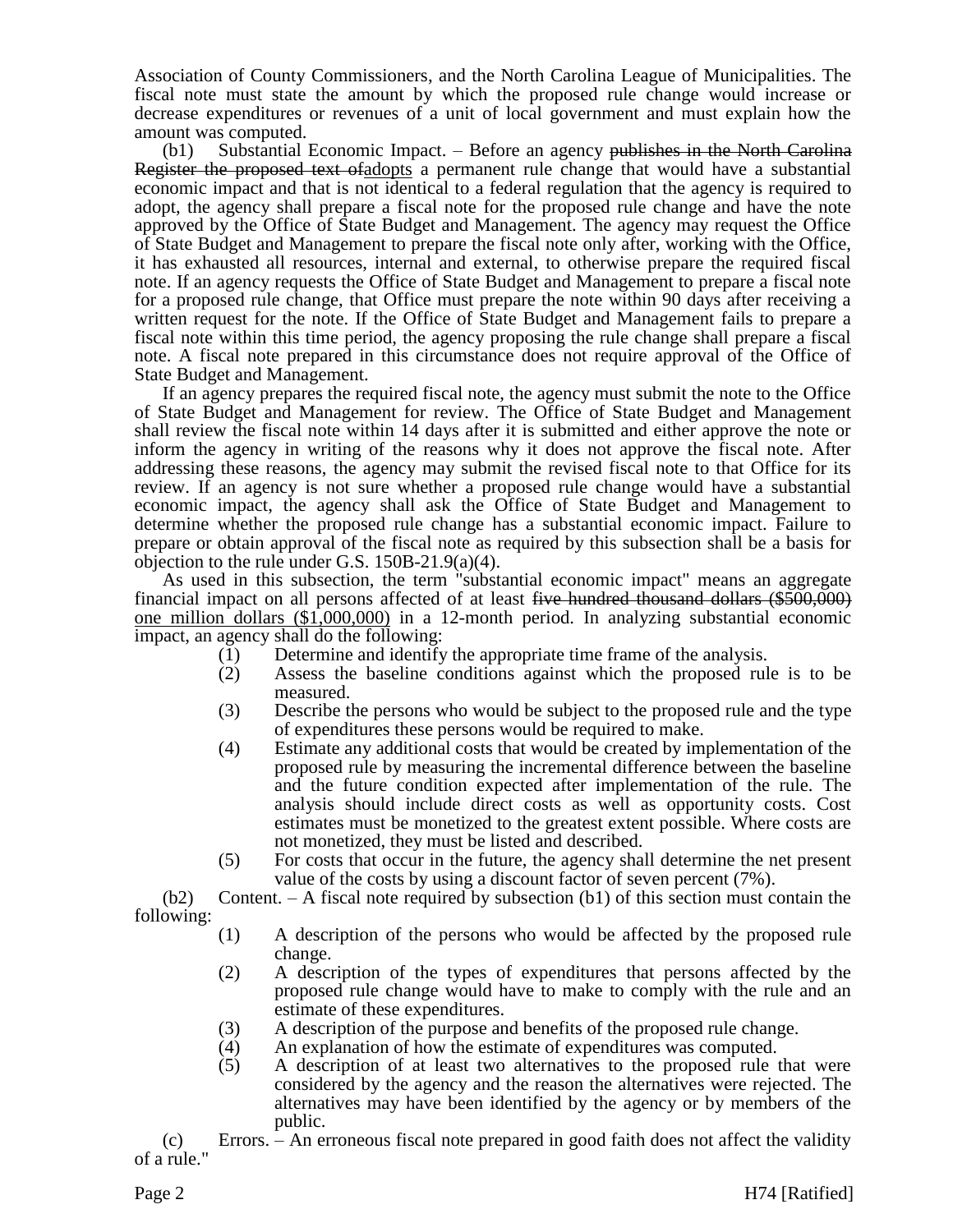Association of County Commissioners, and the North Carolina League of Municipalities. The fiscal note must state the amount by which the proposed rule change would increase or decrease expenditures or revenues of a unit of local government and must explain how the amount was computed.

(b1) Substantial Economic Impact. – Before an agency ~~publishes in the North Carolina Register the proposed text of~~adopts a permanent rule change that would have a substantial economic impact and that is not identical to a federal regulation that the agency is required to adopt, the agency shall prepare a fiscal note for the proposed rule change and have the note approved by the Office of State Budget and Management. The agency may request the Office of State Budget and Management to prepare the fiscal note only after, working with the Office, it has exhausted all resources, internal and external, to otherwise prepare the required fiscal note. If an agency requests the Office of State Budget and Management to prepare a fiscal note for a proposed rule change, that Office must prepare the note within 90 days after receiving a written request for the note. If the Office of State Budget and Management fails to prepare a fiscal note within this time period, the agency proposing the rule change shall prepare a fiscal note. A fiscal note prepared in this circumstance does not require approval of the Office of State Budget and Management.

If an agency prepares the required fiscal note, the agency must submit the note to the Office of State Budget and Management for review. The Office of State Budget and Management shall review the fiscal note within 14 days after it is submitted and either approve the note or inform the agency in writing of the reasons why it does not approve the fiscal note. After addressing these reasons, the agency may submit the revised fiscal note to that Office for its review. If an agency is not sure whether a proposed rule change would have a substantial economic impact, the agency shall ask the Office of State Budget and Management to determine whether the proposed rule change has a substantial economic impact. Failure to prepare or obtain approval of the fiscal note as required by this subsection shall be a basis for objection to the rule under G.S. 150B-21.9(a)(4).

As used in this subsection, the term "substantial economic impact" means an aggregate financial impact on all persons affected of at least ~~five hundred thousand dollars ($500,000)~~ one million dollars ($1,000,000) in a 12-month period. In analyzing substantial economic impact, an agency shall do the following:

(1) Determine and identify the appropriate time frame of the analysis.
(2) Assess the baseline conditions against which the proposed rule is to be measured.
(3) Describe the persons who would be subject to the proposed rule and the type of expenditures these persons would be required to make.
(4) Estimate any additional costs that would be created by implementation of the proposed rule by measuring the incremental difference between the baseline and the future condition expected after implementation of the rule. The analysis should include direct costs as well as opportunity costs. Cost estimates must be monetized to the greatest extent possible. Where costs are not monetized, they must be listed and described.
(5) For costs that occur in the future, the agency shall determine the net present value of the costs by using a discount factor of seven percent (7%).

(b2) Content. – A fiscal note required by subsection (b1) of this section must contain the following:

(1) A description of the persons who would be affected by the proposed rule change.
(2) A description of the types of expenditures that persons affected by the proposed rule change would have to make to comply with the rule and an estimate of these expenditures.
(3) A description of the purpose and benefits of the proposed rule change.
(4) An explanation of how the estimate of expenditures was computed.
(5) A description of at least two alternatives to the proposed rule that were considered by the agency and the reason the alternatives were rejected. The alternatives may have been identified by the agency or by members of the public.

(c) Errors. – An erroneous fiscal note prepared in good faith does not affect the validity of a rule."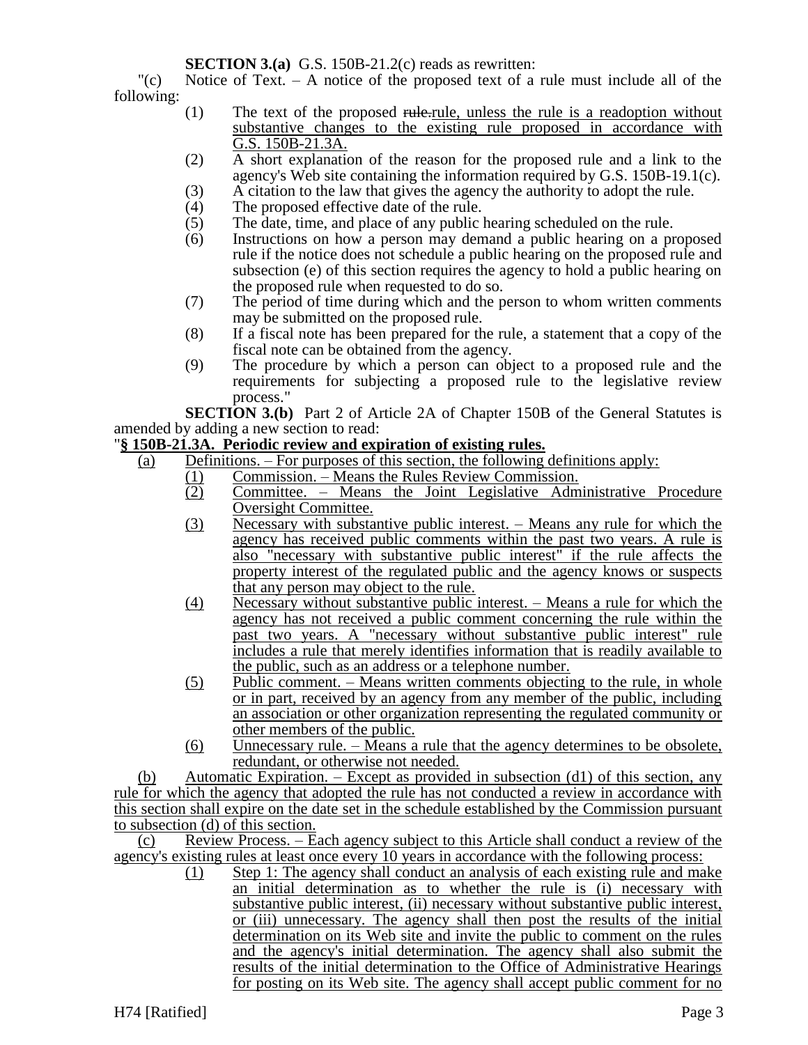**SECTION 3.(a)** G.S. 150B-21.2(c) reads as rewritten:

"(c) Notice of Text. – A notice of the proposed text of a rule must include all of the following:

(1) The text of the proposed ~~rule.~~rule, unless the rule is a readoption without substantive changes to the existing rule proposed in accordance with G.S. 150B-21.3A.

(2) A short explanation of the reason for the proposed rule and a link to the agency's Web site containing the information required by G.S. 150B-19.1(c).

(3) A citation to the law that gives the agency the authority to adopt the rule.

(4) The proposed effective date of the rule.

(5) The date, time, and place of any public hearing scheduled on the rule.

(6) Instructions on how a person may demand a public hearing on a proposed rule if the notice does not schedule a public hearing on the proposed rule and subsection (e) of this section requires the agency to hold a public hearing on the proposed rule when requested to do so.

(7) The period of time during which and the person to whom written comments may be submitted on the proposed rule.

(8) If a fiscal note has been prepared for the rule, a statement that a copy of the fiscal note can be obtained from the agency.

(9) The procedure by which a person can object to a proposed rule and the requirements for subjecting a proposed rule to the legislative review process."

**SECTION 3.(b)** Part 2 of Article 2A of Chapter 150B of the General Statutes is amended by adding a new section to read:

"**§ 150B-21.3A. Periodic review and expiration of existing rules.**

(a) Definitions. – For purposes of this section, the following definitions apply:

(1) Commission. – Means the Rules Review Commission.

(2) Committee. – Means the Joint Legislative Administrative Procedure Oversight Committee.

(3) Necessary with substantive public interest. – Means any rule for which the agency has received public comments within the past two years. A rule is also "necessary with substantive public interest" if the rule affects the property interest of the regulated public and the agency knows or suspects that any person may object to the rule.

(4) Necessary without substantive public interest. – Means a rule for which the agency has not received a public comment concerning the rule within the past two years. A "necessary without substantive public interest" rule includes a rule that merely identifies information that is readily available to the public, such as an address or a telephone number.

(5) Public comment. – Means written comments objecting to the rule, in whole or in part, received by an agency from any member of the public, including an association or other organization representing the regulated community or other members of the public.

(6) Unnecessary rule. – Means a rule that the agency determines to be obsolete, redundant, or otherwise not needed.

(b) Automatic Expiration. – Except as provided in subsection (d1) of this section, any rule for which the agency that adopted the rule has not conducted a review in accordance with this section shall expire on the date set in the schedule established by the Commission pursuant to subsection (d) of this section.

(c) Review Process. – Each agency subject to this Article shall conduct a review of the agency's existing rules at least once every 10 years in accordance with the following process:

(1) Step 1: The agency shall conduct an analysis of each existing rule and make an initial determination as to whether the rule is (i) necessary with substantive public interest, (ii) necessary without substantive public interest, or (iii) unnecessary. The agency shall then post the results of the initial determination on its Web site and invite the public to comment on the rules and the agency's initial determination. The agency shall also submit the results of the initial determination to the Office of Administrative Hearings for posting on its Web site. The agency shall accept public comment for no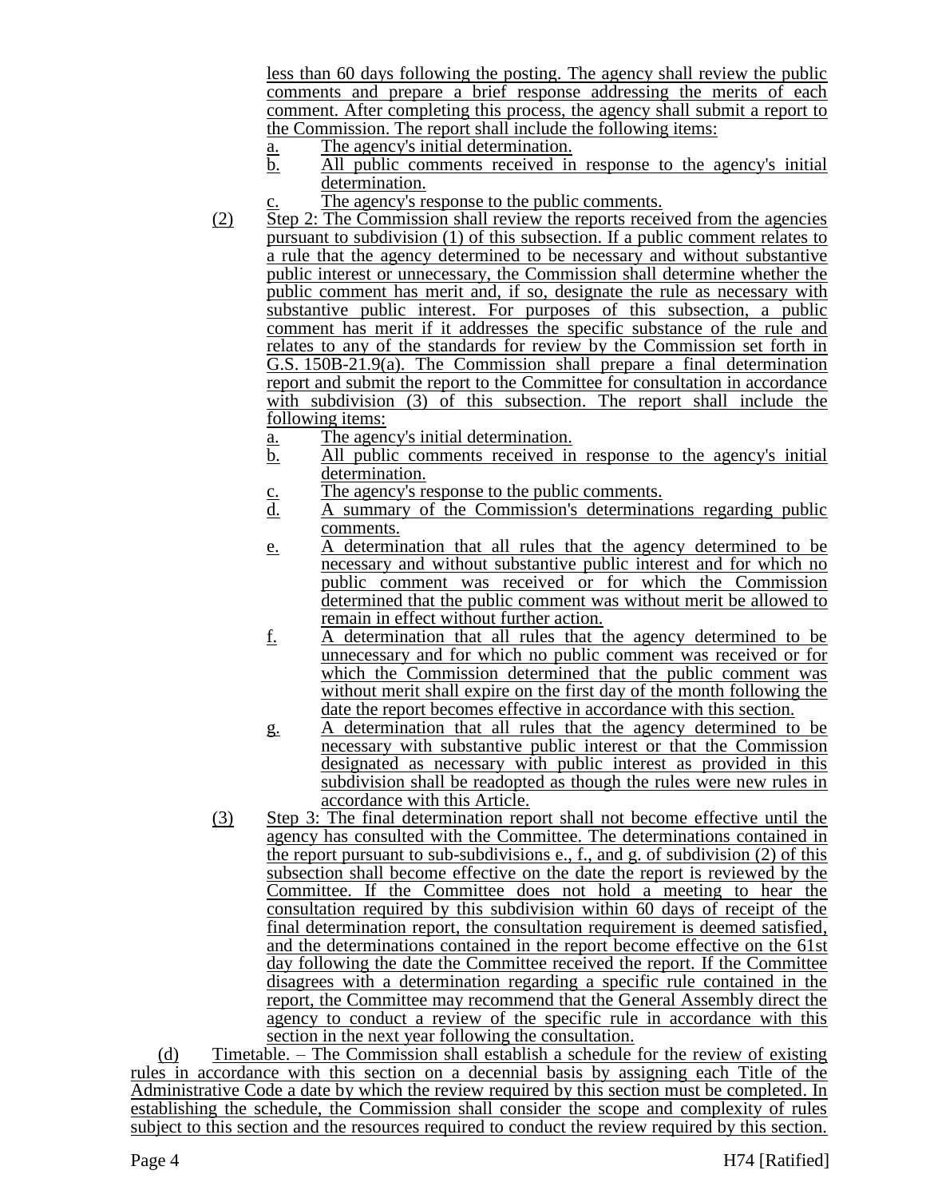less than 60 days following the posting. The agency shall review the public comments and prepare a brief response addressing the merits of each comment. After completing this process, the agency shall submit a report to the Commission. The report shall include the following items:

a. The agency's initial determination.
b. All public comments received in response to the agency's initial determination.
c. The agency's response to the public comments.

(2) Step 2: The Commission shall review the reports received from the agencies pursuant to subdivision (1) of this subsection. If a public comment relates to a rule that the agency determined to be necessary and without substantive public interest or unnecessary, the Commission shall determine whether the public comment has merit and, if so, designate the rule as necessary with substantive public interest. For purposes of this subsection, a public comment has merit if it addresses the specific substance of the rule and relates to any of the standards for review by the Commission set forth in G.S. 150B-21.9(a). The Commission shall prepare a final determination report and submit the report to the Committee for consultation in accordance with subdivision (3) of this subsection. The report shall include the following items:

a. The agency's initial determination.
b. All public comments received in response to the agency's initial determination.
c. The agency's response to the public comments.
d. A summary of the Commission's determinations regarding public comments.
e. A determination that all rules that the agency determined to be necessary and without substantive public interest and for which no public comment was received or for which the Commission determined that the public comment was without merit be allowed to remain in effect without further action.
f. A determination that all rules that the agency determined to be unnecessary and for which no public comment was received or for which the Commission determined that the public comment was without merit shall expire on the first day of the month following the date the report becomes effective in accordance with this section.
g. A determination that all rules that the agency determined to be necessary with substantive public interest or that the Commission designated as necessary with public interest as provided in this subdivision shall be readopted as though the rules were new rules in accordance with this Article.

(3) Step 3: The final determination report shall not become effective until the agency has consulted with the Committee. The determinations contained in the report pursuant to sub-subdivisions e., f., and g. of subdivision (2) of this subsection shall become effective on the date the report is reviewed by the Committee. If the Committee does not hold a meeting to hear the consultation required by this subdivision within 60 days of receipt of the final determination report, the consultation requirement is deemed satisfied, and the determinations contained in the report become effective on the 61st day following the date the Committee received the report. If the Committee disagrees with a determination regarding a specific rule contained in the report, the Committee may recommend that the General Assembly direct the agency to conduct a review of the specific rule in accordance with this section in the next year following the consultation.

(d) Timetable. – The Commission shall establish a schedule for the review of existing rules in accordance with this section on a decennial basis by assigning each Title of the Administrative Code a date by which the review required by this section must be completed. In establishing the schedule, the Commission shall consider the scope and complexity of rules subject to this section and the resources required to conduct the review required by this section.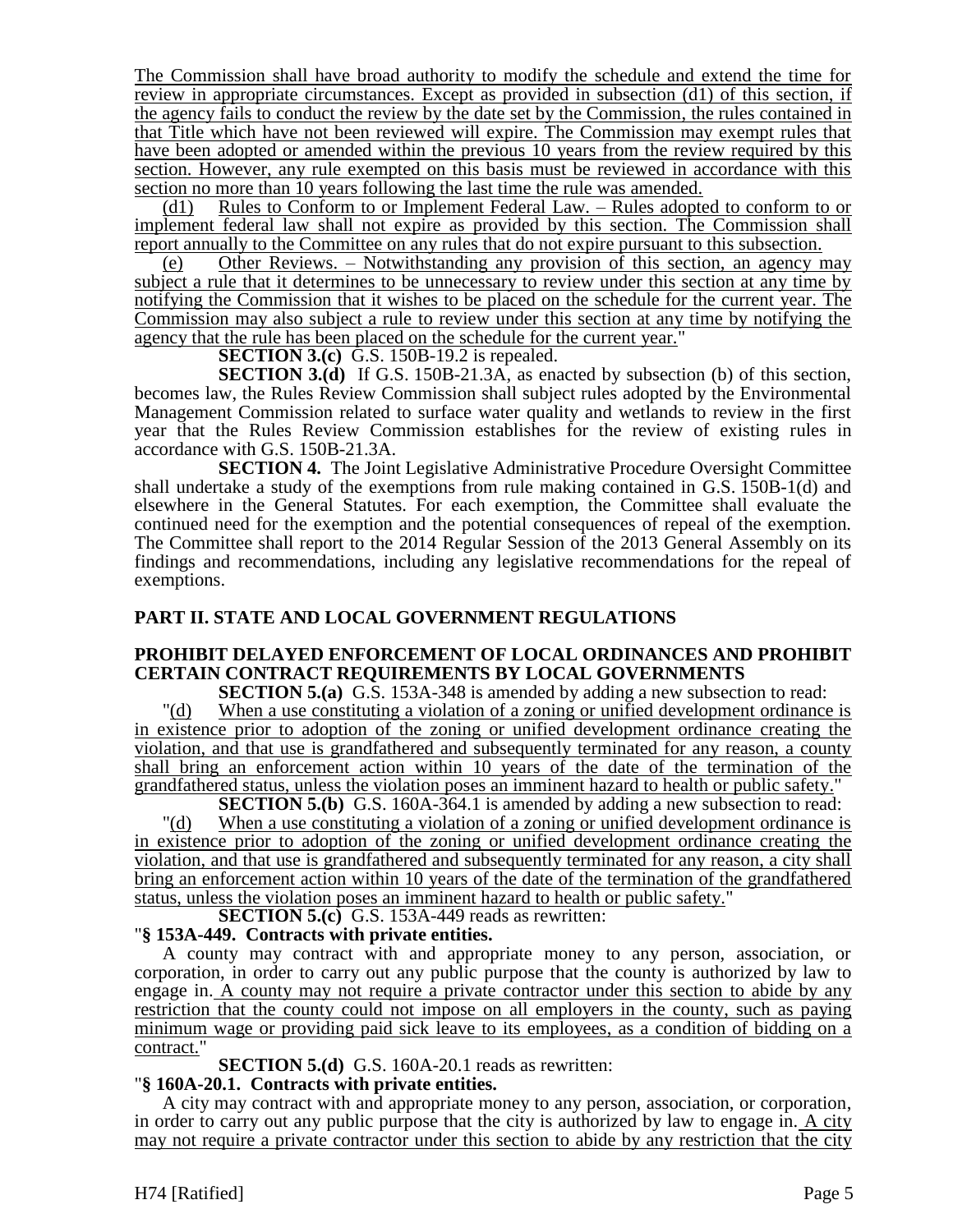The Commission shall have broad authority to modify the schedule and extend the time for review in appropriate circumstances. Except as provided in subsection (d1) of this section, if the agency fails to conduct the review by the date set by the Commission, the rules contained in that Title which have not been reviewed will expire. The Commission may exempt rules that have been adopted or amended within the previous 10 years from the review required by this section. However, any rule exempted on this basis must be reviewed in accordance with this section no more than 10 years following the last time the rule was amended.

(d1) Rules to Conform to or Implement Federal Law. – Rules adopted to conform to or implement federal law shall not expire as provided by this section. The Commission shall report annually to the Committee on any rules that do not expire pursuant to this subsection.

(e) Other Reviews. – Notwithstanding any provision of this section, an agency may subject a rule that it determines to be unnecessary to review under this section at any time by notifying the Commission that it wishes to be placed on the schedule for the current year. The Commission may also subject a rule to review under this section at any time by notifying the agency that the rule has been placed on the schedule for the current year."

**SECTION 3.(c)** G.S. 150B-19.2 is repealed.

**SECTION 3.(d)** If G.S. 150B-21.3A, as enacted by subsection (b) of this section, becomes law, the Rules Review Commission shall subject rules adopted by the Environmental Management Commission related to surface water quality and wetlands to review in the first year that the Rules Review Commission establishes for the review of existing rules in accordance with G.S. 150B-21.3A.

**SECTION 4.** The Joint Legislative Administrative Procedure Oversight Committee shall undertake a study of the exemptions from rule making contained in G.S. 150B-1(d) and elsewhere in the General Statutes. For each exemption, the Committee shall evaluate the continued need for the exemption and the potential consequences of repeal of the exemption. The Committee shall report to the 2014 Regular Session of the 2013 General Assembly on its findings and recommendations, including any legislative recommendations for the repeal of exemptions.

## PART II. STATE AND LOCAL GOVERNMENT REGULATIONS

### PROHIBIT DELAYED ENFORCEMENT OF LOCAL ORDINANCES AND PROHIBIT CERTAIN CONTRACT REQUIREMENTS BY LOCAL GOVERNMENTS

**SECTION 5.(a)** G.S. 153A-348 is amended by adding a new subsection to read:

"(d) When a use constituting a violation of a zoning or unified development ordinance is in existence prior to adoption of the zoning or unified development ordinance creating the violation, and that use is grandfathered and subsequently terminated for any reason, a county shall bring an enforcement action within 10 years of the date of the termination of the grandfathered status, unless the violation poses an imminent hazard to health or public safety."

**SECTION 5.(b)** G.S. 160A-364.1 is amended by adding a new subsection to read:

"(d) When a use constituting a violation of a zoning or unified development ordinance is in existence prior to adoption of the zoning or unified development ordinance creating the violation, and that use is grandfathered and subsequently terminated for any reason, a city shall bring an enforcement action within 10 years of the date of the termination of the grandfathered status, unless the violation poses an imminent hazard to health or public safety."

**SECTION 5.(c)** G.S. 153A-449 reads as rewritten:

"**§ 153A-449. Contracts with private entities.**

A county may contract with and appropriate money to any person, association, or corporation, in order to carry out any public purpose that the county is authorized by law to engage in. A county may not require a private contractor under this section to abide by any restriction that the county could not impose on all employers in the county, such as paying minimum wage or providing paid sick leave to its employees, as a condition of bidding on a contract."

**SECTION 5.(d)** G.S. 160A-20.1 reads as rewritten:

"**§ 160A-20.1. Contracts with private entities.**

A city may contract with and appropriate money to any person, association, or corporation, in order to carry out any public purpose that the city is authorized by law to engage in. A city may not require a private contractor under this section to abide by any restriction that the city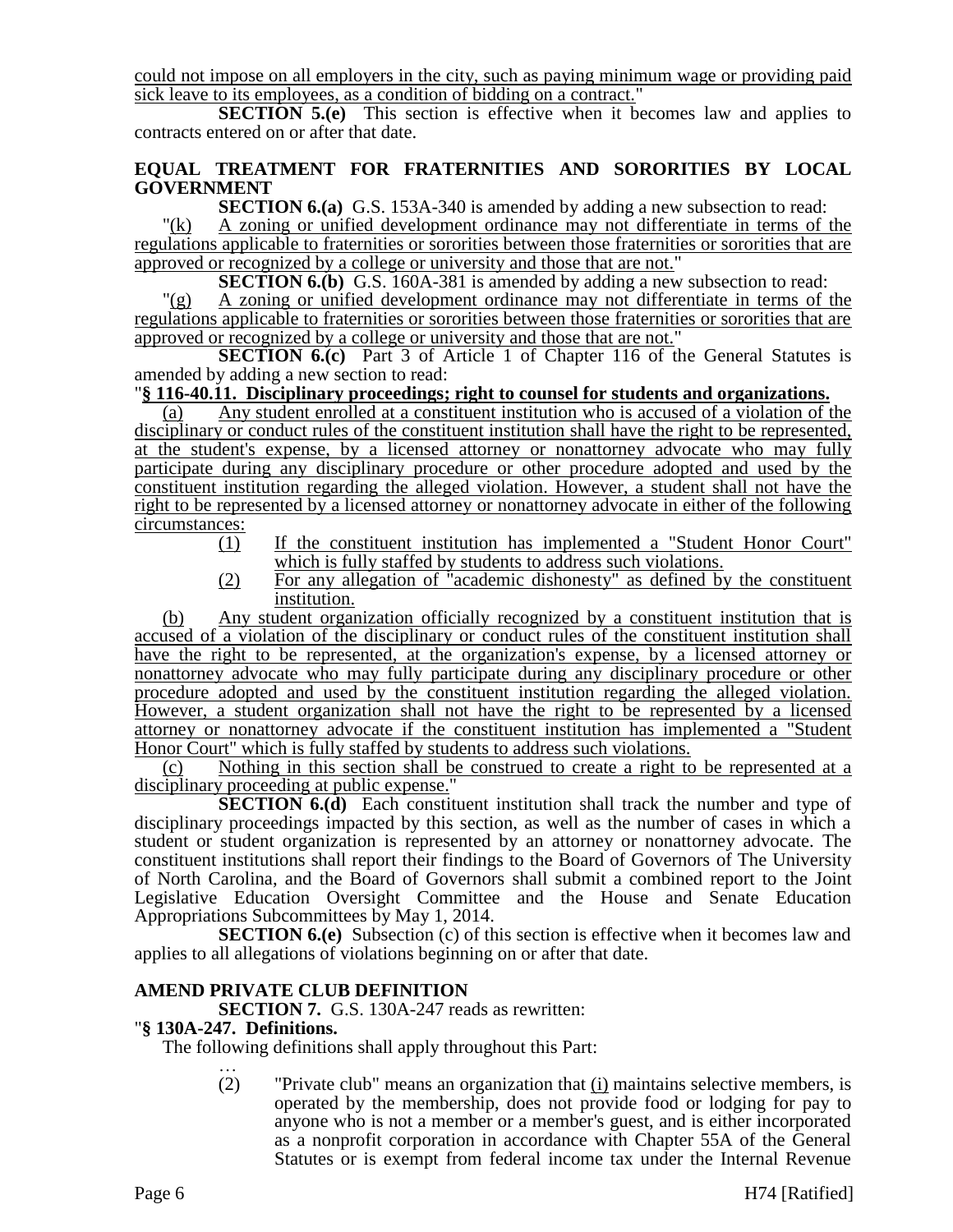could not impose on all employers in the city, such as paying minimum wage or providing paid sick leave to its employees, as a condition of bidding on a contract."

**SECTION 5.(e)** This section is effective when it becomes law and applies to contracts entered on or after that date.

**EQUAL TREATMENT FOR FRATERNITIES AND SORORITIES BY LOCAL GOVERNMENT**

**SECTION 6.(a)** G.S. 153A-340 is amended by adding a new subsection to read:

"(k) A zoning or unified development ordinance may not differentiate in terms of the regulations applicable to fraternities or sororities between those fraternities or sororities that are approved or recognized by a college or university and those that are not."

**SECTION 6.(b)** G.S. 160A-381 is amended by adding a new subsection to read:

"(g) A zoning or unified development ordinance may not differentiate in terms of the regulations applicable to fraternities or sororities between those fraternities or sororities that are approved or recognized by a college or university and those that are not."

**SECTION 6.(c)** Part 3 of Article 1 of Chapter 116 of the General Statutes is amended by adding a new section to read:

"**§ 116-40.11. Disciplinary proceedings; right to counsel for students and organizations.**

(a) Any student enrolled at a constituent institution who is accused of a violation of the disciplinary or conduct rules of the constituent institution shall have the right to be represented, at the student's expense, by a licensed attorney or nonattorney advocate who may fully participate during any disciplinary procedure or other procedure adopted and used by the constituent institution regarding the alleged violation. However, a student shall not have the right to be represented by a licensed attorney or nonattorney advocate in either of the following circumstances:

(1) If the constituent institution has implemented a "Student Honor Court" which is fully staffed by students to address such violations.

(2) For any allegation of "academic dishonesty" as defined by the constituent institution.

(b) Any student organization officially recognized by a constituent institution that is accused of a violation of the disciplinary or conduct rules of the constituent institution shall have the right to be represented, at the organization's expense, by a licensed attorney or nonattorney advocate who may fully participate during any disciplinary procedure or other procedure adopted and used by the constituent institution regarding the alleged violation. However, a student organization shall not have the right to be represented by a licensed attorney or nonattorney advocate if the constituent institution has implemented a "Student Honor Court" which is fully staffed by students to address such violations.

(c) Nothing in this section shall be construed to create a right to be represented at a disciplinary proceeding at public expense."

**SECTION 6.(d)** Each constituent institution shall track the number and type of disciplinary proceedings impacted by this section, as well as the number of cases in which a student or student organization is represented by an attorney or nonattorney advocate. The constituent institutions shall report their findings to the Board of Governors of The University of North Carolina, and the Board of Governors shall submit a combined report to the Joint Legislative Education Oversight Committee and the House and Senate Education Appropriations Subcommittees by May 1, 2014.

**SECTION 6.(e)** Subsection (c) of this section is effective when it becomes law and applies to all allegations of violations beginning on or after that date.

**AMEND PRIVATE CLUB DEFINITION**

**SECTION 7.** G.S. 130A-247 reads as rewritten:

"**§ 130A-247. Definitions.**

The following definitions shall apply throughout this Part:

…

(2) "Private club" means an organization that (i) maintains selective members, is operated by the membership, does not provide food or lodging for pay to anyone who is not a member or a member's guest, and is either incorporated as a nonprofit corporation in accordance with Chapter 55A of the General Statutes or is exempt from federal income tax under the Internal Revenue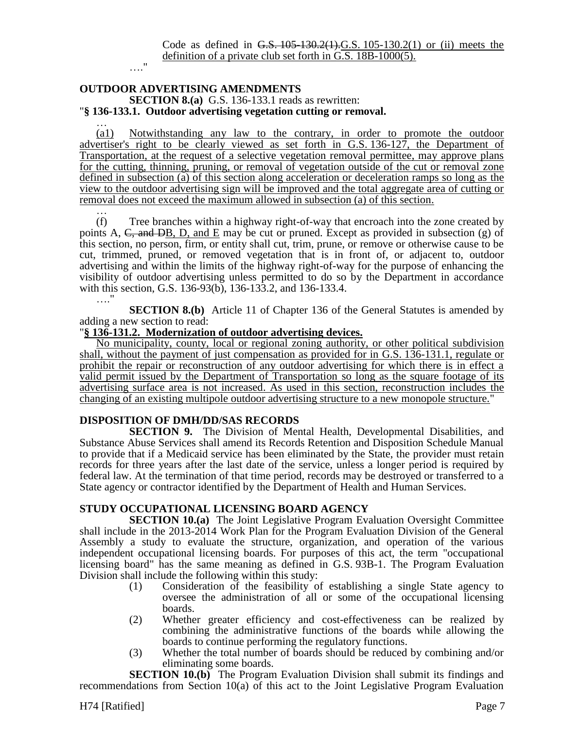Code as defined in ~~G.S. 105-130.2(1).~~G.S. 105-130.2(1) or (ii) meets the definition of a private club set forth in G.S. 18B-1000(5).

…."

**OUTDOOR ADVERTISING AMENDMENTS**

**SECTION 8.(a)** G.S. 136-133.1 reads as rewritten:

"**§ 136-133.1. Outdoor advertising vegetation cutting or removal.**

…

(a1) Notwithstanding any law to the contrary, in order to promote the outdoor advertiser's right to be clearly viewed as set forth in G.S. 136-127, the Department of Transportation, at the request of a selective vegetation removal permittee, may approve plans for the cutting, thinning, pruning, or removal of vegetation outside of the cut or removal zone defined in subsection (a) of this section along acceleration or deceleration ramps so long as the view to the outdoor advertising sign will be improved and the total aggregate area of cutting or removal does not exceed the maximum allowed in subsection (a) of this section.

…

(f) Tree branches within a highway right-of-way that encroach into the zone created by points A, ~~C, and D~~B, D, and E may be cut or pruned. Except as provided in subsection (g) of this section, no person, firm, or entity shall cut, trim, prune, or remove or otherwise cause to be cut, trimmed, pruned, or removed vegetation that is in front of, or adjacent to, outdoor advertising and within the limits of the highway right-of-way for the purpose of enhancing the visibility of outdoor advertising unless permitted to do so by the Department in accordance with this section, G.S. 136-93(b), 136-133.2, and 136-133.4.

…."

**SECTION 8.(b)** Article 11 of Chapter 136 of the General Statutes is amended by adding a new section to read:

"**§ 136-131.2. Modernization of outdoor advertising devices.**

No municipality, county, local or regional zoning authority, or other political subdivision shall, without the payment of just compensation as provided for in G.S. 136-131.1, regulate or prohibit the repair or reconstruction of any outdoor advertising for which there is in effect a valid permit issued by the Department of Transportation so long as the square footage of its advertising surface area is not increased. As used in this section, reconstruction includes the changing of an existing multipole outdoor advertising structure to a new monopole structure."

**DISPOSITION OF DMH/DD/SAS RECORDS**

**SECTION 9.** The Division of Mental Health, Developmental Disabilities, and Substance Abuse Services shall amend its Records Retention and Disposition Schedule Manual to provide that if a Medicaid service has been eliminated by the State, the provider must retain records for three years after the last date of the service, unless a longer period is required by federal law. At the termination of that time period, records may be destroyed or transferred to a State agency or contractor identified by the Department of Health and Human Services.

**STUDY OCCUPATIONAL LICENSING BOARD AGENCY**

**SECTION 10.(a)** The Joint Legislative Program Evaluation Oversight Committee shall include in the 2013-2014 Work Plan for the Program Evaluation Division of the General Assembly a study to evaluate the structure, organization, and operation of the various independent occupational licensing boards. For purposes of this act, the term "occupational licensing board" has the same meaning as defined in G.S. 93B-1. The Program Evaluation Division shall include the following within this study:

(1) Consideration of the feasibility of establishing a single State agency to oversee the administration of all or some of the occupational licensing boards.

(2) Whether greater efficiency and cost-effectiveness can be realized by combining the administrative functions of the boards while allowing the boards to continue performing the regulatory functions.

(3) Whether the total number of boards should be reduced by combining and/or eliminating some boards.

**SECTION 10.(b)** The Program Evaluation Division shall submit its findings and recommendations from Section 10(a) of this act to the Joint Legislative Program Evaluation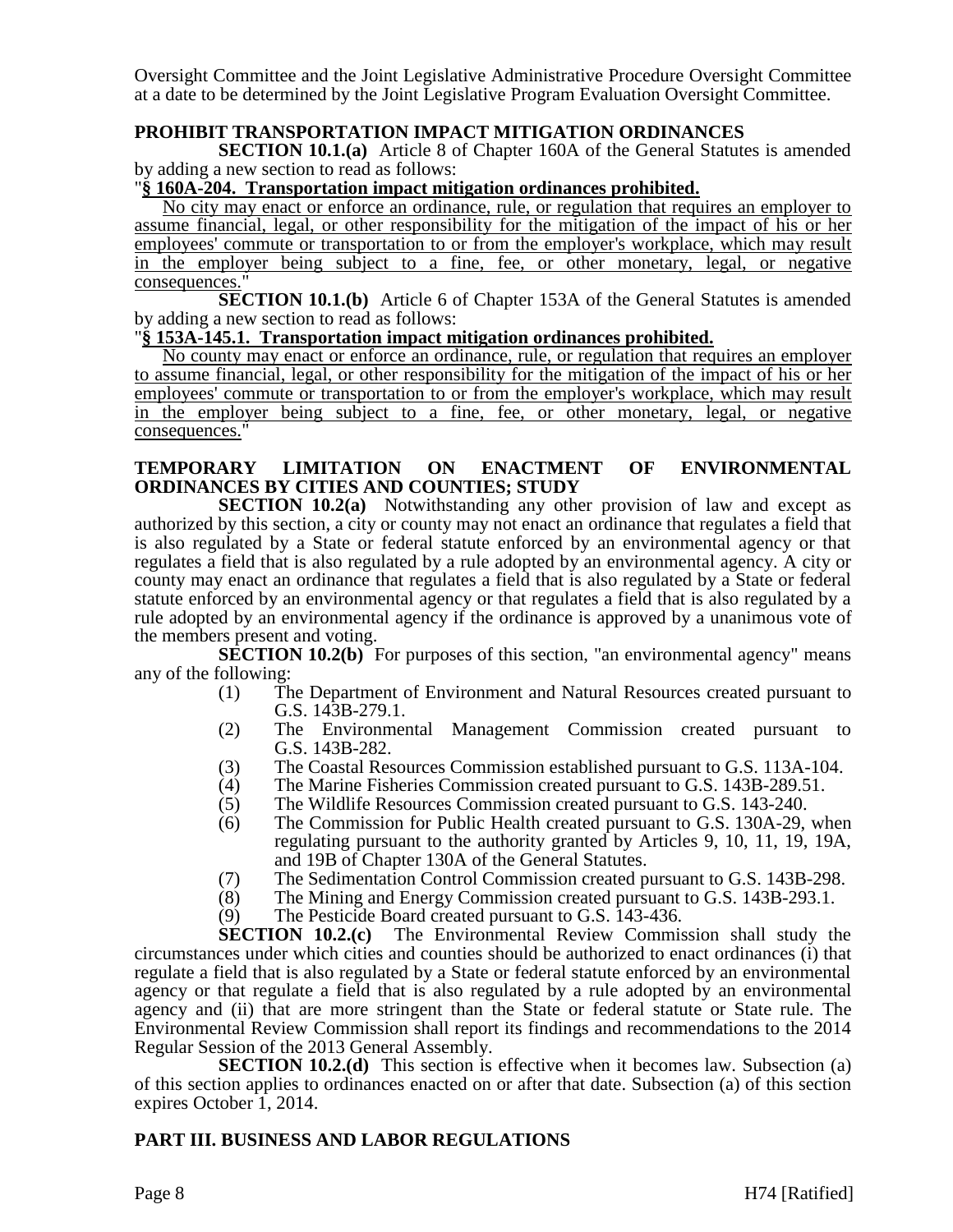Oversight Committee and the Joint Legislative Administrative Procedure Oversight Committee at a date to be determined by the Joint Legislative Program Evaluation Oversight Committee.

**PROHIBIT TRANSPORTATION IMPACT MITIGATION ORDINANCES**

**SECTION 10.1.(a)** Article 8 of Chapter 160A of the General Statutes is amended by adding a new section to read as follows:

"**§ 160A-204. Transportation impact mitigation ordinances prohibited.**

No city may enact or enforce an ordinance, rule, or regulation that requires an employer to assume financial, legal, or other responsibility for the mitigation of the impact of his or her employees' commute or transportation to or from the employer's workplace, which may result in the employer being subject to a fine, fee, or other monetary, legal, or negative consequences."

**SECTION 10.1.(b)** Article 6 of Chapter 153A of the General Statutes is amended by adding a new section to read as follows:

"**§ 153A-145.1. Transportation impact mitigation ordinances prohibited.**

No county may enact or enforce an ordinance, rule, or regulation that requires an employer to assume financial, legal, or other responsibility for the mitigation of the impact of his or her employees' commute or transportation to or from the employer's workplace, which may result in the employer being subject to a fine, fee, or other monetary, legal, or negative consequences."

**TEMPORARY LIMITATION ON ENACTMENT OF ENVIRONMENTAL ORDINANCES BY CITIES AND COUNTIES; STUDY**

**SECTION 10.2(a)** Notwithstanding any other provision of law and except as authorized by this section, a city or county may not enact an ordinance that regulates a field that is also regulated by a State or federal statute enforced by an environmental agency or that regulates a field that is also regulated by a rule adopted by an environmental agency. A city or county may enact an ordinance that regulates a field that is also regulated by a State or federal statute enforced by an environmental agency or that regulates a field that is also regulated by a rule adopted by an environmental agency if the ordinance is approved by a unanimous vote of the members present and voting.

**SECTION 10.2(b)** For purposes of this section, "an environmental agency" means any of the following:

(1) The Department of Environment and Natural Resources created pursuant to G.S. 143B-279.1.
(2) The Environmental Management Commission created pursuant to G.S. 143B-282.
(3) The Coastal Resources Commission established pursuant to G.S. 113A-104.
(4) The Marine Fisheries Commission created pursuant to G.S. 143B-289.51.
(5) The Wildlife Resources Commission created pursuant to G.S. 143-240.
(6) The Commission for Public Health created pursuant to G.S. 130A-29, when regulating pursuant to the authority granted by Articles 9, 10, 11, 19, 19A, and 19B of Chapter 130A of the General Statutes.
(7) The Sedimentation Control Commission created pursuant to G.S. 143B-298.
(8) The Mining and Energy Commission created pursuant to G.S. 143B-293.1.
(9) The Pesticide Board created pursuant to G.S. 143-436.

**SECTION 10.2.(c)** The Environmental Review Commission shall study the circumstances under which cities and counties should be authorized to enact ordinances (i) that regulate a field that is also regulated by a State or federal statute enforced by an environmental agency or that regulate a field that is also regulated by a rule adopted by an environmental agency and (ii) that are more stringent than the State or federal statute or State rule. The Environmental Review Commission shall report its findings and recommendations to the 2014 Regular Session of the 2013 General Assembly.

**SECTION 10.2.(d)** This section is effective when it becomes law. Subsection (a) of this section applies to ordinances enacted on or after that date. Subsection (a) of this section expires October 1, 2014.

## PART III. BUSINESS AND LABOR REGULATIONS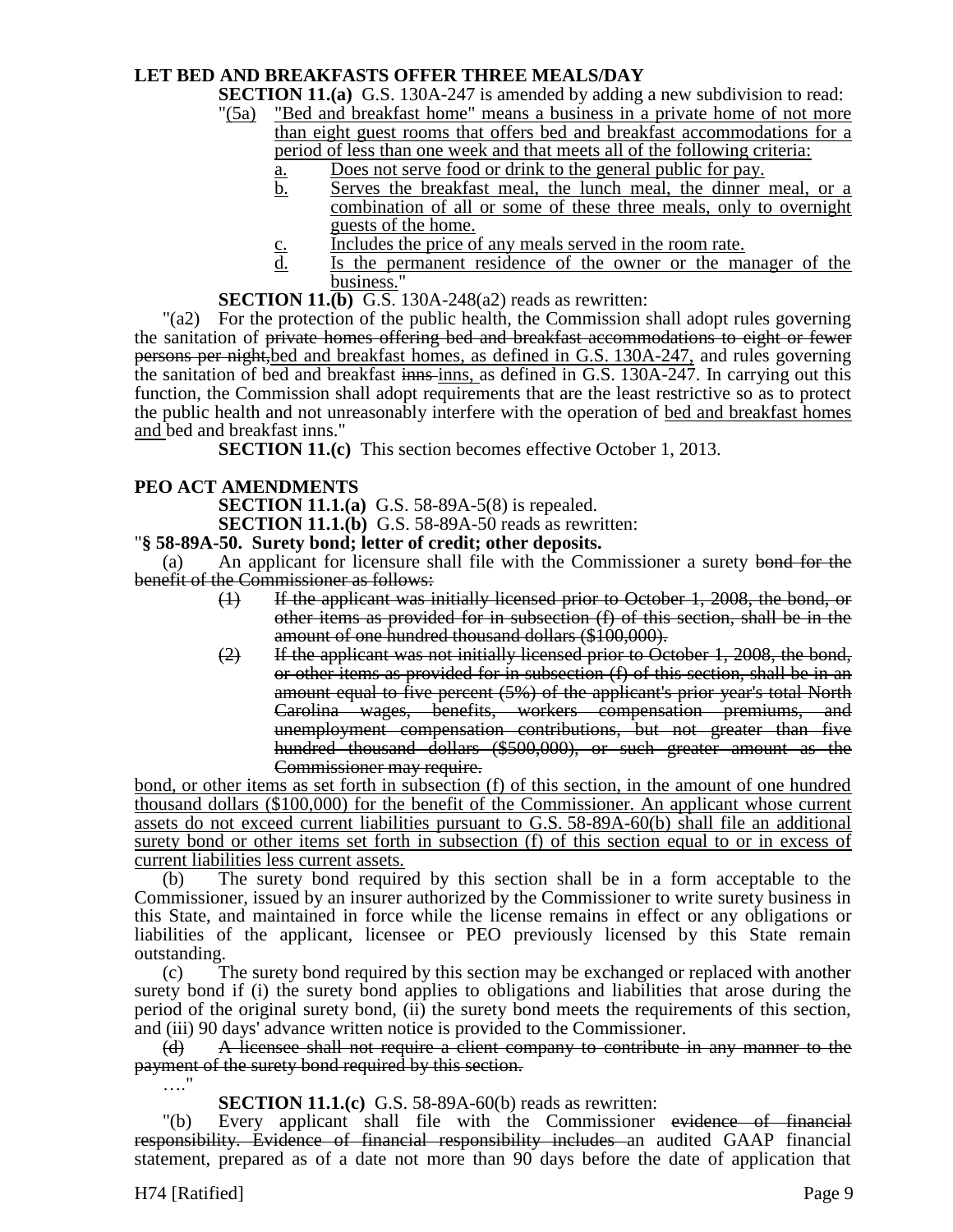**LET BED AND BREAKFASTS OFFER THREE MEALS/DAY**

**SECTION 11.(a)** G.S. 130A-247 is amended by adding a new subdivision to read:

"(5a) "Bed and breakfast home" means a business in a private home of not more than eight guest rooms that offers bed and breakfast accommodations for a period of less than one week and that meets all of the following criteria:

a. Does not serve food or drink to the general public for pay.

b. Serves the breakfast meal, the lunch meal, the dinner meal, or a combination of all or some of these three meals, only to overnight guests of the home.

c. Includes the price of any meals served in the room rate.

d. Is the permanent residence of the owner or the manager of the business."

**SECTION 11.(b)** G.S. 130A-248(a2) reads as rewritten:

"(a2) For the protection of the public health, the Commission shall adopt rules governing the sanitation of ~~private homes offering bed and breakfast accommodations to eight or fewer persons per night,~~bed and breakfast homes, as defined in G.S. 130A-247, and rules governing the sanitation of bed and breakfast ~~inns~~ inns, as defined in G.S. 130A-247. In carrying out this function, the Commission shall adopt requirements that are the least restrictive so as to protect the public health and not unreasonably interfere with the operation of bed and breakfast homes and bed and breakfast inns."

**SECTION 11.(c)** This section becomes effective October 1, 2013.

**PEO ACT AMENDMENTS**

**SECTION 11.1.(a)** G.S. 58-89A-5(8) is repealed.

**SECTION 11.1.(b)** G.S. 58-89A-50 reads as rewritten:

"**§ 58-89A-50. Surety bond; letter of credit; other deposits.**

(a) An applicant for licensure shall file with the Commissioner a surety ~~bond for the benefit of the Commissioner as follows:~~

~~(1) If the applicant was initially licensed prior to October 1, 2008, the bond, or other items as provided for in subsection (f) of this section, shall be in the amount of one hundred thousand dollars ($100,000).~~

~~(2) If the applicant was not initially licensed prior to October 1, 2008, the bond, or other items as provided for in subsection (f) of this section, shall be in an amount equal to five percent (5%) of the applicant's prior year's total North Carolina wages, benefits, workers compensation premiums, and unemployment compensation contributions, but not greater than five hundred thousand dollars ($500,000), or such greater amount as the Commissioner may require.~~

bond, or other items as set forth in subsection (f) of this section, in the amount of one hundred thousand dollars ($100,000) for the benefit of the Commissioner. An applicant whose current assets do not exceed current liabilities pursuant to G.S. 58-89A-60(b) shall file an additional surety bond or other items set forth in subsection (f) of this section equal to or in excess of current liabilities less current assets.

(b) The surety bond required by this section shall be in a form acceptable to the Commissioner, issued by an insurer authorized by the Commissioner to write surety business in this State, and maintained in force while the license remains in effect or any obligations or liabilities of the applicant, licensee or PEO previously licensed by this State remain outstanding.

(c) The surety bond required by this section may be exchanged or replaced with another surety bond if (i) the surety bond applies to obligations and liabilities that arose during the period of the original surety bond, (ii) the surety bond meets the requirements of this section, and (iii) 90 days' advance written notice is provided to the Commissioner.

~~(d) A licensee shall not require a client company to contribute in any manner to the payment of the surety bond required by this section.~~

…."

**SECTION 11.1.(c)** G.S. 58-89A-60(b) reads as rewritten:

"(b) Every applicant shall file with the Commissioner ~~evidence of financial responsibility. Evidence of financial responsibility includes~~ an audited GAAP financial statement, prepared as of a date not more than 90 days before the date of application that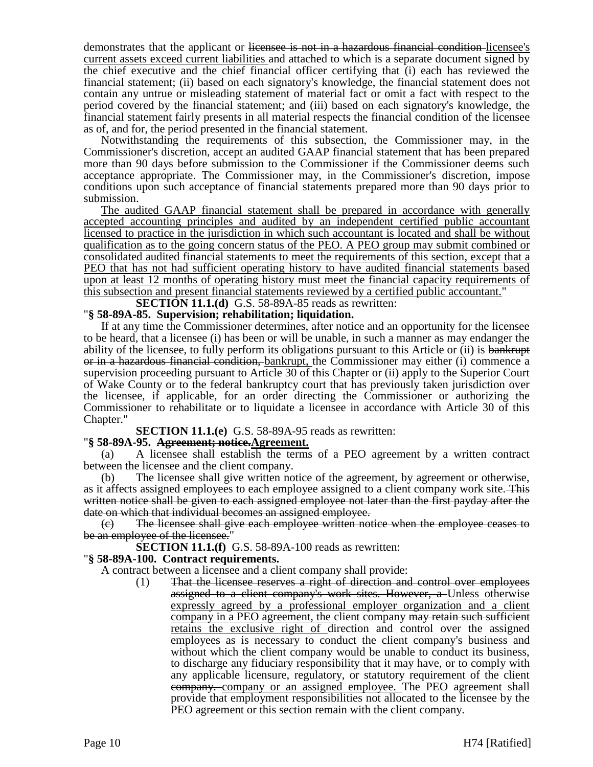demonstrates that the applicant or ~~licensee is not in a hazardous financial condition~~ <u>licensee's current assets exceed current liabilities</u> and attached to which is a separate document signed by the chief executive and the chief financial officer certifying that (i) each has reviewed the financial statement; (ii) based on each signatory's knowledge, the financial statement does not contain any untrue or misleading statement of material fact or omit a fact with respect to the period covered by the financial statement; and (iii) based on each signatory's knowledge, the financial statement fairly presents in all material respects the financial condition of the licensee as of, and for, the period presented in the financial statement.

Notwithstanding the requirements of this subsection, the Commissioner may, in the Commissioner's discretion, accept an audited GAAP financial statement that has been prepared more than 90 days before submission to the Commissioner if the Commissioner deems such acceptance appropriate. The Commissioner may, in the Commissioner's discretion, impose conditions upon such acceptance of financial statements prepared more than 90 days prior to submission.

<u>The audited GAAP financial statement shall be prepared in accordance with generally accepted accounting principles and audited by an independent certified public accountant licensed to practice in the jurisdiction in which such accountant is located and shall be without qualification as to the going concern status of the PEO. A PEO group may submit combined or consolidated audited financial statements to meet the requirements of this section, except that a PEO that has not had sufficient operating history to have audited financial statements based upon at least 12 months of operating history must meet the financial capacity requirements of this subsection and present financial statements reviewed by a certified public accountant.</u>"

**SECTION 11.1.(d)** G.S. 58-89A-85 reads as rewritten:

"**§ 58-89A-85. Supervision; rehabilitation; liquidation.**

If at any time the Commissioner determines, after notice and an opportunity for the licensee to be heard, that a licensee (i) has been or will be unable, in such a manner as may endanger the ability of the licensee, to fully perform its obligations pursuant to this Article or (ii) is ~~bankrupt or in a hazardous financial condition,~~ <u>bankrupt,</u> the Commissioner may either (i) commence a supervision proceeding pursuant to Article 30 of this Chapter or (ii) apply to the Superior Court of Wake County or to the federal bankruptcy court that has previously taken jurisdiction over the licensee, if applicable, for an order directing the Commissioner or authorizing the Commissioner to rehabilitate or to liquidate a licensee in accordance with Article 30 of this Chapter."

**SECTION 11.1.(e)** G.S. 58-89A-95 reads as rewritten:

"**§ 58-89A-95. ~~Agreement; notice.~~<u>Agreement.</u>**

(a) A licensee shall establish the terms of a PEO agreement by a written contract between the licensee and the client company.

(b) The licensee shall give written notice of the agreement, by agreement or otherwise, as it affects assigned employees to each employee assigned to a client company work site. ~~This written notice shall be given to each assigned employee not later than the first payday after the date on which that individual becomes an assigned employee.~~

~~(c) The licensee shall give each employee written notice when the employee ceases to be an employee of the licensee.~~"

**SECTION 11.1.(f)** G.S. 58-89A-100 reads as rewritten:

"**§ 58-89A-100. Contract requirements.**

A contract between a licensee and a client company shall provide:

(1) ~~That the licensee reserves a right of direction and control over employees assigned to a client company's work sites. However, a~~ <u>Unless otherwise expressly agreed by a professional employer organization and a client company in a PEO agreement, the</u> client company ~~may retain such sufficient~~ <u>retains the exclusive right of</u> direction and control over the assigned employees as is necessary to conduct the client company's business and without which the client company would be unable to conduct its business, to discharge any fiduciary responsibility that it may have, or to comply with any applicable licensure, regulatory, or statutory requirement of the client ~~company.~~ <u>company or an assigned employee.</u> The PEO agreement shall provide that employment responsibilities not allocated to the licensee by the PEO agreement or this section remain with the client company.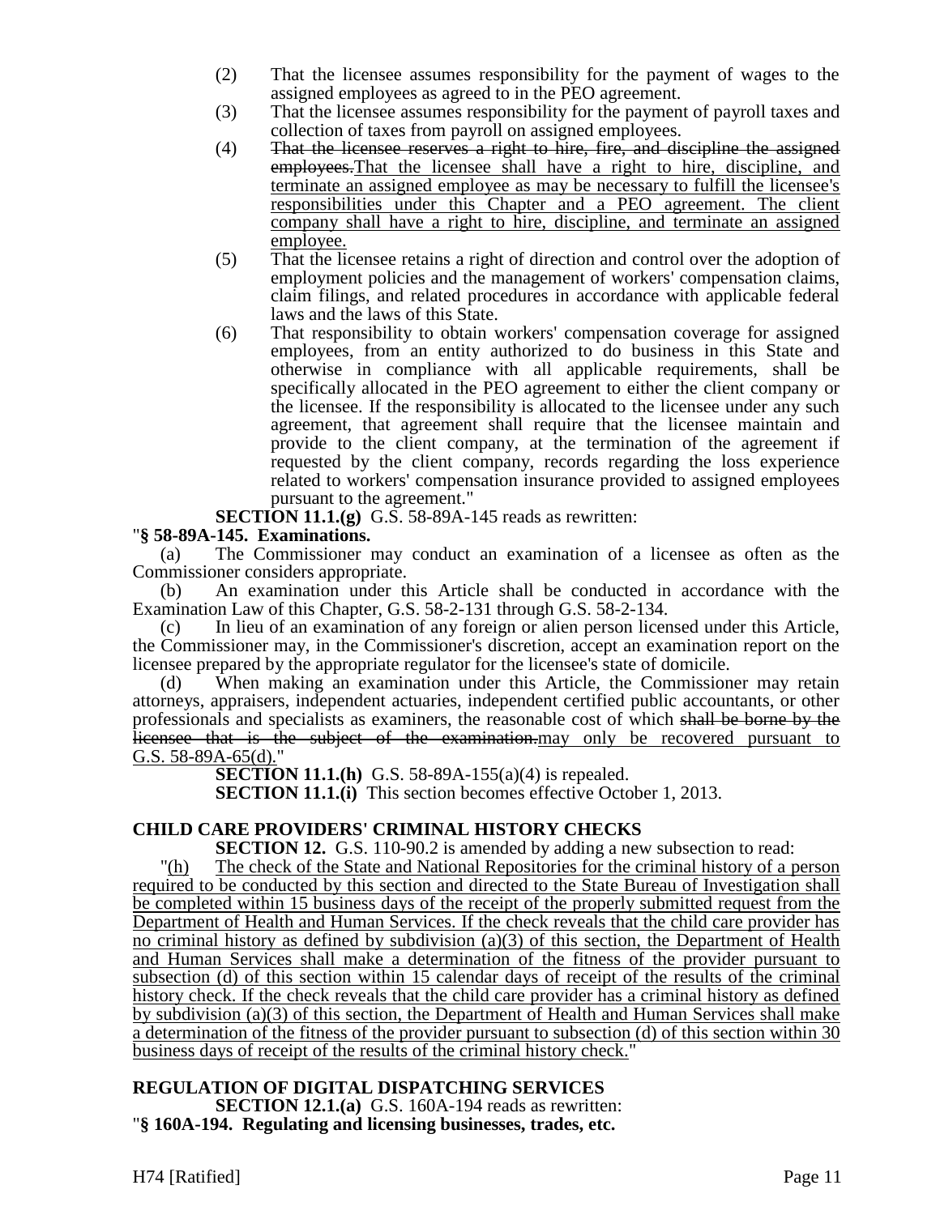(2) That the licensee assumes responsibility for the payment of wages to the assigned employees as agreed to in the PEO agreement.

(3) That the licensee assumes responsibility for the payment of payroll taxes and collection of taxes from payroll on assigned employees.

(4) ~~That the licensee reserves a right to hire, fire, and discipline the assigned employees.~~That the licensee shall have a right to hire, discipline, and terminate an assigned employee as may be necessary to fulfill the licensee's responsibilities under this Chapter and a PEO agreement. The client company shall have a right to hire, discipline, and terminate an assigned employee.

(5) That the licensee retains a right of direction and control over the adoption of employment policies and the management of workers' compensation claims, claim filings, and related procedures in accordance with applicable federal laws and the laws of this State.

(6) That responsibility to obtain workers' compensation coverage for assigned employees, from an entity authorized to do business in this State and otherwise in compliance with all applicable requirements, shall be specifically allocated in the PEO agreement to either the client company or the licensee. If the responsibility is allocated to the licensee under any such agreement, that agreement shall require that the licensee maintain and provide to the client company, at the termination of the agreement if requested by the client company, records regarding the loss experience related to workers' compensation insurance provided to assigned employees pursuant to the agreement."

**SECTION 11.1.(g)** G.S. 58-89A-145 reads as rewritten:

"**§ 58-89A-145. Examinations.**

(a) The Commissioner may conduct an examination of a licensee as often as the Commissioner considers appropriate.

(b) An examination under this Article shall be conducted in accordance with the Examination Law of this Chapter, G.S. 58-2-131 through G.S. 58-2-134.

(c) In lieu of an examination of any foreign or alien person licensed under this Article, the Commissioner may, in the Commissioner's discretion, accept an examination report on the licensee prepared by the appropriate regulator for the licensee's state of domicile.

(d) When making an examination under this Article, the Commissioner may retain attorneys, appraisers, independent actuaries, independent certified public accountants, or other professionals and specialists as examiners, the reasonable cost of which ~~shall be borne by the licensee that is the subject of the examination.~~may only be recovered pursuant to G.S. 58-89A-65(d)."

**SECTION 11.1.(h)** G.S. 58-89A-155(a)(4) is repealed.

**SECTION 11.1.(i)** This section becomes effective October 1, 2013.

**CHILD CARE PROVIDERS' CRIMINAL HISTORY CHECKS**

**SECTION 12.** G.S. 110-90.2 is amended by adding a new subsection to read:

"(h) The check of the State and National Repositories for the criminal history of a person required to be conducted by this section and directed to the State Bureau of Investigation shall be completed within 15 business days of the receipt of the properly submitted request from the Department of Health and Human Services. If the check reveals that the child care provider has no criminal history as defined by subdivision (a)(3) of this section, the Department of Health and Human Services shall make a determination of the fitness of the provider pursuant to subsection (d) of this section within 15 calendar days of receipt of the results of the criminal history check. If the check reveals that the child care provider has a criminal history as defined by subdivision (a)(3) of this section, the Department of Health and Human Services shall make a determination of the fitness of the provider pursuant to subsection (d) of this section within 30 business days of receipt of the results of the criminal history check."

**REGULATION OF DIGITAL DISPATCHING SERVICES**

**SECTION 12.1.(a)** G.S. 160A-194 reads as rewritten:

"**§ 160A-194. Regulating and licensing businesses, trades, etc.**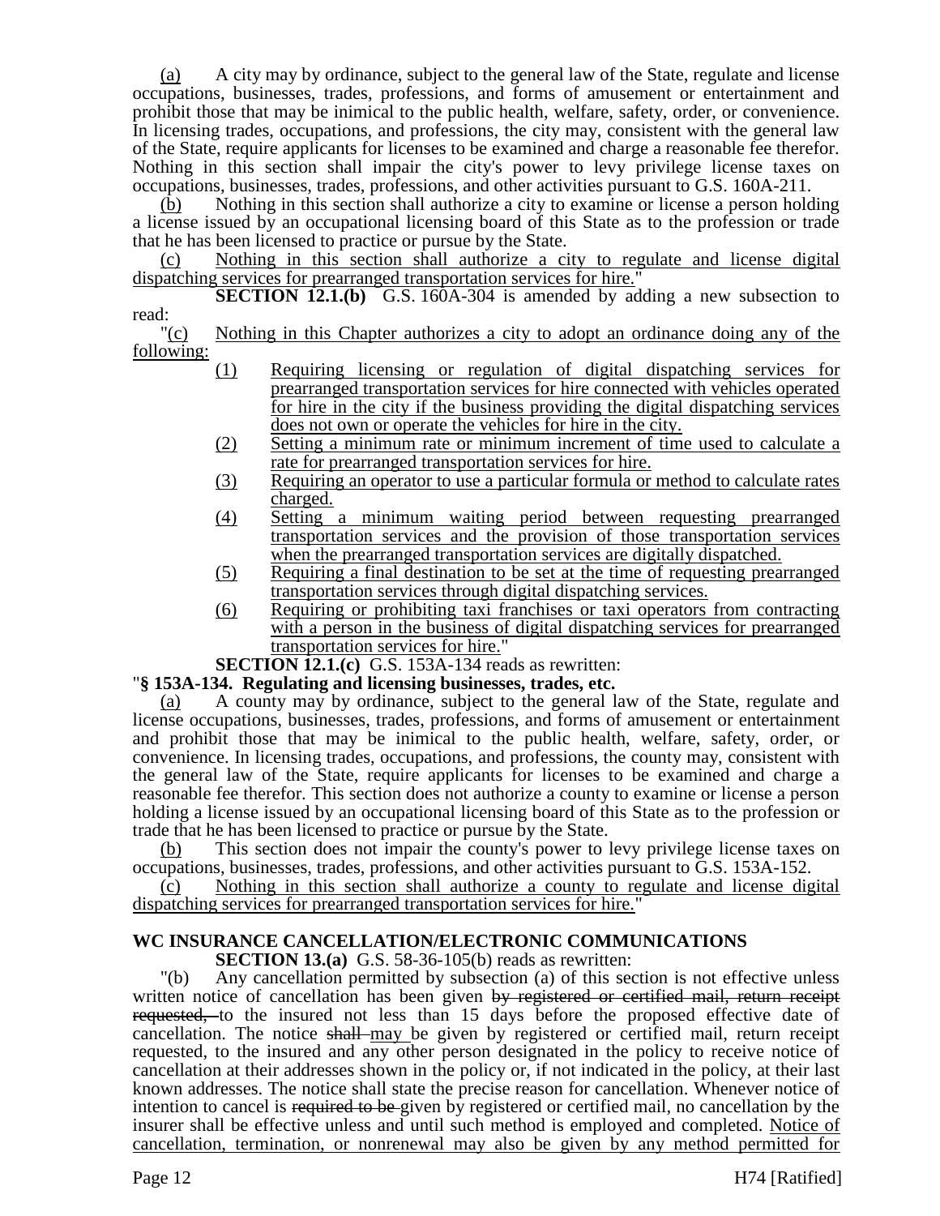(a) A city may by ordinance, subject to the general law of the State, regulate and license occupations, businesses, trades, professions, and forms of amusement or entertainment and prohibit those that may be inimical to the public health, welfare, safety, order, or convenience. In licensing trades, occupations, and professions, the city may, consistent with the general law of the State, require applicants for licenses to be examined and charge a reasonable fee therefor. Nothing in this section shall impair the city's power to levy privilege license taxes on occupations, businesses, trades, professions, and other activities pursuant to G.S. 160A-211.

(b) Nothing in this section shall authorize a city to examine or license a person holding a license issued by an occupational licensing board of this State as to the profession or trade that he has been licensed to practice or pursue by the State.

(c) Nothing in this section shall authorize a city to regulate and license digital dispatching services for prearranged transportation services for hire."

**SECTION 12.1.(b)** G.S. 160A-304 is amended by adding a new subsection to read:

"(c) Nothing in this Chapter authorizes a city to adopt an ordinance doing any of the following:

(1) Requiring licensing or regulation of digital dispatching services for prearranged transportation services for hire connected with vehicles operated for hire in the city if the business providing the digital dispatching services does not own or operate the vehicles for hire in the city.

(2) Setting a minimum rate or minimum increment of time used to calculate a rate for prearranged transportation services for hire.

(3) Requiring an operator to use a particular formula or method to calculate rates charged.

(4) Setting a minimum waiting period between requesting prearranged transportation services and the provision of those transportation services when the prearranged transportation services are digitally dispatched.

(5) Requiring a final destination to be set at the time of requesting prearranged transportation services through digital dispatching services.

(6) Requiring or prohibiting taxi franchises or taxi operators from contracting with a person in the business of digital dispatching services for prearranged transportation services for hire."

**SECTION 12.1.(c)** G.S. 153A-134 reads as rewritten:

"**§ 153A-134. Regulating and licensing businesses, trades, etc.**

(a) A county may by ordinance, subject to the general law of the State, regulate and license occupations, businesses, trades, professions, and forms of amusement or entertainment and prohibit those that may be inimical to the public health, welfare, safety, order, or convenience. In licensing trades, occupations, and professions, the county may, consistent with the general law of the State, require applicants for licenses to be examined and charge a reasonable fee therefor. This section does not authorize a county to examine or license a person holding a license issued by an occupational licensing board of this State as to the profession or trade that he has been licensed to practice or pursue by the State.

(b) This section does not impair the county's power to levy privilege license taxes on occupations, businesses, trades, professions, and other activities pursuant to G.S. 153A-152.

(c) Nothing in this section shall authorize a county to regulate and license digital dispatching services for prearranged transportation services for hire."

## WC INSURANCE CANCELLATION/ELECTRONIC COMMUNICATIONS

**SECTION 13.(a)** G.S. 58-36-105(b) reads as rewritten:

"(b) Any cancellation permitted by subsection (a) of this section is not effective unless written notice of cancellation has been given ~~by registered or certified mail, return receipt requested,~~ to the insured not less than 15 days before the proposed effective date of cancellation. The notice ~~shall~~ may be given by registered or certified mail, return receipt requested, to the insured and any other person designated in the policy to receive notice of cancellation at their addresses shown in the policy or, if not indicated in the policy, at their last known addresses. The notice shall state the precise reason for cancellation. Whenever notice of intention to cancel is ~~required to be~~ given by registered or certified mail, no cancellation by the insurer shall be effective unless and until such method is employed and completed. Notice of cancellation, termination, or nonrenewal may also be given by any method permitted for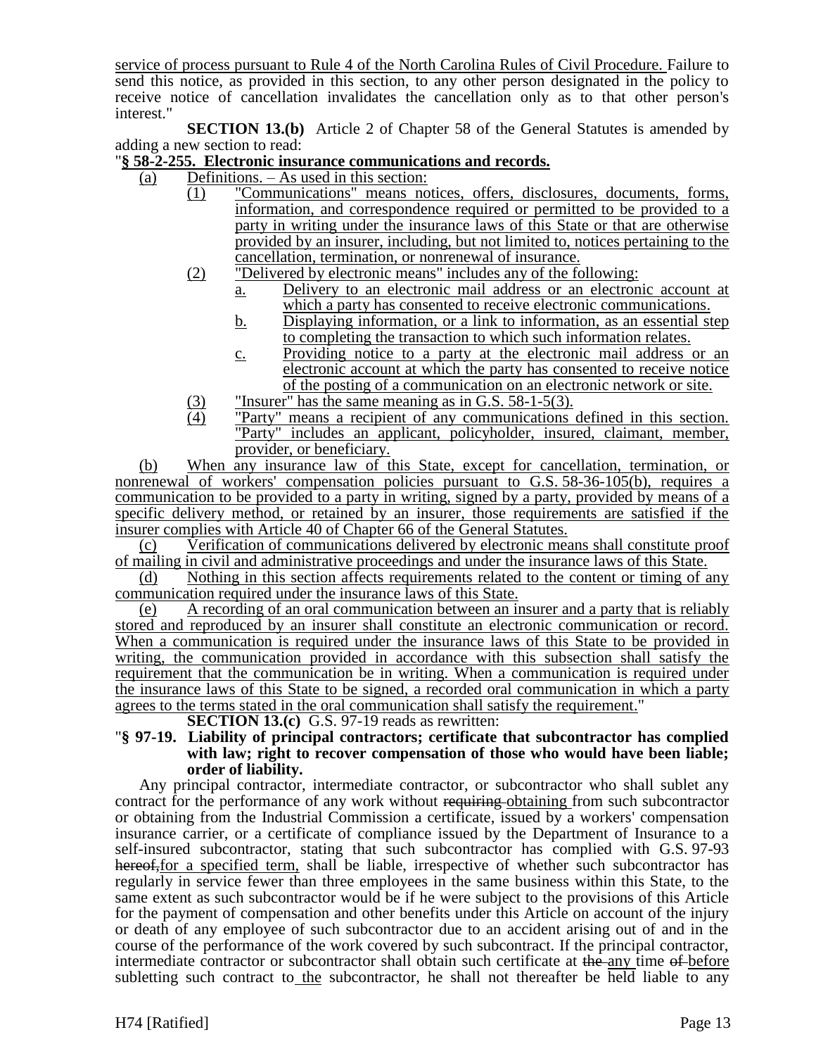service of process pursuant to Rule 4 of the North Carolina Rules of Civil Procedure. Failure to send this notice, as provided in this section, to any other person designated in the policy to receive notice of cancellation invalidates the cancellation only as to that other person's interest."

**SECTION 13.(b)** Article 2 of Chapter 58 of the General Statutes is amended by adding a new section to read:

"**§ 58-2-255. Electronic insurance communications and records.**

(a) Definitions. – As used in this section:

(1) "Communications" means notices, offers, disclosures, documents, forms, information, and correspondence required or permitted to be provided to a party in writing under the insurance laws of this State or that are otherwise provided by an insurer, including, but not limited to, notices pertaining to the cancellation, termination, or nonrenewal of insurance.

(2) "Delivered by electronic means" includes any of the following:

a. Delivery to an electronic mail address or an electronic account at which a party has consented to receive electronic communications.

b. Displaying information, or a link to information, as an essential step to completing the transaction to which such information relates.

c. Providing notice to a party at the electronic mail address or an electronic account at which the party has consented to receive notice of the posting of a communication on an electronic network or site.

(3) "Insurer" has the same meaning as in G.S. 58-1-5(3).

(4) "Party" means a recipient of any communications defined in this section. "Party" includes an applicant, policyholder, insured, claimant, member, provider, or beneficiary.

(b) When any insurance law of this State, except for cancellation, termination, or nonrenewal of workers' compensation policies pursuant to G.S. 58-36-105(b), requires a communication to be provided to a party in writing, signed by a party, provided by means of a specific delivery method, or retained by an insurer, those requirements are satisfied if the insurer complies with Article 40 of Chapter 66 of the General Statutes.

(c) Verification of communications delivered by electronic means shall constitute proof of mailing in civil and administrative proceedings and under the insurance laws of this State.

(d) Nothing in this section affects requirements related to the content or timing of any communication required under the insurance laws of this State.

(e) A recording of an oral communication between an insurer and a party that is reliably stored and reproduced by an insurer shall constitute an electronic communication or record. When a communication is required under the insurance laws of this State to be provided in writing, the communication provided in accordance with this subsection shall satisfy the requirement that the communication be in writing. When a communication is required under the insurance laws of this State to be signed, a recorded oral communication in which a party agrees to the terms stated in the oral communication shall satisfy the requirement."

**SECTION 13.(c)** G.S. 97-19 reads as rewritten:

"**§ 97-19. Liability of principal contractors; certificate that subcontractor has complied with law; right to recover compensation of those who would have been liable; order of liability.**

Any principal contractor, intermediate contractor, or subcontractor who shall sublet any contract for the performance of any work without ~~requiring~~ obtaining from such subcontractor or obtaining from the Industrial Commission a certificate, issued by a workers' compensation insurance carrier, or a certificate of compliance issued by the Department of Insurance to a self-insured subcontractor, stating that such subcontractor has complied with G.S. 97-93 ~~hereof,~~for a specified term, shall be liable, irrespective of whether such subcontractor has regularly in service fewer than three employees in the same business within this State, to the same extent as such subcontractor would be if he were subject to the provisions of this Article for the payment of compensation and other benefits under this Article on account of the injury or death of any employee of such subcontractor due to an accident arising out of and in the course of the performance of the work covered by such subcontract. If the principal contractor, intermediate contractor or subcontractor shall obtain such certificate at ~~the~~ any time ~~of~~ before subletting such contract to the subcontractor, he shall not thereafter be held liable to any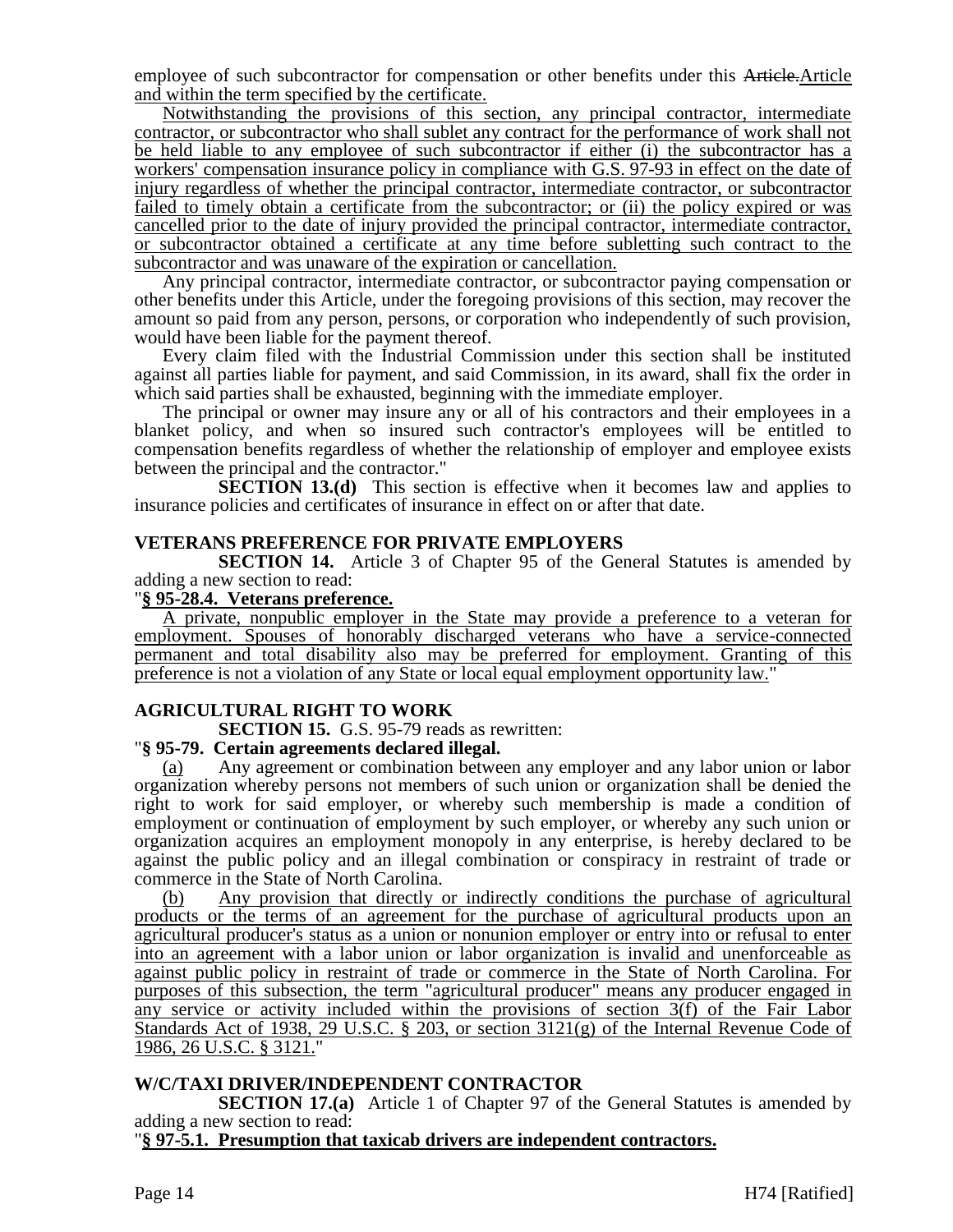employee of such subcontractor for compensation or other benefits under this ~~Article.~~Article and within the term specified by the certificate.

Notwithstanding the provisions of this section, any principal contractor, intermediate contractor, or subcontractor who shall sublet any contract for the performance of work shall not be held liable to any employee of such subcontractor if either (i) the subcontractor has a workers' compensation insurance policy in compliance with G.S. 97-93 in effect on the date of injury regardless of whether the principal contractor, intermediate contractor, or subcontractor failed to timely obtain a certificate from the subcontractor; or (ii) the policy expired or was cancelled prior to the date of injury provided the principal contractor, intermediate contractor, or subcontractor obtained a certificate at any time before subletting such contract to the subcontractor and was unaware of the expiration or cancellation.

Any principal contractor, intermediate contractor, or subcontractor paying compensation or other benefits under this Article, under the foregoing provisions of this section, may recover the amount so paid from any person, persons, or corporation who independently of such provision, would have been liable for the payment thereof.

Every claim filed with the Industrial Commission under this section shall be instituted against all parties liable for payment, and said Commission, in its award, shall fix the order in which said parties shall be exhausted, beginning with the immediate employer.

The principal or owner may insure any or all of his contractors and their employees in a blanket policy, and when so insured such contractor's employees will be entitled to compensation benefits regardless of whether the relationship of employer and employee exists between the principal and the contractor."

**SECTION 13.(d)** This section is effective when it becomes law and applies to insurance policies and certificates of insurance in effect on or after that date.

**VETERANS PREFERENCE FOR PRIVATE EMPLOYERS**

**SECTION 14.** Article 3 of Chapter 95 of the General Statutes is amended by adding a new section to read:

"**§ 95-28.4. Veterans preference.**

A private, nonpublic employer in the State may provide a preference to a veteran for employment. Spouses of honorably discharged veterans who have a service-connected permanent and total disability also may be preferred for employment. Granting of this preference is not a violation of any State or local equal employment opportunity law."

**AGRICULTURAL RIGHT TO WORK**

**SECTION 15.** G.S. 95-79 reads as rewritten:

"**§ 95-79. Certain agreements declared illegal.**

(a) Any agreement or combination between any employer and any labor union or labor organization whereby persons not members of such union or organization shall be denied the right to work for said employer, or whereby such membership is made a condition of employment or continuation of employment by such employer, or whereby any such union or organization acquires an employment monopoly in any enterprise, is hereby declared to be against the public policy and an illegal combination or conspiracy in restraint of trade or commerce in the State of North Carolina.

(b) Any provision that directly or indirectly conditions the purchase of agricultural products or the terms of an agreement for the purchase of agricultural products upon an agricultural producer's status as a union or nonunion employer or entry into or refusal to enter into an agreement with a labor union or labor organization is invalid and unenforceable as against public policy in restraint of trade or commerce in the State of North Carolina. For purposes of this subsection, the term "agricultural producer" means any producer engaged in any service or activity included within the provisions of section 3(f) of the Fair Labor Standards Act of 1938, 29 U.S.C. § 203, or section 3121(g) of the Internal Revenue Code of 1986, 26 U.S.C. § 3121."

**W/C/TAXI DRIVER/INDEPENDENT CONTRACTOR**

**SECTION 17.(a)** Article 1 of Chapter 97 of the General Statutes is amended by adding a new section to read:

"**§ 97-5.1. Presumption that taxicab drivers are independent contractors.**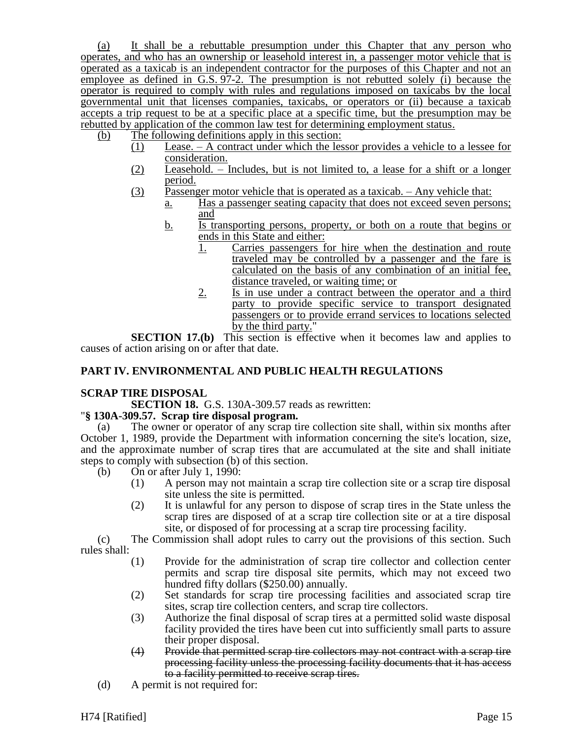(a) It shall be a rebuttable presumption under this Chapter that any person who operates, and who has an ownership or leasehold interest in, a passenger motor vehicle that is operated as a taxicab is an independent contractor for the purposes of this Chapter and not an employee as defined in G.S. 97-2. The presumption is not rebutted solely (i) because the operator is required to comply with rules and regulations imposed on taxicabs by the local governmental unit that licenses companies, taxicabs, or operators or (ii) because a taxicab accepts a trip request to be at a specific place at a specific time, but the presumption may be rebutted by application of the common law test for determining employment status.

(b) The following definitions apply in this section:

(1) Lease. – A contract under which the lessor provides a vehicle to a lessee for consideration.

(2) Leasehold. – Includes, but is not limited to, a lease for a shift or a longer period.

(3) Passenger motor vehicle that is operated as a taxicab. – Any vehicle that:

a. Has a passenger seating capacity that does not exceed seven persons; and

b. Is transporting persons, property, or both on a route that begins or ends in this State and either:

1. Carries passengers for hire when the destination and route traveled may be controlled by a passenger and the fare is calculated on the basis of any combination of an initial fee, distance traveled, or waiting time; or

2. Is in use under a contract between the operator and a third party to provide specific service to transport designated passengers or to provide errand services to locations selected by the third party."

**SECTION 17.(b)** This section is effective when it becomes law and applies to causes of action arising on or after that date.

## PART IV. ENVIRONMENTAL AND PUBLIC HEALTH REGULATIONS

### SCRAP TIRE DISPOSAL

**SECTION 18.** G.S. 130A-309.57 reads as rewritten:

"**§ 130A-309.57. Scrap tire disposal program.**

(a) The owner or operator of any scrap tire collection site shall, within six months after October 1, 1989, provide the Department with information concerning the site's location, size, and the approximate number of scrap tires that are accumulated at the site and shall initiate steps to comply with subsection (b) of this section.

(b) On or after July 1, 1990:

(1) A person may not maintain a scrap tire collection site or a scrap tire disposal site unless the site is permitted.

(2) It is unlawful for any person to dispose of scrap tires in the State unless the scrap tires are disposed of at a scrap tire collection site or at a tire disposal site, or disposed of for processing at a scrap tire processing facility.

(c) The Commission shall adopt rules to carry out the provisions of this section. Such rules shall:

(1) Provide for the administration of scrap tire collector and collection center permits and scrap tire disposal site permits, which may not exceed two hundred fifty dollars ($250.00) annually.

(2) Set standards for scrap tire processing facilities and associated scrap tire sites, scrap tire collection centers, and scrap tire collectors.

(3) Authorize the final disposal of scrap tires at a permitted solid waste disposal facility provided the tires have been cut into sufficiently small parts to assure their proper disposal.

~~(4) Provide that permitted scrap tire collectors may not contract with a scrap tire processing facility unless the processing facility documents that it has access to a facility permitted to receive scrap tires.~~

(d) A permit is not required for: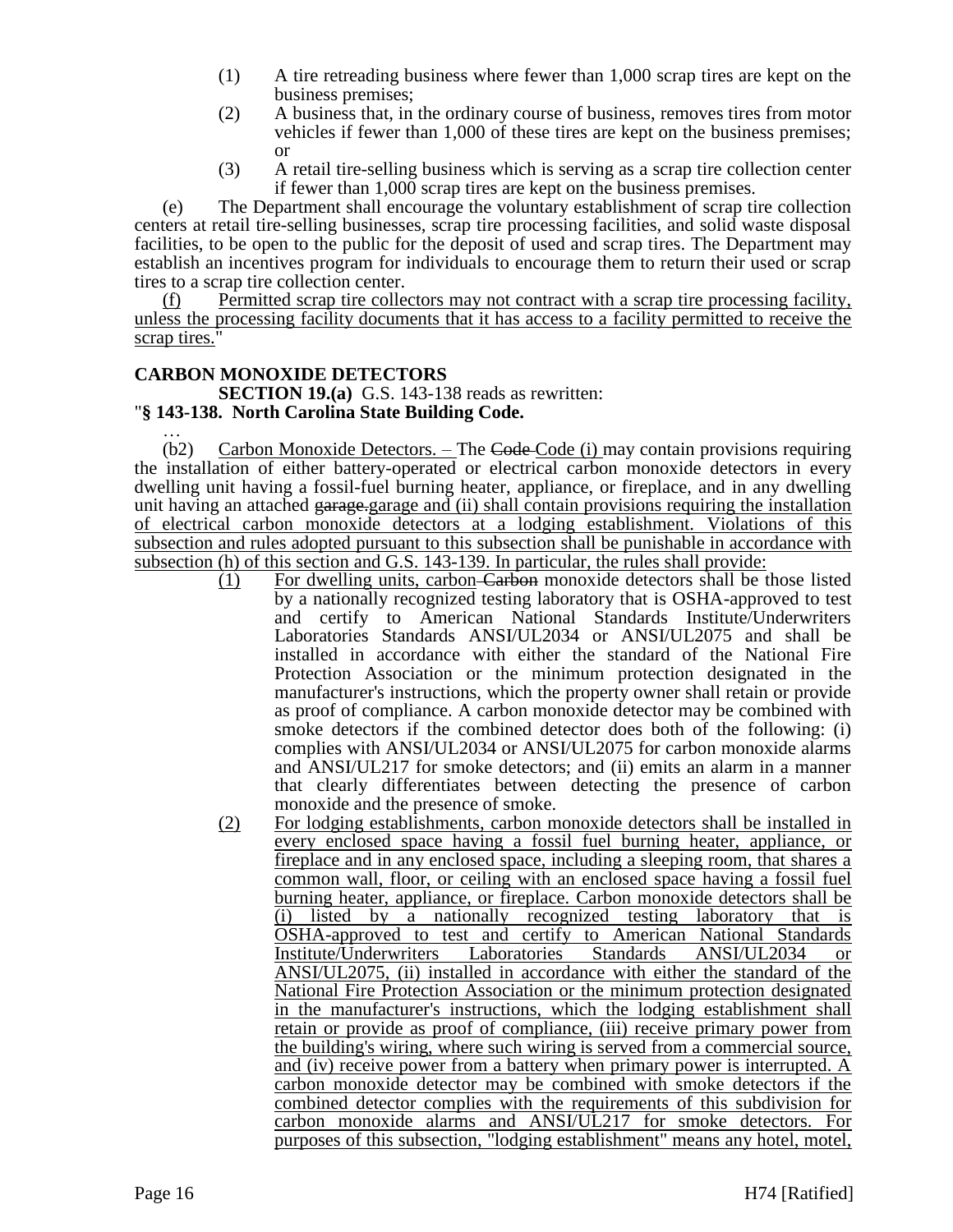(1) A tire retreading business where fewer than 1,000 scrap tires are kept on the business premises;

(2) A business that, in the ordinary course of business, removes tires from motor vehicles if fewer than 1,000 of these tires are kept on the business premises; or

(3) A retail tire-selling business which is serving as a scrap tire collection center if fewer than 1,000 scrap tires are kept on the business premises.

(e) The Department shall encourage the voluntary establishment of scrap tire collection centers at retail tire-selling businesses, scrap tire processing facilities, and solid waste disposal facilities, to be open to the public for the deposit of used and scrap tires. The Department may establish an incentives program for individuals to encourage them to return their used or scrap tires to a scrap tire collection center.

(f) Permitted scrap tire collectors may not contract with a scrap tire processing facility, unless the processing facility documents that it has access to a facility permitted to receive the scrap tires."

**CARBON MONOXIDE DETECTORS**

**SECTION 19.(a)** G.S. 143-138 reads as rewritten:

"**§ 143-138. North Carolina State Building Code.**

…

(b2) Carbon Monoxide Detectors. – The ~~Code~~ Code (i) may contain provisions requiring the installation of either battery-operated or electrical carbon monoxide detectors in every dwelling unit having a fossil-fuel burning heater, appliance, or fireplace, and in any dwelling unit having an attached ~~garage.~~garage and (ii) shall contain provisions requiring the installation of electrical carbon monoxide detectors at a lodging establishment. Violations of this subsection and rules adopted pursuant to this subsection shall be punishable in accordance with subsection (h) of this section and G.S. 143-139. In particular, the rules shall provide:

(1) For dwelling units, carbon ~~Carbon~~ monoxide detectors shall be those listed by a nationally recognized testing laboratory that is OSHA-approved to test and certify to American National Standards Institute/Underwriters Laboratories Standards ANSI/UL2034 or ANSI/UL2075 and shall be installed in accordance with either the standard of the National Fire Protection Association or the minimum protection designated in the manufacturer's instructions, which the property owner shall retain or provide as proof of compliance. A carbon monoxide detector may be combined with smoke detectors if the combined detector does both of the following: (i) complies with ANSI/UL2034 or ANSI/UL2075 for carbon monoxide alarms and ANSI/UL217 for smoke detectors; and (ii) emits an alarm in a manner that clearly differentiates between detecting the presence of carbon monoxide and the presence of smoke.

(2) For lodging establishments, carbon monoxide detectors shall be installed in every enclosed space having a fossil fuel burning heater, appliance, or fireplace and in any enclosed space, including a sleeping room, that shares a common wall, floor, or ceiling with an enclosed space having a fossil fuel burning heater, appliance, or fireplace. Carbon monoxide detectors shall be (i) listed by a nationally recognized testing laboratory that is OSHA-approved to test and certify to American National Standards Institute/Underwriters Laboratories Standards ANSI/UL2034 or ANSI/UL2075, (ii) installed in accordance with either the standard of the National Fire Protection Association or the minimum protection designated in the manufacturer's instructions, which the lodging establishment shall retain or provide as proof of compliance, (iii) receive primary power from the building's wiring, where such wiring is served from a commercial source, and (iv) receive power from a battery when primary power is interrupted. A carbon monoxide detector may be combined with smoke detectors if the combined detector complies with the requirements of this subdivision for carbon monoxide alarms and ANSI/UL217 for smoke detectors. For purposes of this subsection, "lodging establishment" means any hotel, motel,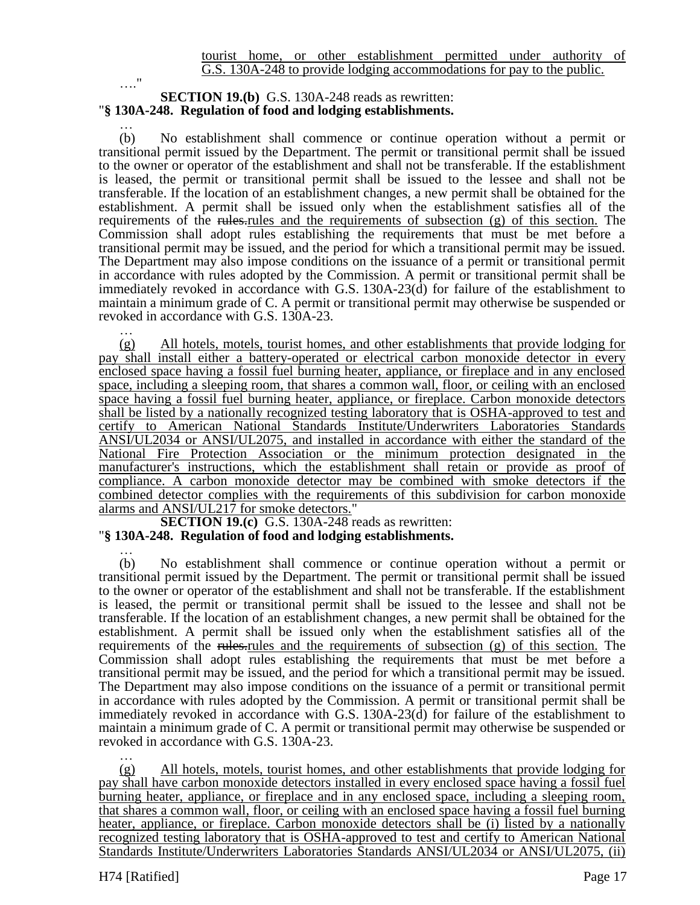tourist home, or other establishment permitted under authority of G.S. 130A-248 to provide lodging accommodations for pay to the public.

…."

**SECTION 19.(b)** G.S. 130A-248 reads as rewritten:

"**§ 130A-248. Regulation of food and lodging establishments.**

…

(b) No establishment shall commence or continue operation without a permit or transitional permit issued by the Department. The permit or transitional permit shall be issued to the owner or operator of the establishment and shall not be transferable. If the establishment is leased, the permit or transitional permit shall be issued to the lessee and shall not be transferable. If the location of an establishment changes, a new permit shall be obtained for the establishment. A permit shall be issued only when the establishment satisfies all of the requirements of the ~~rules.~~rules and the requirements of subsection (g) of this section. The Commission shall adopt rules establishing the requirements that must be met before a transitional permit may be issued, and the period for which a transitional permit may be issued. The Department may also impose conditions on the issuance of a permit or transitional permit in accordance with rules adopted by the Commission. A permit or transitional permit shall be immediately revoked in accordance with G.S. 130A-23(d) for failure of the establishment to maintain a minimum grade of C. A permit or transitional permit may otherwise be suspended or revoked in accordance with G.S. 130A-23.

…

(g) All hotels, motels, tourist homes, and other establishments that provide lodging for pay shall install either a battery-operated or electrical carbon monoxide detector in every enclosed space having a fossil fuel burning heater, appliance, or fireplace and in any enclosed space, including a sleeping room, that shares a common wall, floor, or ceiling with an enclosed space having a fossil fuel burning heater, appliance, or fireplace. Carbon monoxide detectors shall be listed by a nationally recognized testing laboratory that is OSHA-approved to test and certify to American National Standards Institute/Underwriters Laboratories Standards ANSI/UL2034 or ANSI/UL2075, and installed in accordance with either the standard of the National Fire Protection Association or the minimum protection designated in the manufacturer's instructions, which the establishment shall retain or provide as proof of compliance. A carbon monoxide detector may be combined with smoke detectors if the combined detector complies with the requirements of this subdivision for carbon monoxide alarms and ANSI/UL217 for smoke detectors."

**SECTION 19.(c)** G.S. 130A-248 reads as rewritten:

"**§ 130A-248. Regulation of food and lodging establishments.**

…

(b) No establishment shall commence or continue operation without a permit or transitional permit issued by the Department. The permit or transitional permit shall be issued to the owner or operator of the establishment and shall not be transferable. If the establishment is leased, the permit or transitional permit shall be issued to the lessee and shall not be transferable. If the location of an establishment changes, a new permit shall be obtained for the establishment. A permit shall be issued only when the establishment satisfies all of the requirements of the ~~rules.~~rules and the requirements of subsection (g) of this section. The Commission shall adopt rules establishing the requirements that must be met before a transitional permit may be issued, and the period for which a transitional permit may be issued. The Department may also impose conditions on the issuance of a permit or transitional permit in accordance with rules adopted by the Commission. A permit or transitional permit shall be immediately revoked in accordance with G.S. 130A-23(d) for failure of the establishment to maintain a minimum grade of C. A permit or transitional permit may otherwise be suspended or revoked in accordance with G.S. 130A-23.

…

(g) All hotels, motels, tourist homes, and other establishments that provide lodging for pay shall have carbon monoxide detectors installed in every enclosed space having a fossil fuel burning heater, appliance, or fireplace and in any enclosed space, including a sleeping room, that shares a common wall, floor, or ceiling with an enclosed space having a fossil fuel burning heater, appliance, or fireplace. Carbon monoxide detectors shall be (i) listed by a nationally recognized testing laboratory that is OSHA-approved to test and certify to American National Standards Institute/Underwriters Laboratories Standards ANSI/UL2034 or ANSI/UL2075, (ii)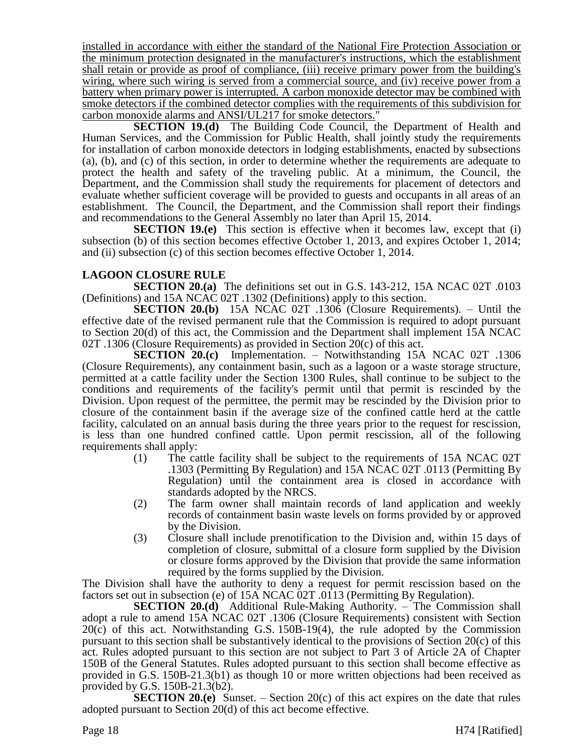installed in accordance with either the standard of the National Fire Protection Association or the minimum protection designated in the manufacturer's instructions, which the establishment shall retain or provide as proof of compliance, (iii) receive primary power from the building's wiring, where such wiring is served from a commercial source, and (iv) receive power from a battery when primary power is interrupted. A carbon monoxide detector may be combined with smoke detectors if the combined detector complies with the requirements of this subdivision for carbon monoxide alarms and ANSI/UL217 for smoke detectors."

**SECTION 19.(d)** The Building Code Council, the Department of Health and Human Services, and the Commission for Public Health, shall jointly study the requirements for installation of carbon monoxide detectors in lodging establishments, enacted by subsections (a), (b), and (c) of this section, in order to determine whether the requirements are adequate to protect the health and safety of the traveling public. At a minimum, the Council, the Department, and the Commission shall study the requirements for placement of detectors and evaluate whether sufficient coverage will be provided to guests and occupants in all areas of an establishment. The Council, the Department, and the Commission shall report their findings and recommendations to the General Assembly no later than April 15, 2014.

**SECTION 19.(e)** This section is effective when it becomes law, except that (i) subsection (b) of this section becomes effective October 1, 2013, and expires October 1, 2014; and (ii) subsection (c) of this section becomes effective October 1, 2014.

**LAGOON CLOSURE RULE**

**SECTION 20.(a)** The definitions set out in G.S. 143-212, 15A NCAC 02T .0103 (Definitions) and 15A NCAC 02T .1302 (Definitions) apply to this section.

**SECTION 20.(b)** 15A NCAC 02T .1306 (Closure Requirements). – Until the effective date of the revised permanent rule that the Commission is required to adopt pursuant to Section 20(d) of this act, the Commission and the Department shall implement 15A NCAC 02T .1306 (Closure Requirements) as provided in Section 20(c) of this act.

**SECTION 20.(c)** Implementation. – Notwithstanding 15A NCAC 02T .1306 (Closure Requirements), any containment basin, such as a lagoon or a waste storage structure, permitted at a cattle facility under the Section 1300 Rules, shall continue to be subject to the conditions and requirements of the facility's permit until that permit is rescinded by the Division. Upon request of the permittee, the permit may be rescinded by the Division prior to closure of the containment basin if the average size of the confined cattle herd at the cattle facility, calculated on an annual basis during the three years prior to the request for rescission, is less than one hundred confined cattle. Upon permit rescission, all of the following requirements shall apply:

(1) The cattle facility shall be subject to the requirements of 15A NCAC 02T .1303 (Permitting By Regulation) and 15A NCAC 02T .0113 (Permitting By Regulation) until the containment area is closed in accordance with standards adopted by the NRCS.

(2) The farm owner shall maintain records of land application and weekly records of containment basin waste levels on forms provided by or approved by the Division.

(3) Closure shall include prenotification to the Division and, within 15 days of completion of closure, submittal of a closure form supplied by the Division or closure forms approved by the Division that provide the same information required by the forms supplied by the Division.

The Division shall have the authority to deny a request for permit rescission based on the factors set out in subsection (e) of 15A NCAC 02T .0113 (Permitting By Regulation).

**SECTION 20.(d)** Additional Rule-Making Authority. – The Commission shall adopt a rule to amend 15A NCAC 02T .1306 (Closure Requirements) consistent with Section 20(c) of this act. Notwithstanding G.S. 150B-19(4), the rule adopted by the Commission pursuant to this section shall be substantively identical to the provisions of Section 20(c) of this act. Rules adopted pursuant to this section are not subject to Part 3 of Article 2A of Chapter 150B of the General Statutes. Rules adopted pursuant to this section shall become effective as provided in G.S. 150B-21.3(b1) as though 10 or more written objections had been received as provided by G.S. 150B-21.3(b2).

**SECTION 20.(e)** Sunset. – Section 20(c) of this act expires on the date that rules adopted pursuant to Section 20(d) of this act become effective.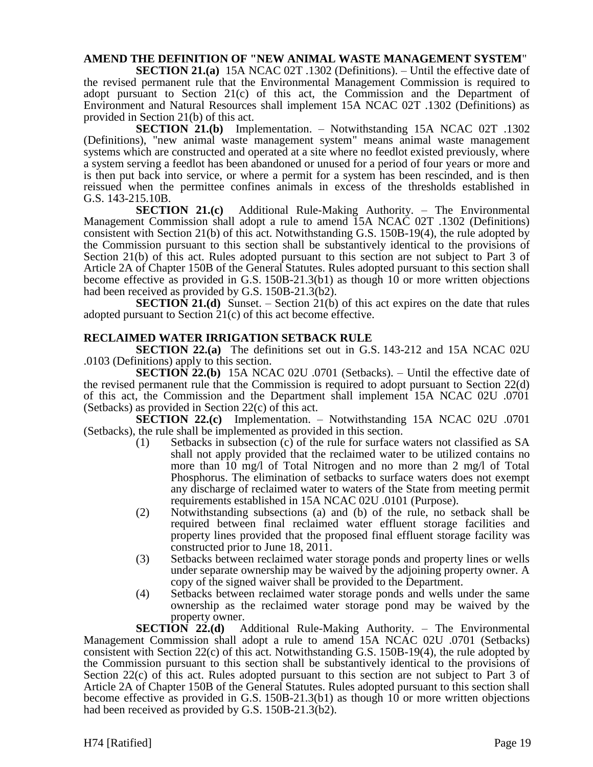**AMEND THE DEFINITION OF "NEW ANIMAL WASTE MANAGEMENT SYSTEM"**

**SECTION 21.(a)** 15A NCAC 02T .1302 (Definitions). – Until the effective date of the revised permanent rule that the Environmental Management Commission is required to adopt pursuant to Section 21(c) of this act, the Commission and the Department of Environment and Natural Resources shall implement 15A NCAC 02T .1302 (Definitions) as provided in Section 21(b) of this act.

**SECTION 21.(b)** Implementation. – Notwithstanding 15A NCAC 02T .1302 (Definitions), "new animal waste management system" means animal waste management systems which are constructed and operated at a site where no feedlot existed previously, where a system serving a feedlot has been abandoned or unused for a period of four years or more and is then put back into service, or where a permit for a system has been rescinded, and is then reissued when the permittee confines animals in excess of the thresholds established in G.S. 143-215.10B.

**SECTION 21.(c)** Additional Rule-Making Authority. – The Environmental Management Commission shall adopt a rule to amend 15A NCAC 02T .1302 (Definitions) consistent with Section 21(b) of this act. Notwithstanding G.S. 150B-19(4), the rule adopted by the Commission pursuant to this section shall be substantively identical to the provisions of Section 21(b) of this act. Rules adopted pursuant to this section are not subject to Part 3 of Article 2A of Chapter 150B of the General Statutes. Rules adopted pursuant to this section shall become effective as provided in G.S. 150B-21.3(b1) as though 10 or more written objections had been received as provided by G.S. 150B-21.3(b2).

**SECTION 21.(d)** Sunset. – Section 21(b) of this act expires on the date that rules adopted pursuant to Section 21(c) of this act become effective.

**RECLAIMED WATER IRRIGATION SETBACK RULE**

**SECTION 22.(a)** The definitions set out in G.S. 143-212 and 15A NCAC 02U .0103 (Definitions) apply to this section.

**SECTION 22.(b)** 15A NCAC 02U .0701 (Setbacks). – Until the effective date of the revised permanent rule that the Commission is required to adopt pursuant to Section 22(d) of this act, the Commission and the Department shall implement 15A NCAC 02U .0701 (Setbacks) as provided in Section 22(c) of this act.

**SECTION 22.(c)** Implementation. – Notwithstanding 15A NCAC 02U .0701 (Setbacks), the rule shall be implemented as provided in this section.

(1) Setbacks in subsection (c) of the rule for surface waters not classified as SA shall not apply provided that the reclaimed water to be utilized contains no more than 10 mg/l of Total Nitrogen and no more than 2 mg/l of Total Phosphorus. The elimination of setbacks to surface waters does not exempt any discharge of reclaimed water to waters of the State from meeting permit requirements established in 15A NCAC 02U .0101 (Purpose).

(2) Notwithstanding subsections (a) and (b) of the rule, no setback shall be required between final reclaimed water effluent storage facilities and property lines provided that the proposed final effluent storage facility was constructed prior to June 18, 2011.

(3) Setbacks between reclaimed water storage ponds and property lines or wells under separate ownership may be waived by the adjoining property owner. A copy of the signed waiver shall be provided to the Department.

(4) Setbacks between reclaimed water storage ponds and wells under the same ownership as the reclaimed water storage pond may be waived by the property owner.

**SECTION 22.(d)** Additional Rule-Making Authority. – The Environmental Management Commission shall adopt a rule to amend 15A NCAC 02U .0701 (Setbacks) consistent with Section 22(c) of this act. Notwithstanding G.S. 150B-19(4), the rule adopted by the Commission pursuant to this section shall be substantively identical to the provisions of Section 22(c) of this act. Rules adopted pursuant to this section are not subject to Part 3 of Article 2A of Chapter 150B of the General Statutes. Rules adopted pursuant to this section shall become effective as provided in G.S. 150B-21.3(b1) as though 10 or more written objections had been received as provided by G.S. 150B-21.3(b2).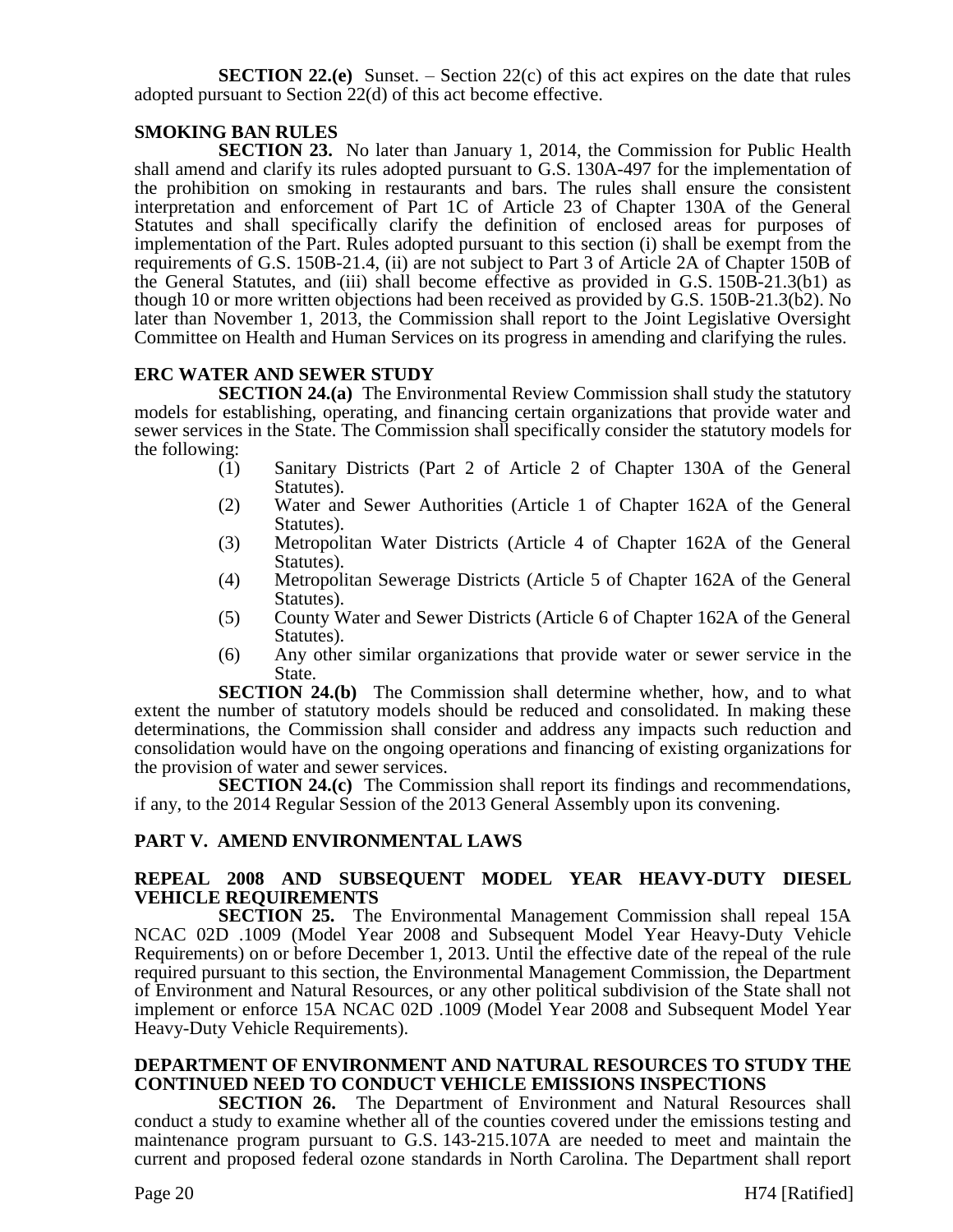**SECTION 22.(e)** Sunset. – Section 22(c) of this act expires on the date that rules adopted pursuant to Section 22(d) of this act become effective.

**SMOKING BAN RULES**

**SECTION 23.** No later than January 1, 2014, the Commission for Public Health shall amend and clarify its rules adopted pursuant to G.S. 130A-497 for the implementation of the prohibition on smoking in restaurants and bars. The rules shall ensure the consistent interpretation and enforcement of Part 1C of Article 23 of Chapter 130A of the General Statutes and shall specifically clarify the definition of enclosed areas for purposes of implementation of the Part. Rules adopted pursuant to this section (i) shall be exempt from the requirements of G.S. 150B-21.4, (ii) are not subject to Part 3 of Article 2A of Chapter 150B of the General Statutes, and (iii) shall become effective as provided in G.S. 150B-21.3(b1) as though 10 or more written objections had been received as provided by G.S. 150B-21.3(b2). No later than November 1, 2013, the Commission shall report to the Joint Legislative Oversight Committee on Health and Human Services on its progress in amending and clarifying the rules.

**ERC WATER AND SEWER STUDY**

**SECTION 24.(a)** The Environmental Review Commission shall study the statutory models for establishing, operating, and financing certain organizations that provide water and sewer services in the State. The Commission shall specifically consider the statutory models for the following:

(1) Sanitary Districts (Part 2 of Article 2 of Chapter 130A of the General Statutes).
(2) Water and Sewer Authorities (Article 1 of Chapter 162A of the General Statutes).
(3) Metropolitan Water Districts (Article 4 of Chapter 162A of the General Statutes).
(4) Metropolitan Sewerage Districts (Article 5 of Chapter 162A of the General Statutes).
(5) County Water and Sewer Districts (Article 6 of Chapter 162A of the General Statutes).
(6) Any other similar organizations that provide water or sewer service in the State.

**SECTION 24.(b)** The Commission shall determine whether, how, and to what extent the number of statutory models should be reduced and consolidated. In making these determinations, the Commission shall consider and address any impacts such reduction and consolidation would have on the ongoing operations and financing of existing organizations for the provision of water and sewer services.

**SECTION 24.(c)** The Commission shall report its findings and recommendations, if any, to the 2014 Regular Session of the 2013 General Assembly upon its convening.

**PART V. AMEND ENVIRONMENTAL LAWS**

**REPEAL 2008 AND SUBSEQUENT MODEL YEAR HEAVY-DUTY DIESEL VEHICLE REQUIREMENTS**

**SECTION 25.** The Environmental Management Commission shall repeal 15A NCAC 02D .1009 (Model Year 2008 and Subsequent Model Year Heavy-Duty Vehicle Requirements) on or before December 1, 2013. Until the effective date of the repeal of the rule required pursuant to this section, the Environmental Management Commission, the Department of Environment and Natural Resources, or any other political subdivision of the State shall not implement or enforce 15A NCAC 02D .1009 (Model Year 2008 and Subsequent Model Year Heavy-Duty Vehicle Requirements).

**DEPARTMENT OF ENVIRONMENT AND NATURAL RESOURCES TO STUDY THE CONTINUED NEED TO CONDUCT VEHICLE EMISSIONS INSPECTIONS**

**SECTION 26.** The Department of Environment and Natural Resources shall conduct a study to examine whether all of the counties covered under the emissions testing and maintenance program pursuant to G.S. 143-215.107A are needed to meet and maintain the current and proposed federal ozone standards in North Carolina. The Department shall report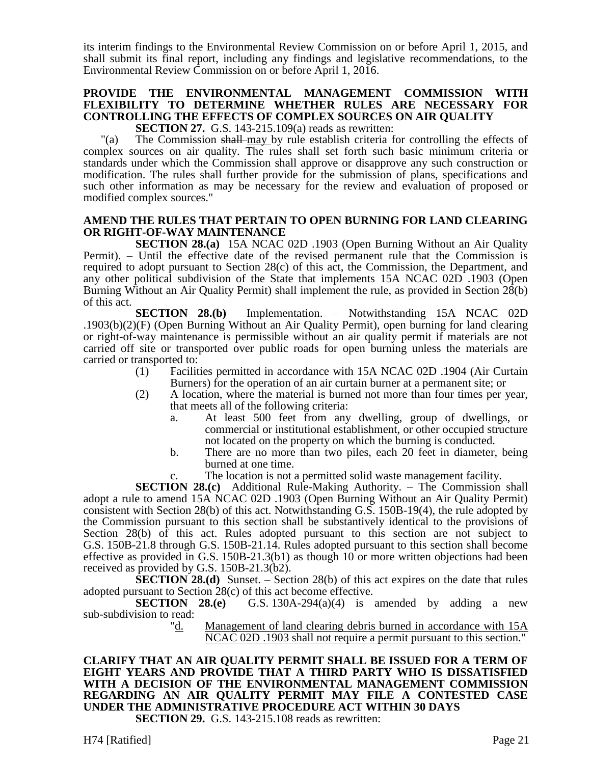its interim findings to the Environmental Review Commission on or before April 1, 2015, and shall submit its final report, including any findings and legislative recommendations, to the Environmental Review Commission on or before April 1, 2016.

**PROVIDE THE ENVIRONMENTAL MANAGEMENT COMMISSION WITH FLEXIBILITY TO DETERMINE WHETHER RULES ARE NECESSARY FOR CONTROLLING THE EFFECTS OF COMPLEX SOURCES ON AIR QUALITY**

**SECTION 27.** G.S. 143-215.109(a) reads as rewritten:

"(a) The Commission ~~shall~~ <u>may</u> by rule establish criteria for controlling the effects of complex sources on air quality. The rules shall set forth such basic minimum criteria or standards under which the Commission shall approve or disapprove any such construction or modification. The rules shall further provide for the submission of plans, specifications and such other information as may be necessary for the review and evaluation of proposed or modified complex sources."

**AMEND THE RULES THAT PERTAIN TO OPEN BURNING FOR LAND CLEARING OR RIGHT-OF-WAY MAINTENANCE**

**SECTION 28.(a)** 15A NCAC 02D .1903 (Open Burning Without an Air Quality Permit). – Until the effective date of the revised permanent rule that the Commission is required to adopt pursuant to Section 28(c) of this act, the Commission, the Department, and any other political subdivision of the State that implements 15A NCAC 02D .1903 (Open Burning Without an Air Quality Permit) shall implement the rule, as provided in Section 28(b) of this act.

**SECTION 28.(b)** Implementation. – Notwithstanding 15A NCAC 02D .1903(b)(2)(F) (Open Burning Without an Air Quality Permit), open burning for land clearing or right-of-way maintenance is permissible without an air quality permit if materials are not carried off site or transported over public roads for open burning unless the materials are carried or transported to:

(1) Facilities permitted in accordance with 15A NCAC 02D .1904 (Air Curtain Burners) for the operation of an air curtain burner at a permanent site; or

(2) A location, where the material is burned not more than four times per year, that meets all of the following criteria:

a. At least 500 feet from any dwelling, group of dwellings, or commercial or institutional establishment, or other occupied structure not located on the property on which the burning is conducted.

b. There are no more than two piles, each 20 feet in diameter, being burned at one time.

c. The location is not a permitted solid waste management facility.

**SECTION 28.(c)** Additional Rule-Making Authority. – The Commission shall adopt a rule to amend 15A NCAC 02D .1903 (Open Burning Without an Air Quality Permit) consistent with Section 28(b) of this act. Notwithstanding G.S. 150B-19(4), the rule adopted by the Commission pursuant to this section shall be substantively identical to the provisions of Section 28(b) of this act. Rules adopted pursuant to this section are not subject to G.S. 150B-21.8 through G.S. 150B-21.14. Rules adopted pursuant to this section shall become effective as provided in G.S. 150B-21.3(b1) as though 10 or more written objections had been received as provided by G.S. 150B-21.3(b2).

**SECTION 28.(d)** Sunset. – Section 28(b) of this act expires on the date that rules adopted pursuant to Section 28(c) of this act become effective.

**SECTION 28.(e)** G.S. 130A-294(a)(4) is amended by adding a new sub-subdivision to read:

"<u>d. Management of land clearing debris burned in accordance with 15A NCAC 02D .1903 shall not require a permit pursuant to this section.</u>"

**CLARIFY THAT AN AIR QUALITY PERMIT SHALL BE ISSUED FOR A TERM OF EIGHT YEARS AND PROVIDE THAT A THIRD PARTY WHO IS DISSATISFIED WITH A DECISION OF THE ENVIRONMENTAL MANAGEMENT COMMISSION REGARDING AN AIR QUALITY PERMIT MAY FILE A CONTESTED CASE UNDER THE ADMINISTRATIVE PROCEDURE ACT WITHIN 30 DAYS**

**SECTION 29.** G.S. 143-215.108 reads as rewritten: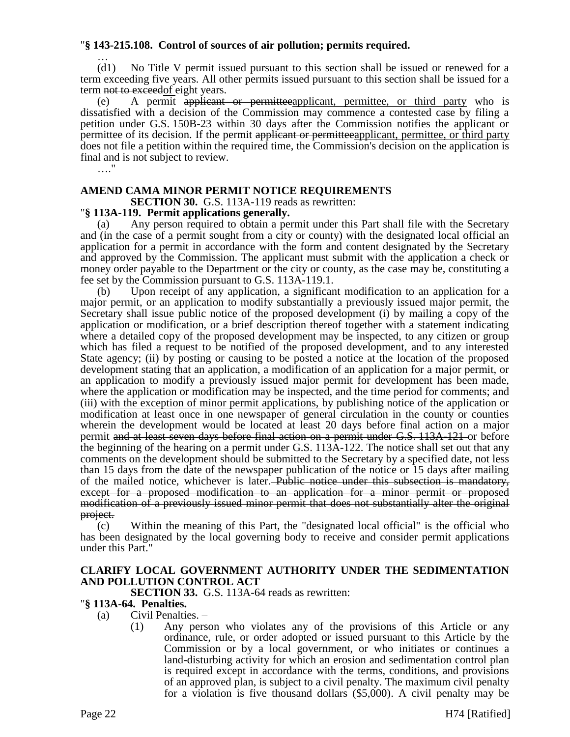"**§ 143-215.108. Control of sources of air pollution; permits required.**

…

(d1) No Title V permit issued pursuant to this section shall be issued or renewed for a term exceeding five years. All other permits issued pursuant to this section shall be issued for a term ~~not to exceed~~of eight years.

(e) A permit ~~applicant or permittee~~applicant, permittee, or third party who is dissatisfied with a decision of the Commission may commence a contested case by filing a petition under G.S. 150B-23 within 30 days after the Commission notifies the applicant or permittee of its decision. If the permit ~~applicant or permittee~~applicant, permittee, or third party does not file a petition within the required time, the Commission's decision on the application is final and is not subject to review.

…."

**AMEND CAMA MINOR PERMIT NOTICE REQUIREMENTS**

**SECTION 30.** G.S. 113A-119 reads as rewritten:

"**§ 113A-119. Permit applications generally.**

(a) Any person required to obtain a permit under this Part shall file with the Secretary and (in the case of a permit sought from a city or county) with the designated local official an application for a permit in accordance with the form and content designated by the Secretary and approved by the Commission. The applicant must submit with the application a check or money order payable to the Department or the city or county, as the case may be, constituting a fee set by the Commission pursuant to G.S. 113A-119.1.

(b) Upon receipt of any application, a significant modification to an application for a major permit, or an application to modify substantially a previously issued major permit, the Secretary shall issue public notice of the proposed development (i) by mailing a copy of the application or modification, or a brief description thereof together with a statement indicating where a detailed copy of the proposed development may be inspected, to any citizen or group which has filed a request to be notified of the proposed development, and to any interested State agency; (ii) by posting or causing to be posted a notice at the location of the proposed development stating that an application, a modification of an application for a major permit, or an application to modify a previously issued major permit for development has been made, where the application or modification may be inspected, and the time period for comments; and (iii) with the exception of minor permit applications, by publishing notice of the application or modification at least once in one newspaper of general circulation in the county or counties wherein the development would be located at least 20 days before final action on a major permit ~~and at least seven days before final action on a permit under G.S. 113A-121~~ or before the beginning of the hearing on a permit under G.S. 113A-122. The notice shall set out that any comments on the development should be submitted to the Secretary by a specified date, not less than 15 days from the date of the newspaper publication of the notice or 15 days after mailing of the mailed notice, whichever is later. ~~Public notice under this subsection is mandatory, except for a proposed modification to an application for a minor permit or proposed modification of a previously issued minor permit that does not substantially alter the original project.~~

(c) Within the meaning of this Part, the "designated local official" is the official who has been designated by the local governing body to receive and consider permit applications under this Part."

**CLARIFY LOCAL GOVERNMENT AUTHORITY UNDER THE SEDIMENTATION AND POLLUTION CONTROL ACT**

**SECTION 33.** G.S. 113A-64 reads as rewritten:

"**§ 113A-64. Penalties.**

(a) Civil Penalties. –

(1) Any person who violates any of the provisions of this Article or any ordinance, rule, or order adopted or issued pursuant to this Article by the Commission or by a local government, or who initiates or continues a land-disturbing activity for which an erosion and sedimentation control plan is required except in accordance with the terms, conditions, and provisions of an approved plan, is subject to a civil penalty. The maximum civil penalty for a violation is five thousand dollars ($5,000). A civil penalty may be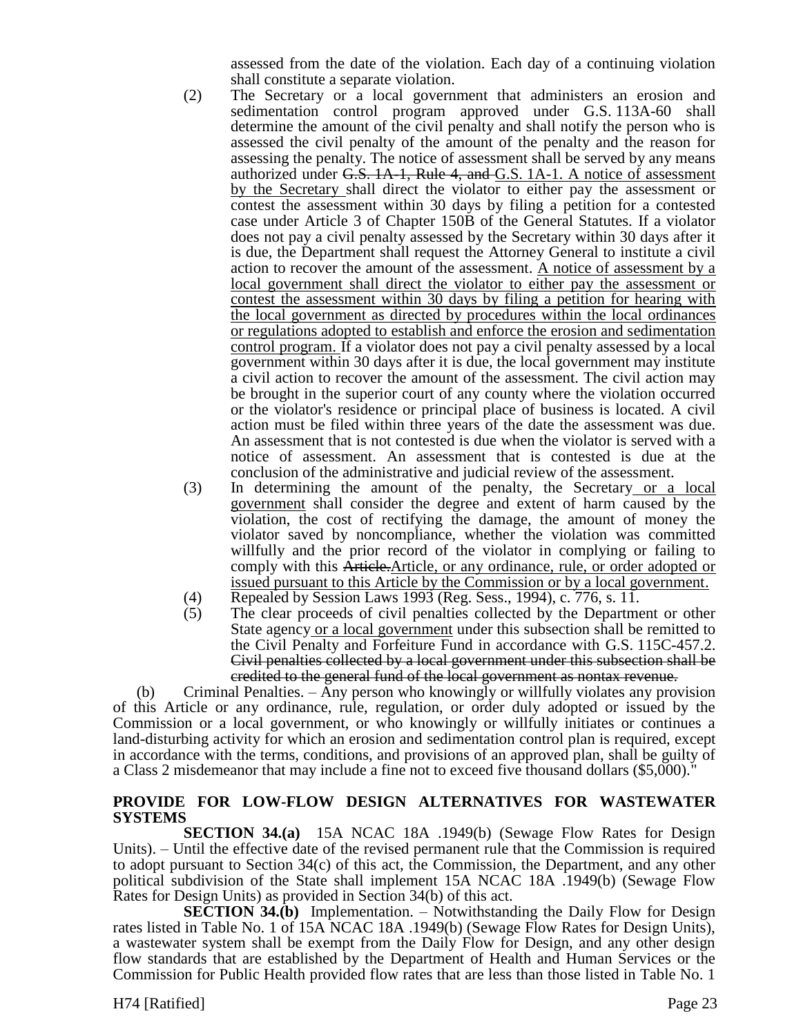assessed from the date of the violation. Each day of a continuing violation shall constitute a separate violation.

(2) The Secretary or a local government that administers an erosion and sedimentation control program approved under G.S. 113A-60 shall determine the amount of the civil penalty and shall notify the person who is assessed the civil penalty of the amount of the penalty and the reason for assessing the penalty. The notice of assessment shall be served by any means authorized under ~~G.S. 1A-1, Rule 4, and~~ G.S. 1A-1. A notice of assessment by the Secretary shall direct the violator to either pay the assessment or contest the assessment within 30 days by filing a petition for a contested case under Article 3 of Chapter 150B of the General Statutes. If a violator does not pay a civil penalty assessed by the Secretary within 30 days after it is due, the Department shall request the Attorney General to institute a civil action to recover the amount of the assessment. A notice of assessment by a local government shall direct the violator to either pay the assessment or contest the assessment within 30 days by filing a petition for hearing with the local government as directed by procedures within the local ordinances or regulations adopted to establish and enforce the erosion and sedimentation control program. If a violator does not pay a civil penalty assessed by a local government within 30 days after it is due, the local government may institute a civil action to recover the amount of the assessment. The civil action may be brought in the superior court of any county where the violation occurred or the violator's residence or principal place of business is located. A civil action must be filed within three years of the date the assessment was due. An assessment that is not contested is due when the violator is served with a notice of assessment. An assessment that is contested is due at the conclusion of the administrative and judicial review of the assessment.

(3) In determining the amount of the penalty, the Secretary or a local government shall consider the degree and extent of harm caused by the violation, the cost of rectifying the damage, the amount of money the violator saved by noncompliance, whether the violation was committed willfully and the prior record of the violator in complying or failing to comply with this ~~Article.~~Article, or any ordinance, rule, or order adopted or issued pursuant to this Article by the Commission or by a local government.

(4) Repealed by Session Laws 1993 (Reg. Sess., 1994), c. 776, s. 11.

(5) The clear proceeds of civil penalties collected by the Department or other State agency or a local government under this subsection shall be remitted to the Civil Penalty and Forfeiture Fund in accordance with G.S. 115C-457.2. ~~Civil penalties collected by a local government under this subsection shall be credited to the general fund of the local government as nontax revenue.~~

(b) Criminal Penalties. – Any person who knowingly or willfully violates any provision of this Article or any ordinance, rule, regulation, or order duly adopted or issued by the Commission or a local government, or who knowingly or willfully initiates or continues a land-disturbing activity for which an erosion and sedimentation control plan is required, except in accordance with the terms, conditions, and provisions of an approved plan, shall be guilty of a Class 2 misdemeanor that may include a fine not to exceed five thousand dollars ($5,000)."

**PROVIDE FOR LOW-FLOW DESIGN ALTERNATIVES FOR WASTEWATER SYSTEMS**

**SECTION 34.(a)** 15A NCAC 18A .1949(b) (Sewage Flow Rates for Design Units). – Until the effective date of the revised permanent rule that the Commission is required to adopt pursuant to Section 34(c) of this act, the Commission, the Department, and any other political subdivision of the State shall implement 15A NCAC 18A .1949(b) (Sewage Flow Rates for Design Units) as provided in Section 34(b) of this act.

**SECTION 34.(b)** Implementation. – Notwithstanding the Daily Flow for Design rates listed in Table No. 1 of 15A NCAC 18A .1949(b) (Sewage Flow Rates for Design Units), a wastewater system shall be exempt from the Daily Flow for Design, and any other design flow standards that are established by the Department of Health and Human Services or the Commission for Public Health provided flow rates that are less than those listed in Table No. 1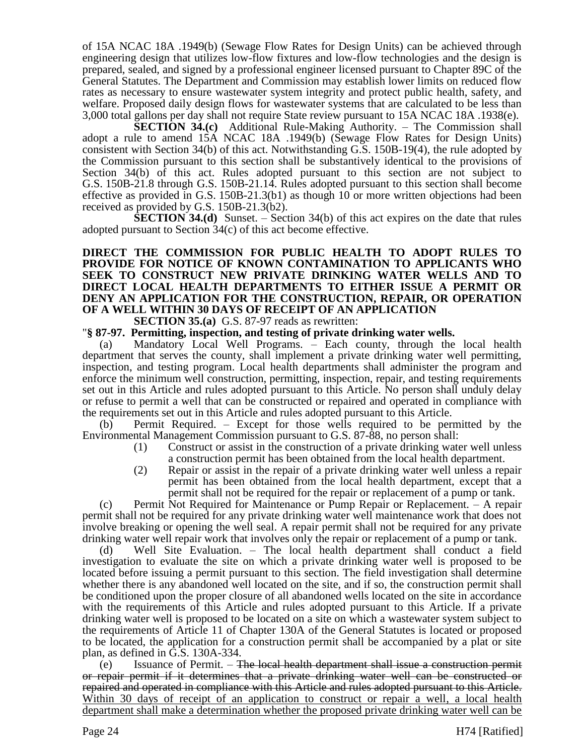of 15A NCAC 18A .1949(b) (Sewage Flow Rates for Design Units) can be achieved through engineering design that utilizes low-flow fixtures and low-flow technologies and the design is prepared, sealed, and signed by a professional engineer licensed pursuant to Chapter 89C of the General Statutes. The Department and Commission may establish lower limits on reduced flow rates as necessary to ensure wastewater system integrity and protect public health, safety, and welfare. Proposed daily design flows for wastewater systems that are calculated to be less than 3,000 total gallons per day shall not require State review pursuant to 15A NCAC 18A .1938(e).

**SECTION 34.(c)** Additional Rule-Making Authority. – The Commission shall adopt a rule to amend 15A NCAC 18A .1949(b) (Sewage Flow Rates for Design Units) consistent with Section 34(b) of this act. Notwithstanding G.S. 150B-19(4), the rule adopted by the Commission pursuant to this section shall be substantively identical to the provisions of Section 34(b) of this act. Rules adopted pursuant to this section are not subject to G.S. 150B-21.8 through G.S. 150B-21.14. Rules adopted pursuant to this section shall become effective as provided in G.S. 150B-21.3(b1) as though 10 or more written objections had been received as provided by G.S. 150B-21.3(b2).

**SECTION 34.(d)** Sunset. – Section 34(b) of this act expires on the date that rules adopted pursuant to Section 34(c) of this act become effective.

**DIRECT THE COMMISSION FOR PUBLIC HEALTH TO ADOPT RULES TO PROVIDE FOR NOTICE OF KNOWN CONTAMINATION TO APPLICANTS WHO SEEK TO CONSTRUCT NEW PRIVATE DRINKING WATER WELLS AND TO DIRECT LOCAL HEALTH DEPARTMENTS TO EITHER ISSUE A PERMIT OR DENY AN APPLICATION FOR THE CONSTRUCTION, REPAIR, OR OPERATION OF A WELL WITHIN 30 DAYS OF RECEIPT OF AN APPLICATION**

**SECTION 35.(a)** G.S. 87-97 reads as rewritten:

"**§ 87-97. Permitting, inspection, and testing of private drinking water wells.**

(a) Mandatory Local Well Programs. – Each county, through the local health department that serves the county, shall implement a private drinking water well permitting, inspection, and testing program. Local health departments shall administer the program and enforce the minimum well construction, permitting, inspection, repair, and testing requirements set out in this Article and rules adopted pursuant to this Article. No person shall unduly delay or refuse to permit a well that can be constructed or repaired and operated in compliance with the requirements set out in this Article and rules adopted pursuant to this Article.

(b) Permit Required. – Except for those wells required to be permitted by the Environmental Management Commission pursuant to G.S. 87-88, no person shall:

(1) Construct or assist in the construction of a private drinking water well unless a construction permit has been obtained from the local health department.

(2) Repair or assist in the repair of a private drinking water well unless a repair permit has been obtained from the local health department, except that a permit shall not be required for the repair or replacement of a pump or tank.

(c) Permit Not Required for Maintenance or Pump Repair or Replacement. – A repair permit shall not be required for any private drinking water well maintenance work that does not involve breaking or opening the well seal. A repair permit shall not be required for any private drinking water well repair work that involves only the repair or replacement of a pump or tank.

(d) Well Site Evaluation. – The local health department shall conduct a field investigation to evaluate the site on which a private drinking water well is proposed to be located before issuing a permit pursuant to this section. The field investigation shall determine whether there is any abandoned well located on the site, and if so, the construction permit shall be conditioned upon the proper closure of all abandoned wells located on the site in accordance with the requirements of this Article and rules adopted pursuant to this Article. If a private drinking water well is proposed to be located on a site on which a wastewater system subject to the requirements of Article 11 of Chapter 130A of the General Statutes is located or proposed to be located, the application for a construction permit shall be accompanied by a plat or site plan, as defined in G.S. 130A-334.

(e) Issuance of Permit. – ~~The local health department shall issue a construction permit or repair permit if it determines that a private drinking water well can be constructed or repaired and operated in compliance with this Article and rules adopted pursuant to this Article.~~ <u>Within 30 days of receipt of an application to construct or repair a well, a local health department shall make a determination whether the proposed private drinking water well can be</u>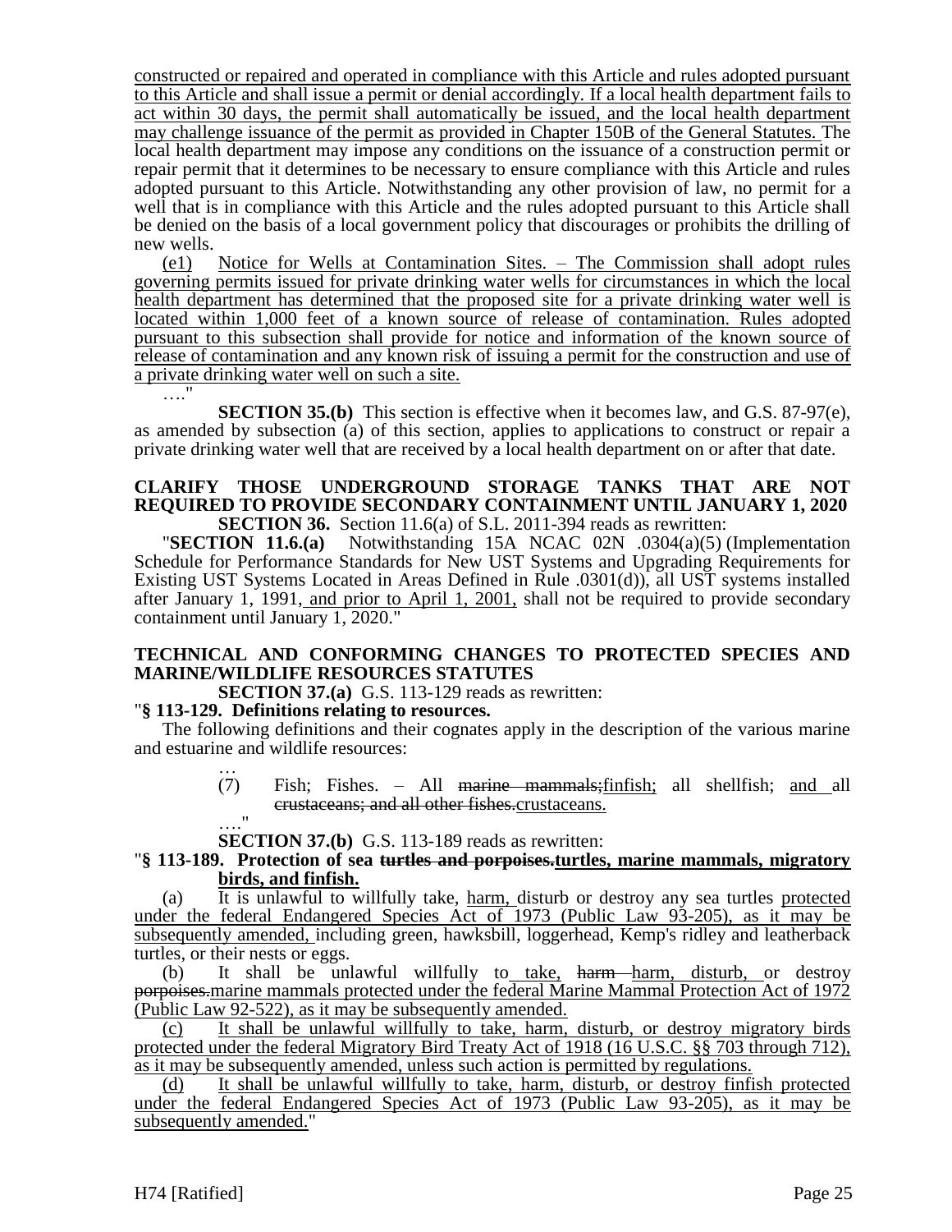constructed or repaired and operated in compliance with this Article and rules adopted pursuant to this Article and shall issue a permit or denial accordingly. If a local health department fails to act within 30 days, the permit shall automatically be issued, and the local health department may challenge issuance of the permit as provided in Chapter 150B of the General Statutes. The local health department may impose any conditions on the issuance of a construction permit or repair permit that it determines to be necessary to ensure compliance with this Article and rules adopted pursuant to this Article. Notwithstanding any other provision of law, no permit for a well that is in compliance with this Article and the rules adopted pursuant to this Article shall be denied on the basis of a local government policy that discourages or prohibits the drilling of new wells.

(e1) Notice for Wells at Contamination Sites. – The Commission shall adopt rules governing permits issued for private drinking water wells for circumstances in which the local health department has determined that the proposed site for a private drinking water well is located within 1,000 feet of a known source of release of contamination. Rules adopted pursuant to this subsection shall provide for notice and information of the known source of release of contamination and any known risk of issuing a permit for the construction and use of a private drinking water well on such a site.

…."

**SECTION 35.(b)** This section is effective when it becomes law, and G.S. 87-97(e), as amended by subsection (a) of this section, applies to applications to construct or repair a private drinking water well that are received by a local health department on or after that date.

**CLARIFY THOSE UNDERGROUND STORAGE TANKS THAT ARE NOT REQUIRED TO PROVIDE SECONDARY CONTAINMENT UNTIL JANUARY 1, 2020**

**SECTION 36.** Section 11.6(a) of S.L. 2011-394 reads as rewritten:

"**SECTION 11.6.(a)** Notwithstanding 15A NCAC 02N .0304(a)(5) (Implementation Schedule for Performance Standards for New UST Systems and Upgrading Requirements for Existing UST Systems Located in Areas Defined in Rule .0301(d)), all UST systems installed after January 1, 1991, and prior to April 1, 2001, shall not be required to provide secondary containment until January 1, 2020."

**TECHNICAL AND CONFORMING CHANGES TO PROTECTED SPECIES AND MARINE/WILDLIFE RESOURCES STATUTES**

**SECTION 37.(a)** G.S. 113-129 reads as rewritten:

"**§ 113-129. Definitions relating to resources.**

The following definitions and their cognates apply in the description of the various marine and estuarine and wildlife resources:

…

(7) Fish; Fishes. – All ~~marine mammals;~~finfish; all shellfish; and all ~~crustaceans; and all other fishes.~~crustaceans.

…."

**SECTION 37.(b)** G.S. 113-189 reads as rewritten:

"**§ 113-189. Protection of sea ~~turtles and porpoises.~~turtles, marine mammals, migratory birds, and finfish.**

(a) It is unlawful to willfully take, harm, disturb or destroy any sea turtles protected under the federal Endangered Species Act of 1973 (Public Law 93-205), as it may be subsequently amended, including green, hawksbill, loggerhead, Kemp's ridley and leatherback turtles, or their nests or eggs.

(b) It shall be unlawful willfully to take, ~~harm~~ harm, disturb, or destroy ~~porpoises.~~marine mammals protected under the federal Marine Mammal Protection Act of 1972 (Public Law 92-522), as it may be subsequently amended.

(c) It shall be unlawful willfully to take, harm, disturb, or destroy migratory birds protected under the federal Migratory Bird Treaty Act of 1918 (16 U.S.C. §§ 703 through 712), as it may be subsequently amended, unless such action is permitted by regulations.

(d) It shall be unlawful willfully to take, harm, disturb, or destroy finfish protected under the federal Endangered Species Act of 1973 (Public Law 93-205), as it may be subsequently amended."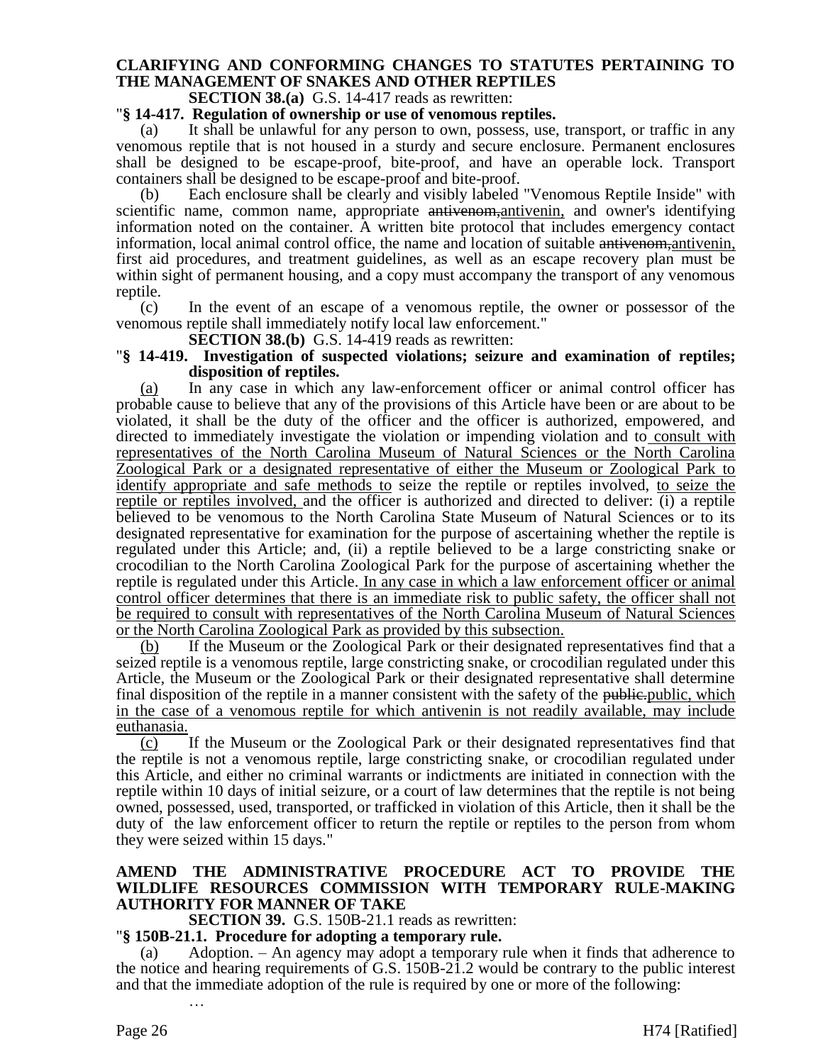**CLARIFYING AND CONFORMING CHANGES TO STATUTES PERTAINING TO THE MANAGEMENT OF SNAKES AND OTHER REPTILES**

**SECTION 38.(a)** G.S. 14-417 reads as rewritten:

"**§ 14-417. Regulation of ownership or use of venomous reptiles.**

(a) It shall be unlawful for any person to own, possess, use, transport, or traffic in any venomous reptile that is not housed in a sturdy and secure enclosure. Permanent enclosures shall be designed to be escape-proof, bite-proof, and have an operable lock. Transport containers shall be designed to be escape-proof and bite-proof.

(b) Each enclosure shall be clearly and visibly labeled "Venomous Reptile Inside" with scientific name, common name, appropriate ~~antivenom,~~antivenin, and owner's identifying information noted on the container. A written bite protocol that includes emergency contact information, local animal control office, the name and location of suitable ~~antivenom,~~antivenin, first aid procedures, and treatment guidelines, as well as an escape recovery plan must be within sight of permanent housing, and a copy must accompany the transport of any venomous reptile.

(c) In the event of an escape of a venomous reptile, the owner or possessor of the venomous reptile shall immediately notify local law enforcement."

**SECTION 38.(b)** G.S. 14-419 reads as rewritten:

"**§ 14-419. Investigation of suspected violations; seizure and examination of reptiles; disposition of reptiles.**

<u>(a)</u> In any case in which any law-enforcement officer or animal control officer has probable cause to believe that any of the provisions of this Article have been or are about to be violated, it shall be the duty of the officer and the officer is authorized, empowered, and directed to immediately investigate the violation or impending violation and to<u> consult with representatives of the North Carolina Museum of Natural Sciences or the North Carolina Zoological Park or a designated representative of either the Museum or Zoological Park to identify appropriate and safe methods to</u> seize the reptile or reptiles involved, <u>to seize the reptile or reptiles involved, </u>and the officer is authorized and directed to deliver: (i) a reptile believed to be venomous to the North Carolina State Museum of Natural Sciences or to its designated representative for examination for the purpose of ascertaining whether the reptile is regulated under this Article; and, (ii) a reptile believed to be a large constricting snake or crocodilian to the North Carolina Zoological Park for the purpose of ascertaining whether the reptile is regulated under this Article.<u> In any case in which a law enforcement officer or animal control officer determines that there is an immediate risk to public safety, the officer shall not be required to consult with representatives of the North Carolina Museum of Natural Sciences or the North Carolina Zoological Park as provided by this subsection.</u>

<u>(b)</u> If the Museum or the Zoological Park or their designated representatives find that a seized reptile is a venomous reptile, large constricting snake, or crocodilian regulated under this Article, the Museum or the Zoological Park or their designated representative shall determine final disposition of the reptile in a manner consistent with the safety of the ~~public.~~<u>public, which in the case of a venomous reptile for which antivenin is not readily available, may include euthanasia.</u>

<u>(c)</u> If the Museum or the Zoological Park or their designated representatives find that the reptile is not a venomous reptile, large constricting snake, or crocodilian regulated under this Article, and either no criminal warrants or indictments are initiated in connection with the reptile within 10 days of initial seizure, or a court of law determines that the reptile is not being owned, possessed, used, transported, or trafficked in violation of this Article, then it shall be the duty of the law enforcement officer to return the reptile or reptiles to the person from whom they were seized within 15 days."

**AMEND THE ADMINISTRATIVE PROCEDURE ACT TO PROVIDE THE WILDLIFE RESOURCES COMMISSION WITH TEMPORARY RULE-MAKING AUTHORITY FOR MANNER OF TAKE**

**SECTION 39.** G.S. 150B-21.1 reads as rewritten:

"**§ 150B-21.1. Procedure for adopting a temporary rule.**

(a) Adoption. – An agency may adopt a temporary rule when it finds that adherence to the notice and hearing requirements of G.S. 150B-21.2 would be contrary to the public interest and that the immediate adoption of the rule is required by one or more of the following:

…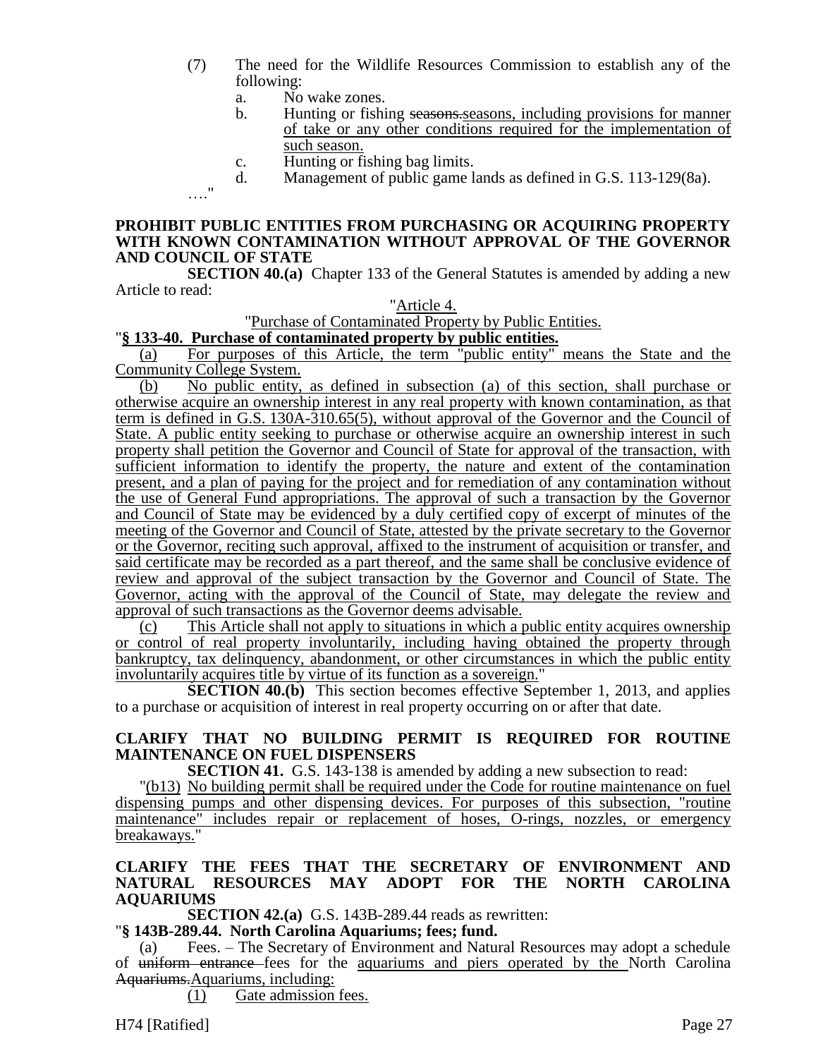(7) The need for the Wildlife Resources Commission to establish any of the following:

a. No wake zones.

b. Hunting or fishing ~~seasons.~~seasons, including provisions for manner of take or any other conditions required for the implementation of such season.

c. Hunting or fishing bag limits.

d. Management of public game lands as defined in G.S. 113-129(8a).

…."

**PROHIBIT PUBLIC ENTITIES FROM PURCHASING OR ACQUIRING PROPERTY WITH KNOWN CONTAMINATION WITHOUT APPROVAL OF THE GOVERNOR AND COUNCIL OF STATE**

**SECTION 40.(a)** Chapter 133 of the General Statutes is amended by adding a new Article to read:

"Article 4.

"Purchase of Contaminated Property by Public Entities.

"**§ 133-40. Purchase of contaminated property by public entities.**

(a) For purposes of this Article, the term "public entity" means the State and the Community College System.

(b) No public entity, as defined in subsection (a) of this section, shall purchase or otherwise acquire an ownership interest in any real property with known contamination, as that term is defined in G.S. 130A-310.65(5), without approval of the Governor and the Council of State. A public entity seeking to purchase or otherwise acquire an ownership interest in such property shall petition the Governor and Council of State for approval of the transaction, with sufficient information to identify the property, the nature and extent of the contamination present, and a plan of paying for the project and for remediation of any contamination without the use of General Fund appropriations. The approval of such a transaction by the Governor and Council of State may be evidenced by a duly certified copy of excerpt of minutes of the meeting of the Governor and Council of State, attested by the private secretary to the Governor or the Governor, reciting such approval, affixed to the instrument of acquisition or transfer, and said certificate may be recorded as a part thereof, and the same shall be conclusive evidence of review and approval of the subject transaction by the Governor and Council of State. The Governor, acting with the approval of the Council of State, may delegate the review and approval of such transactions as the Governor deems advisable.

(c) This Article shall not apply to situations in which a public entity acquires ownership or control of real property involuntarily, including having obtained the property through bankruptcy, tax delinquency, abandonment, or other circumstances in which the public entity involuntarily acquires title by virtue of its function as a sovereign."

**SECTION 40.(b)** This section becomes effective September 1, 2013, and applies to a purchase or acquisition of interest in real property occurring on or after that date.

**CLARIFY THAT NO BUILDING PERMIT IS REQUIRED FOR ROUTINE MAINTENANCE ON FUEL DISPENSERS**

**SECTION 41.** G.S. 143-138 is amended by adding a new subsection to read:

"(b13) No building permit shall be required under the Code for routine maintenance on fuel dispensing pumps and other dispensing devices. For purposes of this subsection, "routine maintenance" includes repair or replacement of hoses, O-rings, nozzles, or emergency breakaways."

**CLARIFY THE FEES THAT THE SECRETARY OF ENVIRONMENT AND NATURAL RESOURCES MAY ADOPT FOR THE NORTH CAROLINA AQUARIUMS**

**SECTION 42.(a)** G.S. 143B-289.44 reads as rewritten:

"**§ 143B-289.44. North Carolina Aquariums; fees; fund.**

(a) Fees. – The Secretary of Environment and Natural Resources may adopt a schedule of ~~uniform entrance~~ fees for the aquariums and piers operated by the North Carolina ~~Aquariums.~~Aquariums, including:

(1) Gate admission fees.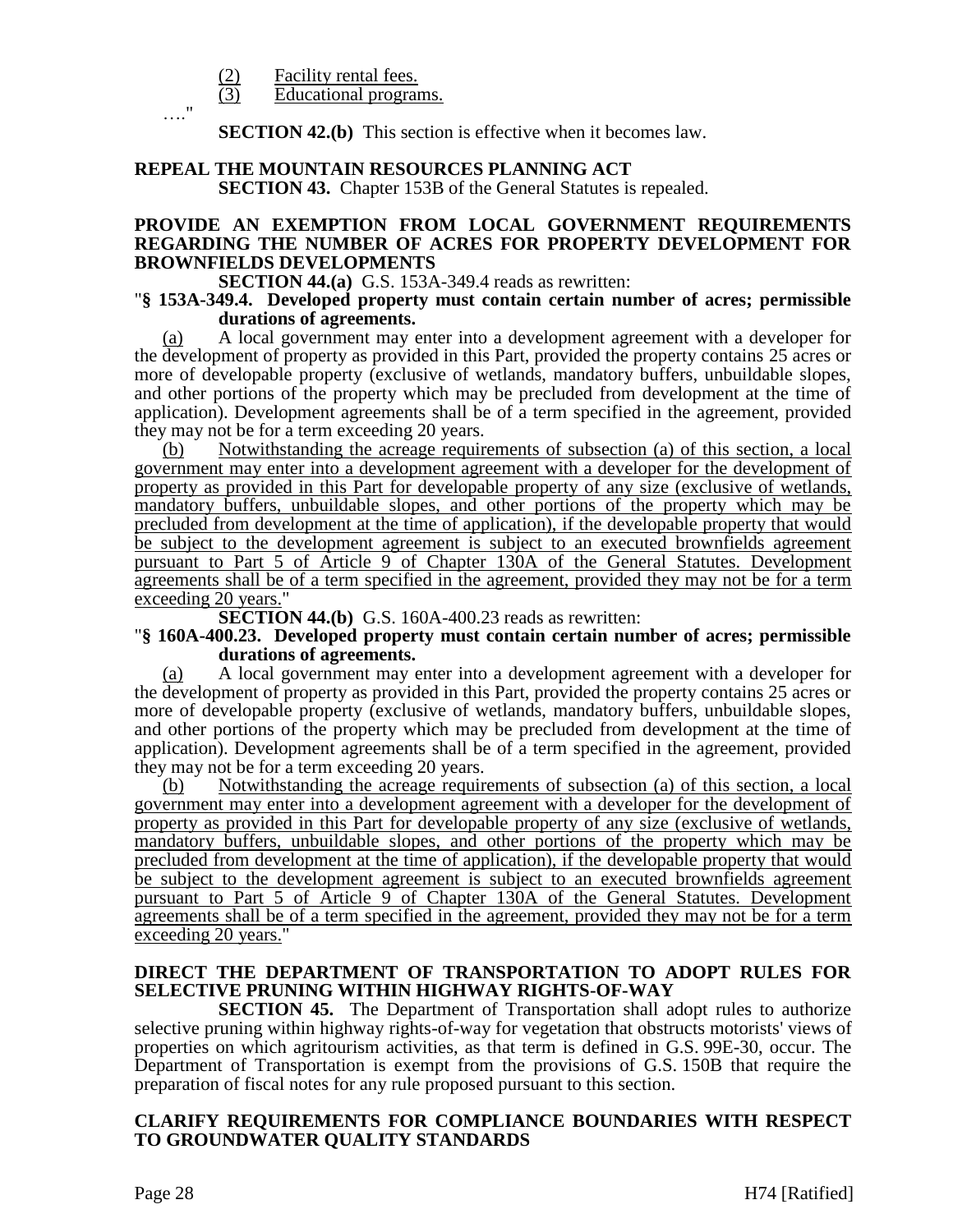(2) Facility rental fees.

(3) Educational programs.

…."

**SECTION 42.(b)** This section is effective when it becomes law.

**REPEAL THE MOUNTAIN RESOURCES PLANNING ACT**

**SECTION 43.** Chapter 153B of the General Statutes is repealed.

**PROVIDE AN EXEMPTION FROM LOCAL GOVERNMENT REQUIREMENTS REGARDING THE NUMBER OF ACRES FOR PROPERTY DEVELOPMENT FOR BROWNFIELDS DEVELOPMENTS**

**SECTION 44.(a)** G.S. 153A-349.4 reads as rewritten:

"**§ 153A-349.4. Developed property must contain certain number of acres; permissible durations of agreements.**

(a) A local government may enter into a development agreement with a developer for the development of property as provided in this Part, provided the property contains 25 acres or more of developable property (exclusive of wetlands, mandatory buffers, unbuildable slopes, and other portions of the property which may be precluded from development at the time of application). Development agreements shall be of a term specified in the agreement, provided they may not be for a term exceeding 20 years.

(b) Notwithstanding the acreage requirements of subsection (a) of this section, a local government may enter into a development agreement with a developer for the development of property as provided in this Part for developable property of any size (exclusive of wetlands, mandatory buffers, unbuildable slopes, and other portions of the property which may be precluded from development at the time of application), if the developable property that would be subject to the development agreement is subject to an executed brownfields agreement pursuant to Part 5 of Article 9 of Chapter 130A of the General Statutes. Development agreements shall be of a term specified in the agreement, provided they may not be for a term exceeding 20 years."

**SECTION 44.(b)** G.S. 160A-400.23 reads as rewritten:

"**§ 160A-400.23. Developed property must contain certain number of acres; permissible durations of agreements.**

(a) A local government may enter into a development agreement with a developer for the development of property as provided in this Part, provided the property contains 25 acres or more of developable property (exclusive of wetlands, mandatory buffers, unbuildable slopes, and other portions of the property which may be precluded from development at the time of application). Development agreements shall be of a term specified in the agreement, provided they may not be for a term exceeding 20 years.

(b) Notwithstanding the acreage requirements of subsection (a) of this section, a local government may enter into a development agreement with a developer for the development of property as provided in this Part for developable property of any size (exclusive of wetlands, mandatory buffers, unbuildable slopes, and other portions of the property which may be precluded from development at the time of application), if the developable property that would be subject to the development agreement is subject to an executed brownfields agreement pursuant to Part 5 of Article 9 of Chapter 130A of the General Statutes. Development agreements shall be of a term specified in the agreement, provided they may not be for a term exceeding 20 years."

**DIRECT THE DEPARTMENT OF TRANSPORTATION TO ADOPT RULES FOR SELECTIVE PRUNING WITHIN HIGHWAY RIGHTS-OF-WAY**

**SECTION 45.** The Department of Transportation shall adopt rules to authorize selective pruning within highway rights-of-way for vegetation that obstructs motorists' views of properties on which agritourism activities, as that term is defined in G.S. 99E-30, occur. The Department of Transportation is exempt from the provisions of G.S. 150B that require the preparation of fiscal notes for any rule proposed pursuant to this section.

**CLARIFY REQUIREMENTS FOR COMPLIANCE BOUNDARIES WITH RESPECT TO GROUNDWATER QUALITY STANDARDS**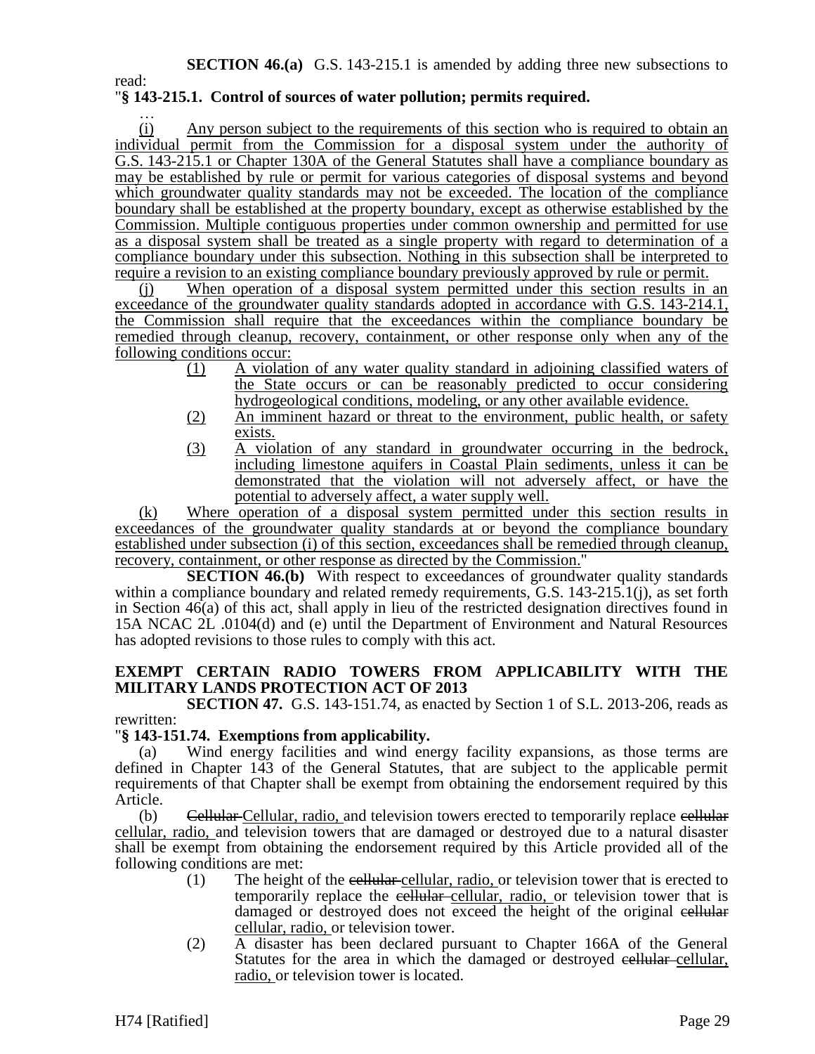**SECTION 46.(a)** G.S. 143-215.1 is amended by adding three new subsections to read:

"**§ 143-215.1. Control of sources of water pollution; permits required.**

…

(i) Any person subject to the requirements of this section who is required to obtain an individual permit from the Commission for a disposal system under the authority of G.S. 143-215.1 or Chapter 130A of the General Statutes shall have a compliance boundary as may be established by rule or permit for various categories of disposal systems and beyond which groundwater quality standards may not be exceeded. The location of the compliance boundary shall be established at the property boundary, except as otherwise established by the Commission. Multiple contiguous properties under common ownership and permitted for use as a disposal system shall be treated as a single property with regard to determination of a compliance boundary under this subsection. Nothing in this subsection shall be interpreted to require a revision to an existing compliance boundary previously approved by rule or permit.

(j) When operation of a disposal system permitted under this section results in an exceedance of the groundwater quality standards adopted in accordance with G.S. 143-214.1, the Commission shall require that the exceedances within the compliance boundary be remedied through cleanup, recovery, containment, or other response only when any of the following conditions occur:

(1) A violation of any water quality standard in adjoining classified waters of the State occurs or can be reasonably predicted to occur considering hydrogeological conditions, modeling, or any other available evidence.

(2) An imminent hazard or threat to the environment, public health, or safety exists.

(3) A violation of any standard in groundwater occurring in the bedrock, including limestone aquifers in Coastal Plain sediments, unless it can be demonstrated that the violation will not adversely affect, or have the potential to adversely affect, a water supply well.

(k) Where operation of a disposal system permitted under this section results in exceedances of the groundwater quality standards at or beyond the compliance boundary established under subsection (i) of this section, exceedances shall be remedied through cleanup, recovery, containment, or other response as directed by the Commission."

**SECTION 46.(b)** With respect to exceedances of groundwater quality standards within a compliance boundary and related remedy requirements, G.S. 143-215.1(j), as set forth in Section 46(a) of this act, shall apply in lieu of the restricted designation directives found in 15A NCAC 2L .0104(d) and (e) until the Department of Environment and Natural Resources has adopted revisions to those rules to comply with this act.

## EXEMPT CERTAIN RADIO TOWERS FROM APPLICABILITY WITH THE MILITARY LANDS PROTECTION ACT OF 2013

**SECTION 47.** G.S. 143-151.74, as enacted by Section 1 of S.L. 2013-206, reads as rewritten:

"**§ 143-151.74. Exemptions from applicability.**

(a) Wind energy facilities and wind energy facility expansions, as those terms are defined in Chapter 143 of the General Statutes, that are subject to the applicable permit requirements of that Chapter shall be exempt from obtaining the endorsement required by this Article.

(b) ~~Cellular~~ Cellular, radio, and television towers erected to temporarily replace ~~cellular~~ cellular, radio, and television towers that are damaged or destroyed due to a natural disaster shall be exempt from obtaining the endorsement required by this Article provided all of the following conditions are met:

(1) The height of the ~~cellular~~ cellular, radio, or television tower that is erected to temporarily replace the ~~cellular~~ cellular, radio, or television tower that is damaged or destroyed does not exceed the height of the original ~~cellular~~ cellular, radio, or television tower.

(2) A disaster has been declared pursuant to Chapter 166A of the General Statutes for the area in which the damaged or destroyed ~~cellular~~ cellular, radio, or television tower is located.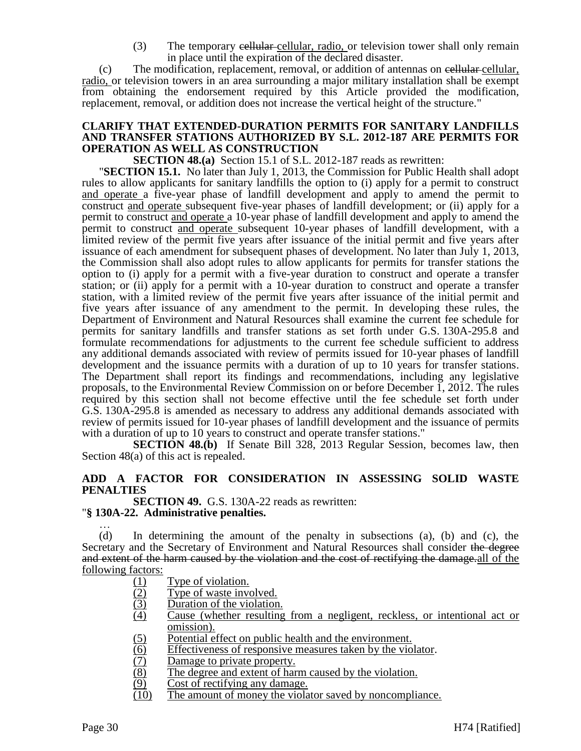(3) The temporary ~~cellular~~ cellular, radio, or television tower shall only remain in place until the expiration of the declared disaster.

(c) The modification, replacement, removal, or addition of antennas on ~~cellular~~ cellular, radio, or television towers in an area surrounding a major military installation shall be exempt from obtaining the endorsement required by this Article provided the modification, replacement, removal, or addition does not increase the vertical height of the structure."

**CLARIFY THAT EXTENDED-DURATION PERMITS FOR SANITARY LANDFILLS AND TRANSFER STATIONS AUTHORIZED BY S.L. 2012-187 ARE PERMITS FOR OPERATION AS WELL AS CONSTRUCTION**

**SECTION 48.(a)** Section 15.1 of S.L. 2012-187 reads as rewritten:

"**SECTION 15.1.** No later than July 1, 2013, the Commission for Public Health shall adopt rules to allow applicants for sanitary landfills the option to (i) apply for a permit to construct and operate a five-year phase of landfill development and apply to amend the permit to construct and operate subsequent five-year phases of landfill development; or (ii) apply for a permit to construct and operate a 10-year phase of landfill development and apply to amend the permit to construct and operate subsequent 10-year phases of landfill development, with a limited review of the permit five years after issuance of the initial permit and five years after issuance of each amendment for subsequent phases of development. No later than July 1, 2013, the Commission shall also adopt rules to allow applicants for permits for transfer stations the option to (i) apply for a permit with a five-year duration to construct and operate a transfer station; or (ii) apply for a permit with a 10-year duration to construct and operate a transfer station, with a limited review of the permit five years after issuance of the initial permit and five years after issuance of any amendment to the permit. In developing these rules, the Department of Environment and Natural Resources shall examine the current fee schedule for permits for sanitary landfills and transfer stations as set forth under G.S. 130A-295.8 and formulate recommendations for adjustments to the current fee schedule sufficient to address any additional demands associated with review of permits issued for 10-year phases of landfill development and the issuance permits with a duration of up to 10 years for transfer stations. The Department shall report its findings and recommendations, including any legislative proposals, to the Environmental Review Commission on or before December 1, 2012. The rules required by this section shall not become effective until the fee schedule set forth under G.S. 130A-295.8 is amended as necessary to address any additional demands associated with review of permits issued for 10-year phases of landfill development and the issuance of permits with a duration of up to 10 years to construct and operate transfer stations."

**SECTION 48.(b)** If Senate Bill 328, 2013 Regular Session, becomes law, then Section 48(a) of this act is repealed.

**ADD A FACTOR FOR CONSIDERATION IN ASSESSING SOLID WASTE PENALTIES**

**SECTION 49.** G.S. 130A-22 reads as rewritten:

"**§ 130A-22. Administrative penalties.**

…

(d) In determining the amount of the penalty in subsections (a), (b) and (c), the Secretary and the Secretary of Environment and Natural Resources shall consider ~~the degree and extent of the harm caused by the violation and the cost of rectifying the damage.~~ all of the following factors:

(1) Type of violation.
(2) Type of waste involved.
(3) Duration of the violation.
(4) Cause (whether resulting from a negligent, reckless, or intentional act or omission).
(5) Potential effect on public health and the environment.
(6) Effectiveness of responsive measures taken by the violator.
(7) Damage to private property.
(8) The degree and extent of harm caused by the violation.
(9) Cost of rectifying any damage.
(10) The amount of money the violator saved by noncompliance.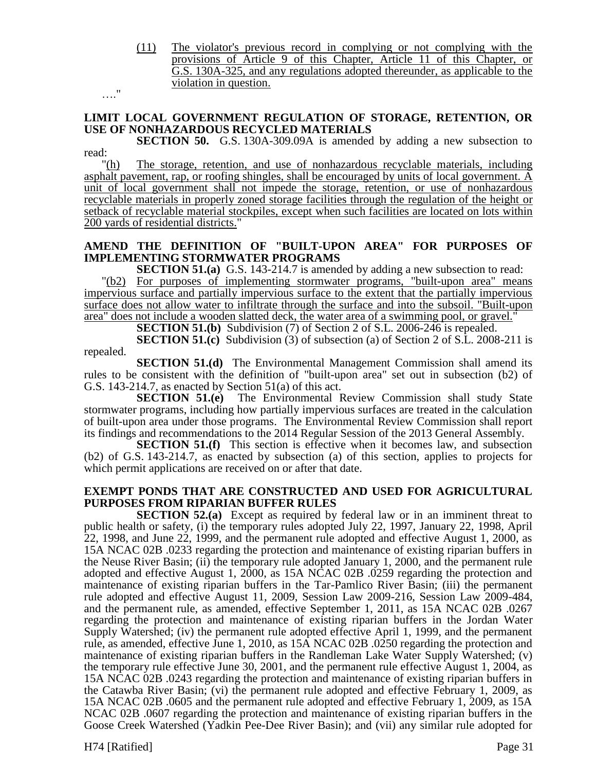(11) The violator's previous record in complying or not complying with the provisions of Article 9 of this Chapter, Article 11 of this Chapter, or G.S. 130A-325, and any regulations adopted thereunder, as applicable to the violation in question.

…."

**LIMIT LOCAL GOVERNMENT REGULATION OF STORAGE, RETENTION, OR USE OF NONHAZARDOUS RECYCLED MATERIALS**

**SECTION 50.** G.S. 130A-309.09A is amended by adding a new subsection to read:

"(h) The storage, retention, and use of nonhazardous recyclable materials, including asphalt pavement, rap, or roofing shingles, shall be encouraged by units of local government. A unit of local government shall not impede the storage, retention, or use of nonhazardous recyclable materials in properly zoned storage facilities through the regulation of the height or setback of recyclable material stockpiles, except when such facilities are located on lots within 200 yards of residential districts."

**AMEND THE DEFINITION OF "BUILT-UPON AREA" FOR PURPOSES OF IMPLEMENTING STORMWATER PROGRAMS**

**SECTION 51.(a)** G.S. 143-214.7 is amended by adding a new subsection to read:

"(b2) For purposes of implementing stormwater programs, "built-upon area" means impervious surface and partially impervious surface to the extent that the partially impervious surface does not allow water to infiltrate through the surface and into the subsoil. "Built-upon area" does not include a wooden slatted deck, the water area of a swimming pool, or gravel."

**SECTION 51.(b)** Subdivision (7) of Section 2 of S.L. 2006-246 is repealed.

**SECTION 51.(c)** Subdivision (3) of subsection (a) of Section 2 of S.L. 2008-211 is repealed.

**SECTION 51.(d)** The Environmental Management Commission shall amend its rules to be consistent with the definition of "built-upon area" set out in subsection (b2) of G.S. 143-214.7, as enacted by Section 51(a) of this act.

**SECTION 51.(e)** The Environmental Review Commission shall study State stormwater programs, including how partially impervious surfaces are treated in the calculation of built-upon area under those programs. The Environmental Review Commission shall report its findings and recommendations to the 2014 Regular Session of the 2013 General Assembly.

**SECTION 51.(f)** This section is effective when it becomes law, and subsection (b2) of G.S. 143-214.7, as enacted by subsection (a) of this section, applies to projects for which permit applications are received on or after that date.

**EXEMPT PONDS THAT ARE CONSTRUCTED AND USED FOR AGRICULTURAL PURPOSES FROM RIPARIAN BUFFER RULES**

**SECTION 52.(a)** Except as required by federal law or in an imminent threat to public health or safety, (i) the temporary rules adopted July 22, 1997, January 22, 1998, April 22, 1998, and June 22, 1999, and the permanent rule adopted and effective August 1, 2000, as 15A NCAC 02B .0233 regarding the protection and maintenance of existing riparian buffers in the Neuse River Basin; (ii) the temporary rule adopted January 1, 2000, and the permanent rule adopted and effective August 1, 2000, as 15A NCAC 02B .0259 regarding the protection and maintenance of existing riparian buffers in the Tar-Pamlico River Basin; (iii) the permanent rule adopted and effective August 11, 2009, Session Law 2009-216, Session Law 2009-484, and the permanent rule, as amended, effective September 1, 2011, as 15A NCAC 02B .0267 regarding the protection and maintenance of existing riparian buffers in the Jordan Water Supply Watershed; (iv) the permanent rule adopted effective April 1, 1999, and the permanent rule, as amended, effective June 1, 2010, as 15A NCAC 02B .0250 regarding the protection and maintenance of existing riparian buffers in the Randleman Lake Water Supply Watershed; (v) the temporary rule effective June 30, 2001, and the permanent rule effective August 1, 2004, as 15A NCAC 02B .0243 regarding the protection and maintenance of existing riparian buffers in the Catawba River Basin; (vi) the permanent rule adopted and effective February 1, 2009, as 15A NCAC 02B .0605 and the permanent rule adopted and effective February 1, 2009, as 15A NCAC 02B .0607 regarding the protection and maintenance of existing riparian buffers in the Goose Creek Watershed (Yadkin Pee-Dee River Basin); and (vii) any similar rule adopted for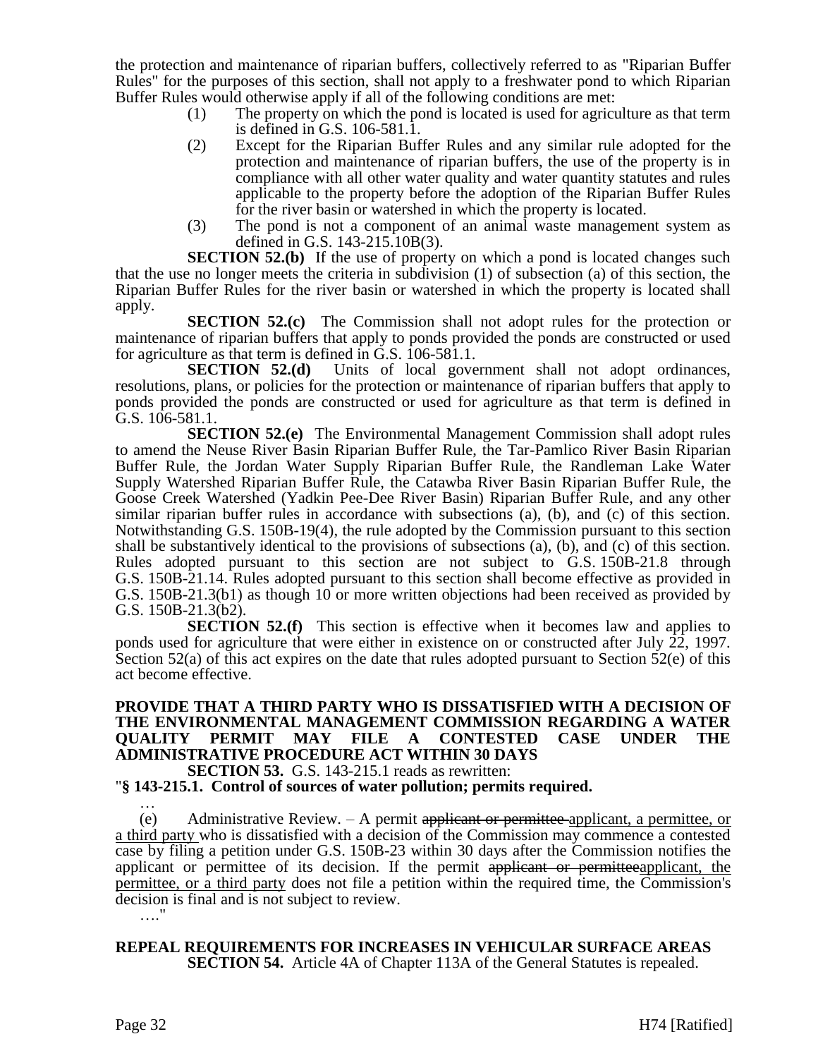the protection and maintenance of riparian buffers, collectively referred to as "Riparian Buffer Rules" for the purposes of this section, shall not apply to a freshwater pond to which Riparian Buffer Rules would otherwise apply if all of the following conditions are met:

(1) The property on which the pond is located is used for agriculture as that term is defined in G.S. 106-581.1.

(2) Except for the Riparian Buffer Rules and any similar rule adopted for the protection and maintenance of riparian buffers, the use of the property is in compliance with all other water quality and water quantity statutes and rules applicable to the property before the adoption of the Riparian Buffer Rules for the river basin or watershed in which the property is located.

(3) The pond is not a component of an animal waste management system as defined in G.S. 143-215.10B(3).

**SECTION 52.(b)** If the use of property on which a pond is located changes such that the use no longer meets the criteria in subdivision (1) of subsection (a) of this section, the Riparian Buffer Rules for the river basin or watershed in which the property is located shall apply.

**SECTION 52.(c)** The Commission shall not adopt rules for the protection or maintenance of riparian buffers that apply to ponds provided the ponds are constructed or used for agriculture as that term is defined in G.S. 106-581.1.

**SECTION 52.(d)** Units of local government shall not adopt ordinances, resolutions, plans, or policies for the protection or maintenance of riparian buffers that apply to ponds provided the ponds are constructed or used for agriculture as that term is defined in G.S. 106-581.1.

**SECTION 52.(e)** The Environmental Management Commission shall adopt rules to amend the Neuse River Basin Riparian Buffer Rule, the Tar-Pamlico River Basin Riparian Buffer Rule, the Jordan Water Supply Riparian Buffer Rule, the Randleman Lake Water Supply Watershed Riparian Buffer Rule, the Catawba River Basin Riparian Buffer Rule, the Goose Creek Watershed (Yadkin Pee-Dee River Basin) Riparian Buffer Rule, and any other similar riparian buffer rules in accordance with subsections (a), (b), and (c) of this section. Notwithstanding G.S. 150B-19(4), the rule adopted by the Commission pursuant to this section shall be substantively identical to the provisions of subsections (a), (b), and (c) of this section. Rules adopted pursuant to this section are not subject to G.S. 150B-21.8 through G.S. 150B-21.14. Rules adopted pursuant to this section shall become effective as provided in G.S. 150B-21.3(b1) as though 10 or more written objections had been received as provided by G.S. 150B-21.3(b2).

**SECTION 52.(f)** This section is effective when it becomes law and applies to ponds used for agriculture that were either in existence on or constructed after July 22, 1997. Section 52(a) of this act expires on the date that rules adopted pursuant to Section 52(e) of this act become effective.

**PROVIDE THAT A THIRD PARTY WHO IS DISSATISFIED WITH A DECISION OF THE ENVIRONMENTAL MANAGEMENT COMMISSION REGARDING A WATER QUALITY PERMIT MAY FILE A CONTESTED CASE UNDER THE ADMINISTRATIVE PROCEDURE ACT WITHIN 30 DAYS**

**SECTION 53.** G.S. 143-215.1 reads as rewritten:

"**§ 143-215.1. Control of sources of water pollution; permits required.**

…

(e) Administrative Review. – A permit ~~applicant or permittee~~ <u>applicant, a permittee, or a third party</u> who is dissatisfied with a decision of the Commission may commence a contested case by filing a petition under G.S. 150B-23 within 30 days after the Commission notifies the applicant or permittee of its decision. If the permit ~~applicant or permittee~~<u>applicant, the permittee, or a third party</u> does not file a petition within the required time, the Commission's decision is final and is not subject to review.

…."

**REPEAL REQUIREMENTS FOR INCREASES IN VEHICULAR SURFACE AREAS**

**SECTION 54.** Article 4A of Chapter 113A of the General Statutes is repealed.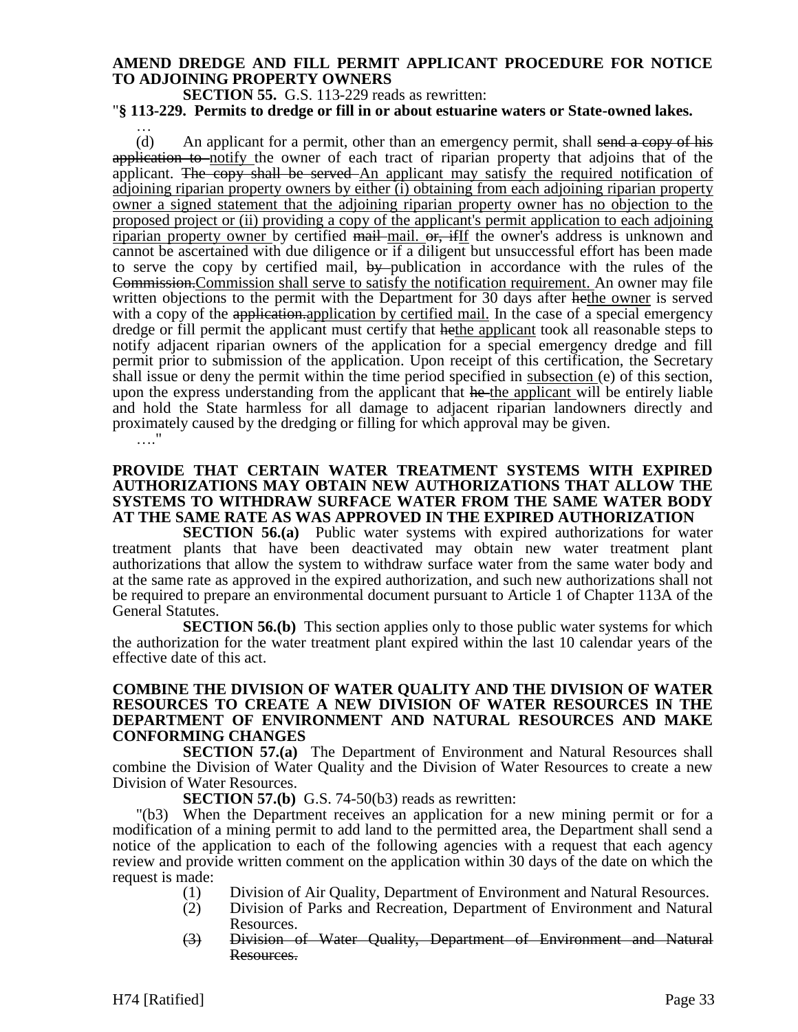**AMEND DREDGE AND FILL PERMIT APPLICANT PROCEDURE FOR NOTICE TO ADJOINING PROPERTY OWNERS**

**SECTION 55.** G.S. 113-229 reads as rewritten:

"**§ 113-229. Permits to dredge or fill in or about estuarine waters or State-owned lakes.**

…

(d) An applicant for a permit, other than an emergency permit, shall ~~send a copy of his application to~~ notify the owner of each tract of riparian property that adjoins that of the applicant. ~~The copy shall be served~~ An applicant may satisfy the required notification of adjoining riparian property owners by either (i) obtaining from each adjoining riparian property owner a signed statement that the adjoining riparian property owner has no objection to the proposed project or (ii) providing a copy of the applicant's permit application to each adjoining riparian property owner by certified ~~mail~~ mail. ~~or, if~~If the owner's address is unknown and cannot be ascertained with due diligence or if a diligent but unsuccessful effort has been made to serve the copy by certified mail, ~~by~~ publication in accordance with the rules of the ~~Commission.~~Commission shall serve to satisfy the notification requirement. An owner may file written objections to the permit with the Department for 30 days after ~~he~~the owner is served with a copy of the ~~application.~~application by certified mail. In the case of a special emergency dredge or fill permit the applicant must certify that ~~he~~the applicant took all reasonable steps to notify adjacent riparian owners of the application for a special emergency dredge and fill permit prior to submission of the application. Upon receipt of this certification, the Secretary shall issue or deny the permit within the time period specified in subsection (e) of this section, upon the express understanding from the applicant that ~~he~~ the applicant will be entirely liable and hold the State harmless for all damage to adjacent riparian landowners directly and proximately caused by the dredging or filling for which approval may be given.

…."

**PROVIDE THAT CERTAIN WATER TREATMENT SYSTEMS WITH EXPIRED AUTHORIZATIONS MAY OBTAIN NEW AUTHORIZATIONS THAT ALLOW THE SYSTEMS TO WITHDRAW SURFACE WATER FROM THE SAME WATER BODY AT THE SAME RATE AS WAS APPROVED IN THE EXPIRED AUTHORIZATION**

**SECTION 56.(a)** Public water systems with expired authorizations for water treatment plants that have been deactivated may obtain new water treatment plant authorizations that allow the system to withdraw surface water from the same water body and at the same rate as approved in the expired authorization, and such new authorizations shall not be required to prepare an environmental document pursuant to Article 1 of Chapter 113A of the General Statutes.

**SECTION 56.(b)** This section applies only to those public water systems for which the authorization for the water treatment plant expired within the last 10 calendar years of the effective date of this act.

**COMBINE THE DIVISION OF WATER QUALITY AND THE DIVISION OF WATER RESOURCES TO CREATE A NEW DIVISION OF WATER RESOURCES IN THE DEPARTMENT OF ENVIRONMENT AND NATURAL RESOURCES AND MAKE CONFORMING CHANGES**

**SECTION 57.(a)** The Department of Environment and Natural Resources shall combine the Division of Water Quality and the Division of Water Resources to create a new Division of Water Resources.

**SECTION 57.(b)** G.S. 74-50(b3) reads as rewritten:

"(b3) When the Department receives an application for a new mining permit or for a modification of a mining permit to add land to the permitted area, the Department shall send a notice of the application to each of the following agencies with a request that each agency review and provide written comment on the application within 30 days of the date on which the request is made:

(1) Division of Air Quality, Department of Environment and Natural Resources.

(2) Division of Parks and Recreation, Department of Environment and Natural Resources.

~~(3) Division of Water Quality, Department of Environment and Natural Resources.~~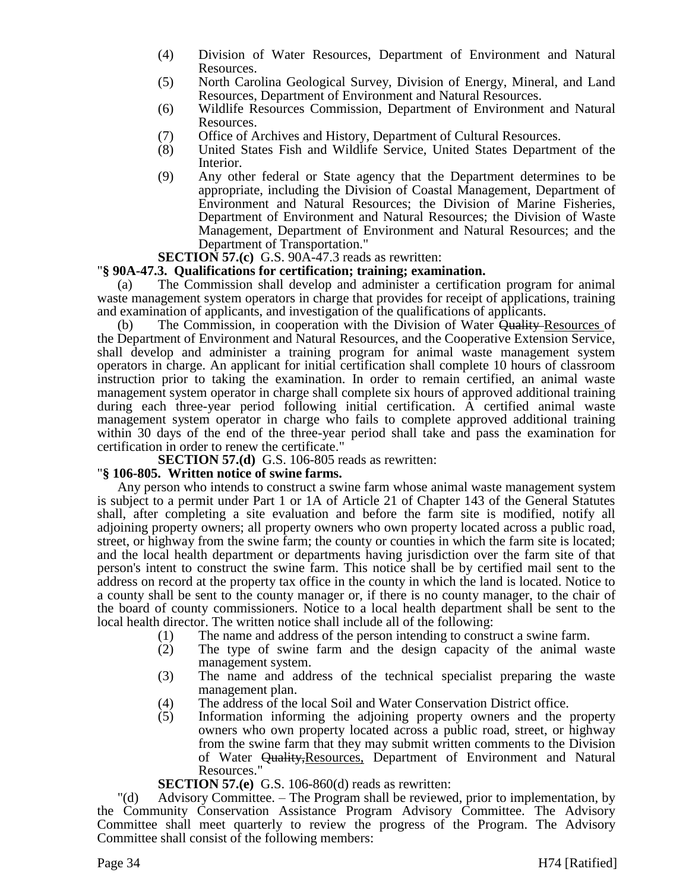(4) Division of Water Resources, Department of Environment and Natural Resources.
(5) North Carolina Geological Survey, Division of Energy, Mineral, and Land Resources, Department of Environment and Natural Resources.
(6) Wildlife Resources Commission, Department of Environment and Natural Resources.
(7) Office of Archives and History, Department of Cultural Resources.
(8) United States Fish and Wildlife Service, United States Department of the Interior.
(9) Any other federal or State agency that the Department determines to be appropriate, including the Division of Coastal Management, Department of Environment and Natural Resources; the Division of Marine Fisheries, Department of Environment and Natural Resources; the Division of Waste Management, Department of Environment and Natural Resources; and the Department of Transportation."

**SECTION 57.(c)** G.S. 90A-47.3 reads as rewritten:

"**§ 90A-47.3. Qualifications for certification; training; examination.**

(a) The Commission shall develop and administer a certification program for animal waste management system operators in charge that provides for receipt of applications, training and examination of applicants, and investigation of the qualifications of applicants.

(b) The Commission, in cooperation with the Division of Water ~~Quality~~ Resources of the Department of Environment and Natural Resources, and the Cooperative Extension Service, shall develop and administer a training program for animal waste management system operators in charge. An applicant for initial certification shall complete 10 hours of classroom instruction prior to taking the examination. In order to remain certified, an animal waste management system operator in charge shall complete six hours of approved additional training during each three-year period following initial certification. A certified animal waste management system operator in charge who fails to complete approved additional training within 30 days of the end of the three-year period shall take and pass the examination for certification in order to renew the certificate."

**SECTION 57.(d)** G.S. 106-805 reads as rewritten:

"**§ 106-805. Written notice of swine farms.**

Any person who intends to construct a swine farm whose animal waste management system is subject to a permit under Part 1 or 1A of Article 21 of Chapter 143 of the General Statutes shall, after completing a site evaluation and before the farm site is modified, notify all adjoining property owners; all property owners who own property located across a public road, street, or highway from the swine farm; the county or counties in which the farm site is located; and the local health department or departments having jurisdiction over the farm site of that person's intent to construct the swine farm. This notice shall be by certified mail sent to the address on record at the property tax office in the county in which the land is located. Notice to a county shall be sent to the county manager or, if there is no county manager, to the chair of the board of county commissioners. Notice to a local health department shall be sent to the local health director. The written notice shall include all of the following:

(1) The name and address of the person intending to construct a swine farm.
(2) The type of swine farm and the design capacity of the animal waste management system.
(3) The name and address of the technical specialist preparing the waste management plan.
(4) The address of the local Soil and Water Conservation District office.
(5) Information informing the adjoining property owners and the property owners who own property located across a public road, street, or highway from the swine farm that they may submit written comments to the Division of Water ~~Quality,~~Resources, Department of Environment and Natural Resources."

**SECTION 57.(e)** G.S. 106-860(d) reads as rewritten:

"(d) Advisory Committee. – The Program shall be reviewed, prior to implementation, by the Community Conservation Assistance Program Advisory Committee. The Advisory Committee shall meet quarterly to review the progress of the Program. The Advisory Committee shall consist of the following members: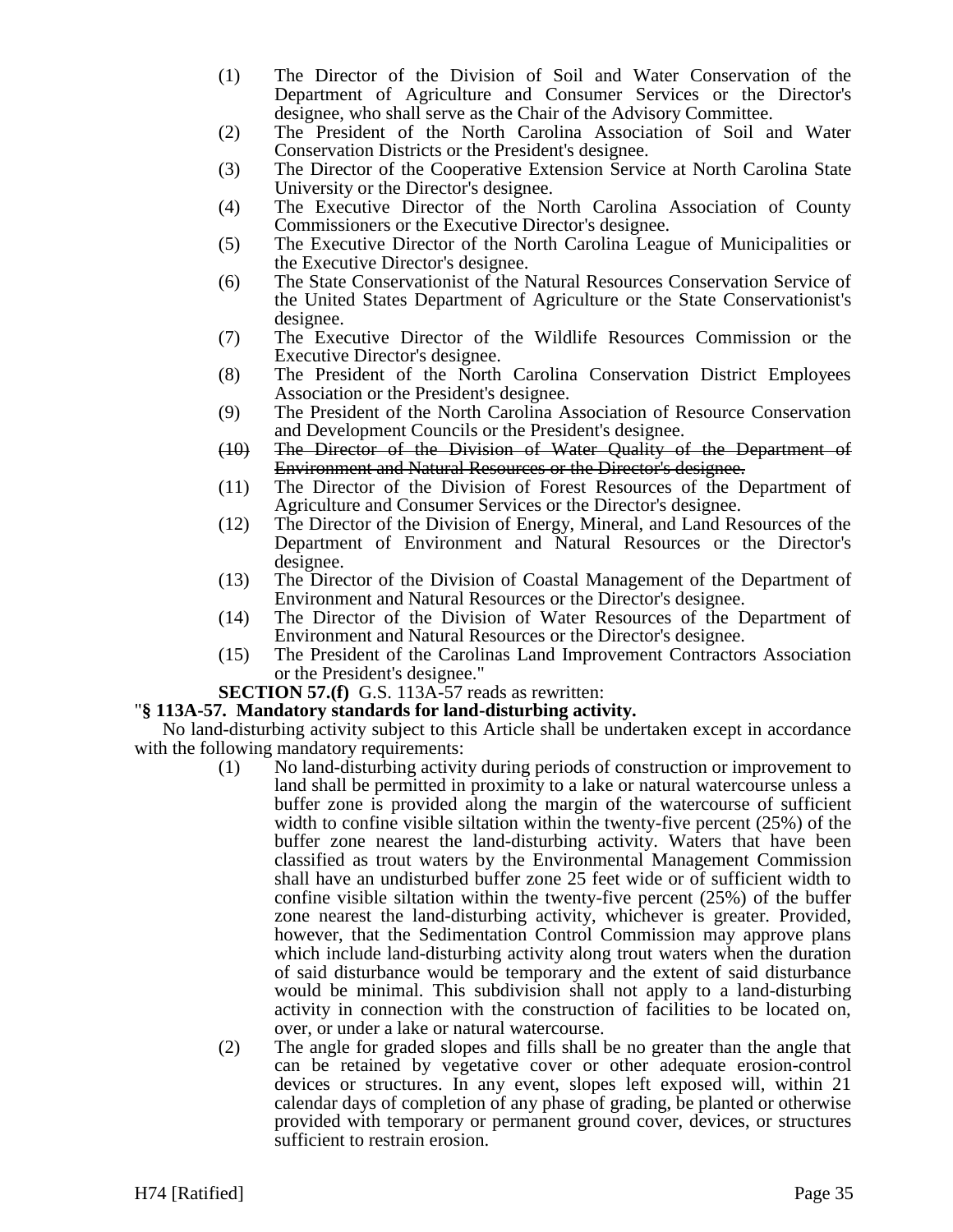(1) The Director of the Division of Soil and Water Conservation of the Department of Agriculture and Consumer Services or the Director's designee, who shall serve as the Chair of the Advisory Committee.

(2) The President of the North Carolina Association of Soil and Water Conservation Districts or the President's designee.

(3) The Director of the Cooperative Extension Service at North Carolina State University or the Director's designee.

(4) The Executive Director of the North Carolina Association of County Commissioners or the Executive Director's designee.

(5) The Executive Director of the North Carolina League of Municipalities or the Executive Director's designee.

(6) The State Conservationist of the Natural Resources Conservation Service of the United States Department of Agriculture or the State Conservationist's designee.

(7) The Executive Director of the Wildlife Resources Commission or the Executive Director's designee.

(8) The President of the North Carolina Conservation District Employees Association or the President's designee.

(9) The President of the North Carolina Association of Resource Conservation and Development Councils or the President's designee.

~~(10) The Director of the Division of Water Quality of the Department of Environment and Natural Resources or the Director's designee.~~

(11) The Director of the Division of Forest Resources of the Department of Agriculture and Consumer Services or the Director's designee.

(12) The Director of the Division of Energy, Mineral, and Land Resources of the Department of Environment and Natural Resources or the Director's designee.

(13) The Director of the Division of Coastal Management of the Department of Environment and Natural Resources or the Director's designee.

(14) The Director of the Division of Water Resources of the Department of Environment and Natural Resources or the Director's designee.

(15) The President of the Carolinas Land Improvement Contractors Association or the President's designee."

**SECTION 57.(f)** G.S. 113A-57 reads as rewritten:

"**§ 113A-57. Mandatory standards for land-disturbing activity.**

No land-disturbing activity subject to this Article shall be undertaken except in accordance with the following mandatory requirements:

(1) No land-disturbing activity during periods of construction or improvement to land shall be permitted in proximity to a lake or natural watercourse unless a buffer zone is provided along the margin of the watercourse of sufficient width to confine visible siltation within the twenty-five percent (25%) of the buffer zone nearest the land-disturbing activity. Waters that have been classified as trout waters by the Environmental Management Commission shall have an undisturbed buffer zone 25 feet wide or of sufficient width to confine visible siltation within the twenty-five percent (25%) of the buffer zone nearest the land-disturbing activity, whichever is greater. Provided, however, that the Sedimentation Control Commission may approve plans which include land-disturbing activity along trout waters when the duration of said disturbance would be temporary and the extent of said disturbance would be minimal. This subdivision shall not apply to a land-disturbing activity in connection with the construction of facilities to be located on, over, or under a lake or natural watercourse.

(2) The angle for graded slopes and fills shall be no greater than the angle that can be retained by vegetative cover or other adequate erosion-control devices or structures. In any event, slopes left exposed will, within 21 calendar days of completion of any phase of grading, be planted or otherwise provided with temporary or permanent ground cover, devices, or structures sufficient to restrain erosion.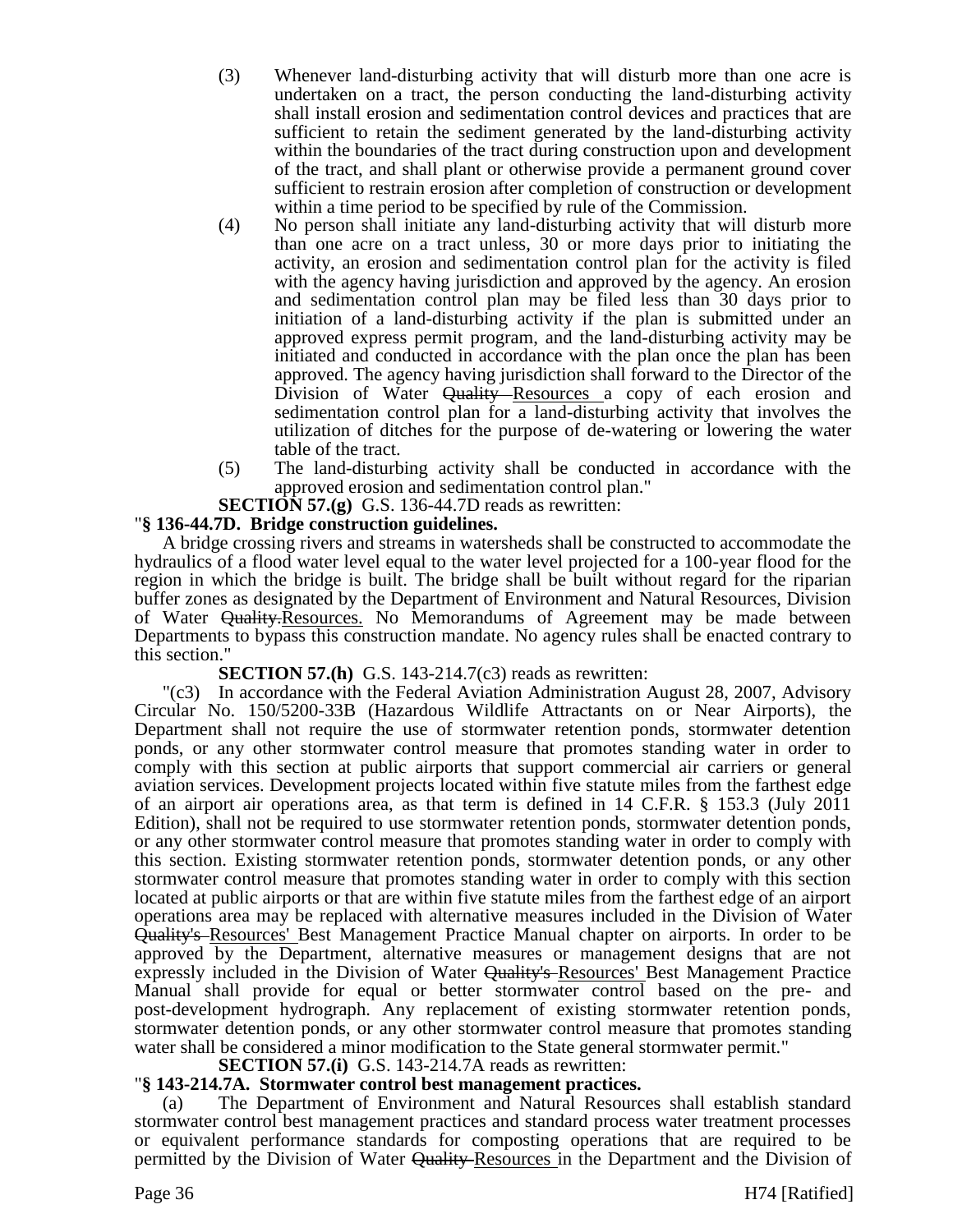(3) Whenever land-disturbing activity that will disturb more than one acre is undertaken on a tract, the person conducting the land-disturbing activity shall install erosion and sedimentation control devices and practices that are sufficient to retain the sediment generated by the land-disturbing activity within the boundaries of the tract during construction upon and development of the tract, and shall plant or otherwise provide a permanent ground cover sufficient to restrain erosion after completion of construction or development within a time period to be specified by rule of the Commission.

(4) No person shall initiate any land-disturbing activity that will disturb more than one acre on a tract unless, 30 or more days prior to initiating the activity, an erosion and sedimentation control plan for the activity is filed with the agency having jurisdiction and approved by the agency. An erosion and sedimentation control plan may be filed less than 30 days prior to initiation of a land-disturbing activity if the plan is submitted under an approved express permit program, and the land-disturbing activity may be initiated and conducted in accordance with the plan once the plan has been approved. The agency having jurisdiction shall forward to the Director of the Division of Water ~~Quality~~ Resources a copy of each erosion and sedimentation control plan for a land-disturbing activity that involves the utilization of ditches for the purpose of de-watering or lowering the water table of the tract.

(5) The land-disturbing activity shall be conducted in accordance with the approved erosion and sedimentation control plan."

**SECTION 57.(g)** G.S. 136-44.7D reads as rewritten:

"**§ 136-44.7D. Bridge construction guidelines.**

A bridge crossing rivers and streams in watersheds shall be constructed to accommodate the hydraulics of a flood water level equal to the water level projected for a 100-year flood for the region in which the bridge is built. The bridge shall be built without regard for the riparian buffer zones as designated by the Department of Environment and Natural Resources, Division of Water ~~Quality.~~Resources. No Memorandums of Agreement may be made between Departments to bypass this construction mandate. No agency rules shall be enacted contrary to this section."

**SECTION 57.(h)** G.S. 143-214.7(c3) reads as rewritten:

"(c3) In accordance with the Federal Aviation Administration August 28, 2007, Advisory Circular No. 150/5200-33B (Hazardous Wildlife Attractants on or Near Airports), the Department shall not require the use of stormwater retention ponds, stormwater detention ponds, or any other stormwater control measure that promotes standing water in order to comply with this section at public airports that support commercial air carriers or general aviation services. Development projects located within five statute miles from the farthest edge of an airport air operations area, as that term is defined in 14 C.F.R. § 153.3 (July 2011 Edition), shall not be required to use stormwater retention ponds, stormwater detention ponds, or any other stormwater control measure that promotes standing water in order to comply with this section. Existing stormwater retention ponds, stormwater detention ponds, or any other stormwater control measure that promotes standing water in order to comply with this section located at public airports or that are within five statute miles from the farthest edge of an airport operations area may be replaced with alternative measures included in the Division of Water ~~Quality's~~ Resources' Best Management Practice Manual chapter on airports. In order to be approved by the Department, alternative measures or management designs that are not expressly included in the Division of Water ~~Quality's~~ Resources' Best Management Practice Manual shall provide for equal or better stormwater control based on the pre- and post-development hydrograph. Any replacement of existing stormwater retention ponds, stormwater detention ponds, or any other stormwater control measure that promotes standing water shall be considered a minor modification to the State general stormwater permit."

**SECTION 57.(i)** G.S. 143-214.7A reads as rewritten:

"**§ 143-214.7A. Stormwater control best management practices.**

(a) The Department of Environment and Natural Resources shall establish standard stormwater control best management practices and standard process water treatment processes or equivalent performance standards for composting operations that are required to be permitted by the Division of Water ~~Quality~~ Resources in the Department and the Division of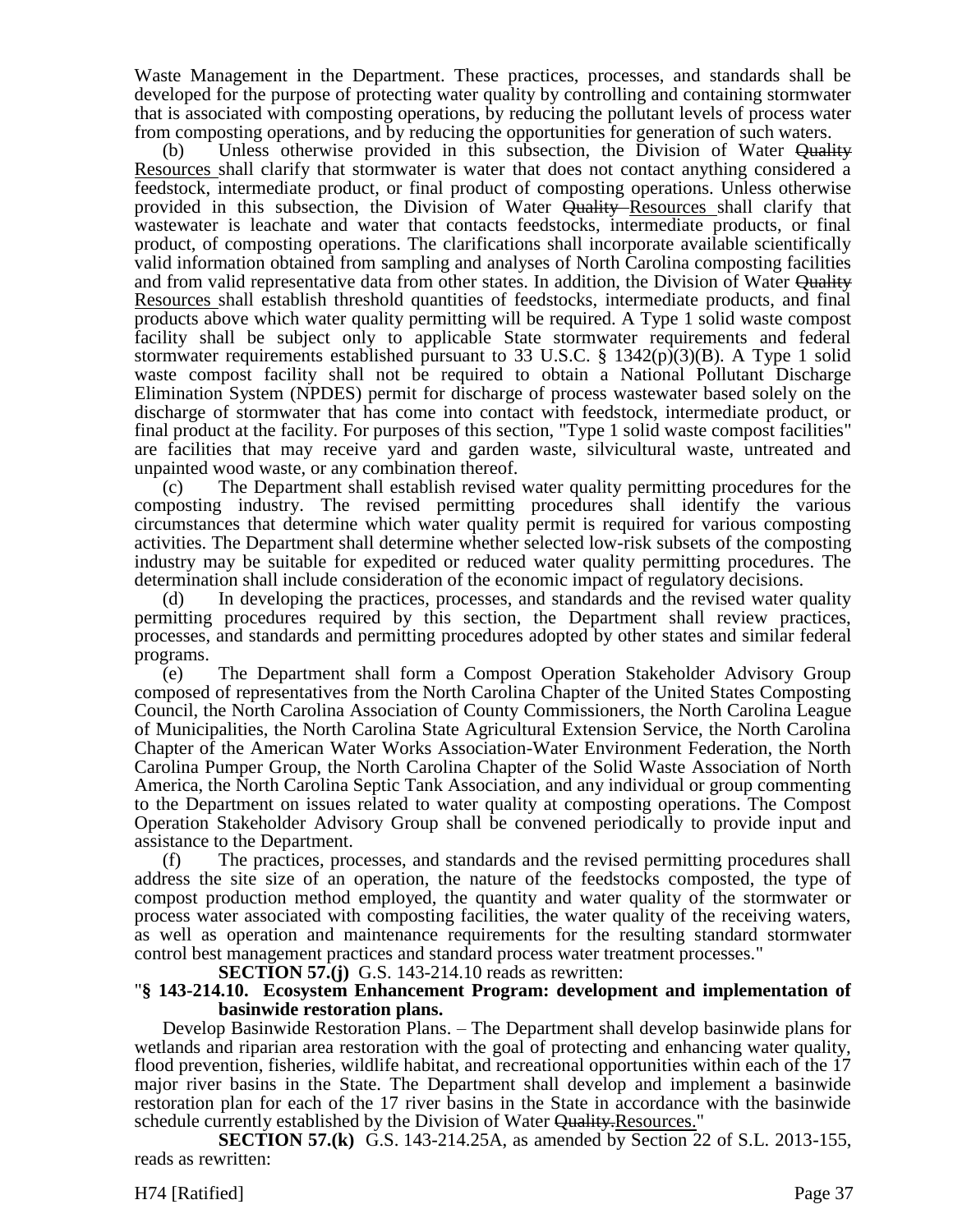Waste Management in the Department. These practices, processes, and standards shall be developed for the purpose of protecting water quality by controlling and containing stormwater that is associated with composting operations, by reducing the pollutant levels of process water from composting operations, and by reducing the opportunities for generation of such waters.

(b) Unless otherwise provided in this subsection, the Division of Water ~~Quality~~ Resources shall clarify that stormwater is water that does not contact anything considered a feedstock, intermediate product, or final product of composting operations. Unless otherwise provided in this subsection, the Division of Water ~~Quality~~ Resources shall clarify that wastewater is leachate and water that contacts feedstocks, intermediate products, or final product, of composting operations. The clarifications shall incorporate available scientifically valid information obtained from sampling and analyses of North Carolina composting facilities and from valid representative data from other states. In addition, the Division of Water ~~Quality~~ Resources shall establish threshold quantities of feedstocks, intermediate products, and final products above which water quality permitting will be required. A Type 1 solid waste compost facility shall be subject only to applicable State stormwater requirements and federal stormwater requirements established pursuant to 33 U.S.C. § 1342(p)(3)(B). A Type 1 solid waste compost facility shall not be required to obtain a National Pollutant Discharge Elimination System (NPDES) permit for discharge of process wastewater based solely on the discharge of stormwater that has come into contact with feedstock, intermediate product, or final product at the facility. For purposes of this section, "Type 1 solid waste compost facilities" are facilities that may receive yard and garden waste, silvicultural waste, untreated and unpainted wood waste, or any combination thereof.

(c) The Department shall establish revised water quality permitting procedures for the composting industry. The revised permitting procedures shall identify the various circumstances that determine which water quality permit is required for various composting activities. The Department shall determine whether selected low-risk subsets of the composting industry may be suitable for expedited or reduced water quality permitting procedures. The determination shall include consideration of the economic impact of regulatory decisions.

(d) In developing the practices, processes, and standards and the revised water quality permitting procedures required by this section, the Department shall review practices, processes, and standards and permitting procedures adopted by other states and similar federal programs.

(e) The Department shall form a Compost Operation Stakeholder Advisory Group composed of representatives from the North Carolina Chapter of the United States Composting Council, the North Carolina Association of County Commissioners, the North Carolina League of Municipalities, the North Carolina State Agricultural Extension Service, the North Carolina Chapter of the American Water Works Association-Water Environment Federation, the North Carolina Pumper Group, the North Carolina Chapter of the Solid Waste Association of North America, the North Carolina Septic Tank Association, and any individual or group commenting to the Department on issues related to water quality at composting operations. The Compost Operation Stakeholder Advisory Group shall be convened periodically to provide input and assistance to the Department.

(f) The practices, processes, and standards and the revised permitting procedures shall address the site size of an operation, the nature of the feedstocks composted, the type of compost production method employed, the quantity and water quality of the stormwater or process water associated with composting facilities, the water quality of the receiving waters, as well as operation and maintenance requirements for the resulting standard stormwater control best management practices and standard process water treatment processes."

**SECTION 57.(j)** G.S. 143-214.10 reads as rewritten:

"**§ 143-214.10. Ecosystem Enhancement Program: development and implementation of basinwide restoration plans.**

Develop Basinwide Restoration Plans. – The Department shall develop basinwide plans for wetlands and riparian area restoration with the goal of protecting and enhancing water quality, flood prevention, fisheries, wildlife habitat, and recreational opportunities within each of the 17 major river basins in the State. The Department shall develop and implement a basinwide restoration plan for each of the 17 river basins in the State in accordance with the basinwide schedule currently established by the Division of Water ~~Quality.~~Resources."

**SECTION 57.(k)** G.S. 143-214.25A, as amended by Section 22 of S.L. 2013-155, reads as rewritten: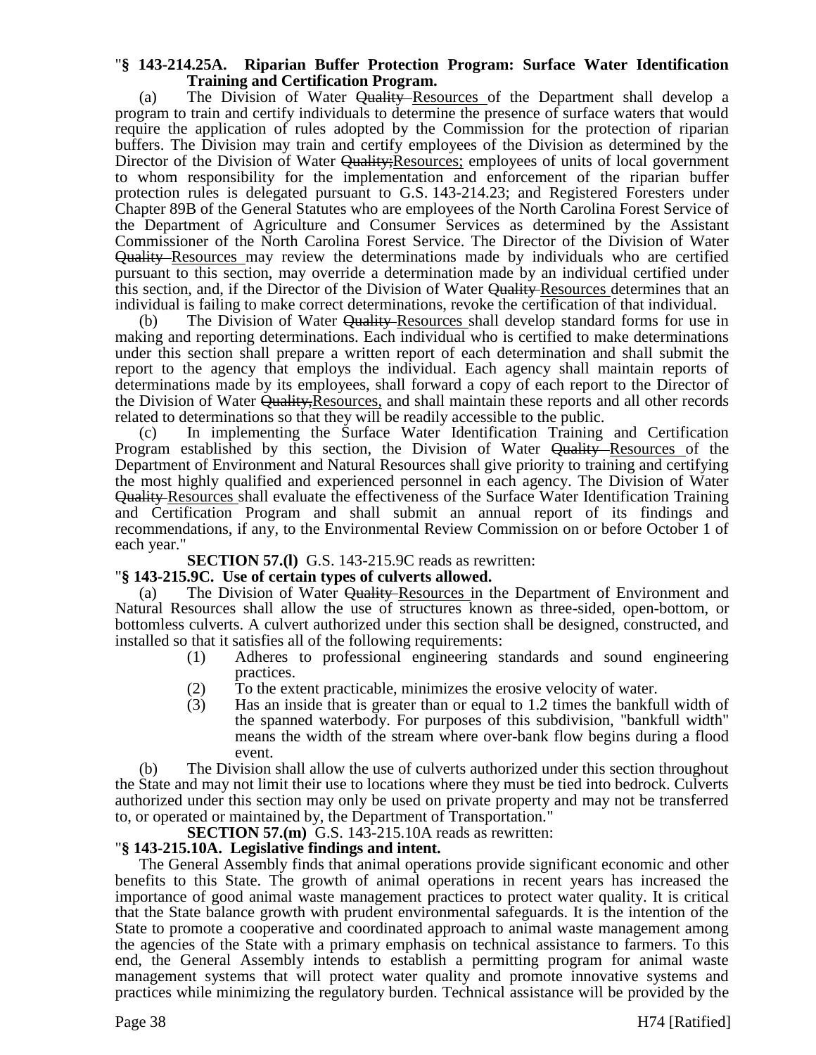"**§ 143-214.25A. Riparian Buffer Protection Program: Surface Water Identification Training and Certification Program.**

(a) The Division of Water ~~Quality~~ Resources of the Department shall develop a program to train and certify individuals to determine the presence of surface waters that would require the application of rules adopted by the Commission for the protection of riparian buffers. The Division may train and certify employees of the Division as determined by the Director of the Division of Water ~~Quality;~~Resources; employees of units of local government to whom responsibility for the implementation and enforcement of the riparian buffer protection rules is delegated pursuant to G.S. 143-214.23; and Registered Foresters under Chapter 89B of the General Statutes who are employees of the North Carolina Forest Service of the Department of Agriculture and Consumer Services as determined by the Assistant Commissioner of the North Carolina Forest Service. The Director of the Division of Water ~~Quality~~ Resources may review the determinations made by individuals who are certified pursuant to this section, may override a determination made by an individual certified under this section, and, if the Director of the Division of Water ~~Quality~~ Resources determines that an individual is failing to make correct determinations, revoke the certification of that individual.

(b) The Division of Water ~~Quality~~ Resources shall develop standard forms for use in making and reporting determinations. Each individual who is certified to make determinations under this section shall prepare a written report of each determination and shall submit the report to the agency that employs the individual. Each agency shall maintain reports of determinations made by its employees, shall forward a copy of each report to the Director of the Division of Water ~~Quality,~~Resources, and shall maintain these reports and all other records related to determinations so that they will be readily accessible to the public.

(c) In implementing the Surface Water Identification Training and Certification Program established by this section, the Division of Water ~~Quality~~ Resources of the Department of Environment and Natural Resources shall give priority to training and certifying the most highly qualified and experienced personnel in each agency. The Division of Water ~~Quality~~ Resources shall evaluate the effectiveness of the Surface Water Identification Training and Certification Program and shall submit an annual report of its findings and recommendations, if any, to the Environmental Review Commission on or before October 1 of each year."

**SECTION 57.(l)** G.S. 143-215.9C reads as rewritten:

"**§ 143-215.9C. Use of certain types of culverts allowed.**

(a) The Division of Water ~~Quality~~ Resources in the Department of Environment and Natural Resources shall allow the use of structures known as three-sided, open-bottom, or bottomless culverts. A culvert authorized under this section shall be designed, constructed, and installed so that it satisfies all of the following requirements:

(1) Adheres to professional engineering standards and sound engineering practices.
(2) To the extent practicable, minimizes the erosive velocity of water.
(3) Has an inside that is greater than or equal to 1.2 times the bankfull width of the spanned waterbody. For purposes of this subdivision, "bankfull width" means the width of the stream where over-bank flow begins during a flood event.

(b) The Division shall allow the use of culverts authorized under this section throughout the State and may not limit their use to locations where they must be tied into bedrock. Culverts authorized under this section may only be used on private property and may not be transferred to, or operated or maintained by, the Department of Transportation."

**SECTION 57.(m)** G.S. 143-215.10A reads as rewritten:

"**§ 143-215.10A. Legislative findings and intent.**

The General Assembly finds that animal operations provide significant economic and other benefits to this State. The growth of animal operations in recent years has increased the importance of good animal waste management practices to protect water quality. It is critical that the State balance growth with prudent environmental safeguards. It is the intention of the State to promote a cooperative and coordinated approach to animal waste management among the agencies of the State with a primary emphasis on technical assistance to farmers. To this end, the General Assembly intends to establish a permitting program for animal waste management systems that will protect water quality and promote innovative systems and practices while minimizing the regulatory burden. Technical assistance will be provided by the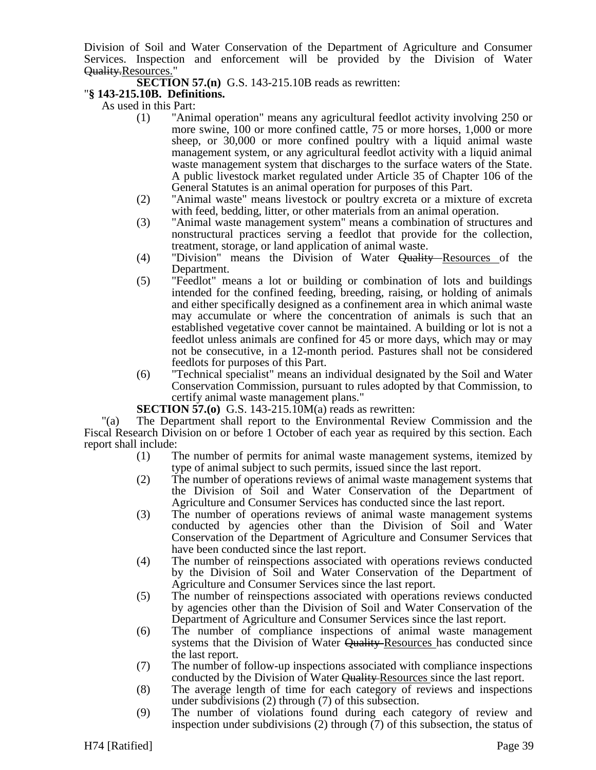Division of Soil and Water Conservation of the Department of Agriculture and Consumer Services. Inspection and enforcement will be provided by the Division of Water ~~Quality.~~Resources."

**SECTION 57.(n)** G.S. 143-215.10B reads as rewritten:

"**§ 143-215.10B. Definitions.**

As used in this Part:

(1) "Animal operation" means any agricultural feedlot activity involving 250 or more swine, 100 or more confined cattle, 75 or more horses, 1,000 or more sheep, or 30,000 or more confined poultry with a liquid animal waste management system, or any agricultural feedlot activity with a liquid animal waste management system that discharges to the surface waters of the State. A public livestock market regulated under Article 35 of Chapter 106 of the General Statutes is an animal operation for purposes of this Part.

(2) "Animal waste" means livestock or poultry excreta or a mixture of excreta with feed, bedding, litter, or other materials from an animal operation.

(3) "Animal waste management system" means a combination of structures and nonstructural practices serving a feedlot that provide for the collection, treatment, storage, or land application of animal waste.

(4) "Division" means the Division of Water ~~Quality~~ Resources of the Department.

(5) "Feedlot" means a lot or building or combination of lots and buildings intended for the confined feeding, breeding, raising, or holding of animals and either specifically designed as a confinement area in which animal waste may accumulate or where the concentration of animals is such that an established vegetative cover cannot be maintained. A building or lot is not a feedlot unless animals are confined for 45 or more days, which may or may not be consecutive, in a 12-month period. Pastures shall not be considered feedlots for purposes of this Part.

(6) "Technical specialist" means an individual designated by the Soil and Water Conservation Commission, pursuant to rules adopted by that Commission, to certify animal waste management plans."

**SECTION 57.(o)** G.S. 143-215.10M(a) reads as rewritten:

"(a) The Department shall report to the Environmental Review Commission and the Fiscal Research Division on or before 1 October of each year as required by this section. Each report shall include:

(1) The number of permits for animal waste management systems, itemized by type of animal subject to such permits, issued since the last report.

(2) The number of operations reviews of animal waste management systems that the Division of Soil and Water Conservation of the Department of Agriculture and Consumer Services has conducted since the last report.

(3) The number of operations reviews of animal waste management systems conducted by agencies other than the Division of Soil and Water Conservation of the Department of Agriculture and Consumer Services that have been conducted since the last report.

(4) The number of reinspections associated with operations reviews conducted by the Division of Soil and Water Conservation of the Department of Agriculture and Consumer Services since the last report.

(5) The number of reinspections associated with operations reviews conducted by agencies other than the Division of Soil and Water Conservation of the Department of Agriculture and Consumer Services since the last report.

(6) The number of compliance inspections of animal waste management systems that the Division of Water ~~Quality~~ Resources has conducted since the last report.

(7) The number of follow-up inspections associated with compliance inspections conducted by the Division of Water ~~Quality~~ Resources since the last report.

(8) The average length of time for each category of reviews and inspections under subdivisions (2) through (7) of this subsection.

(9) The number of violations found during each category of review and inspection under subdivisions (2) through (7) of this subsection, the status of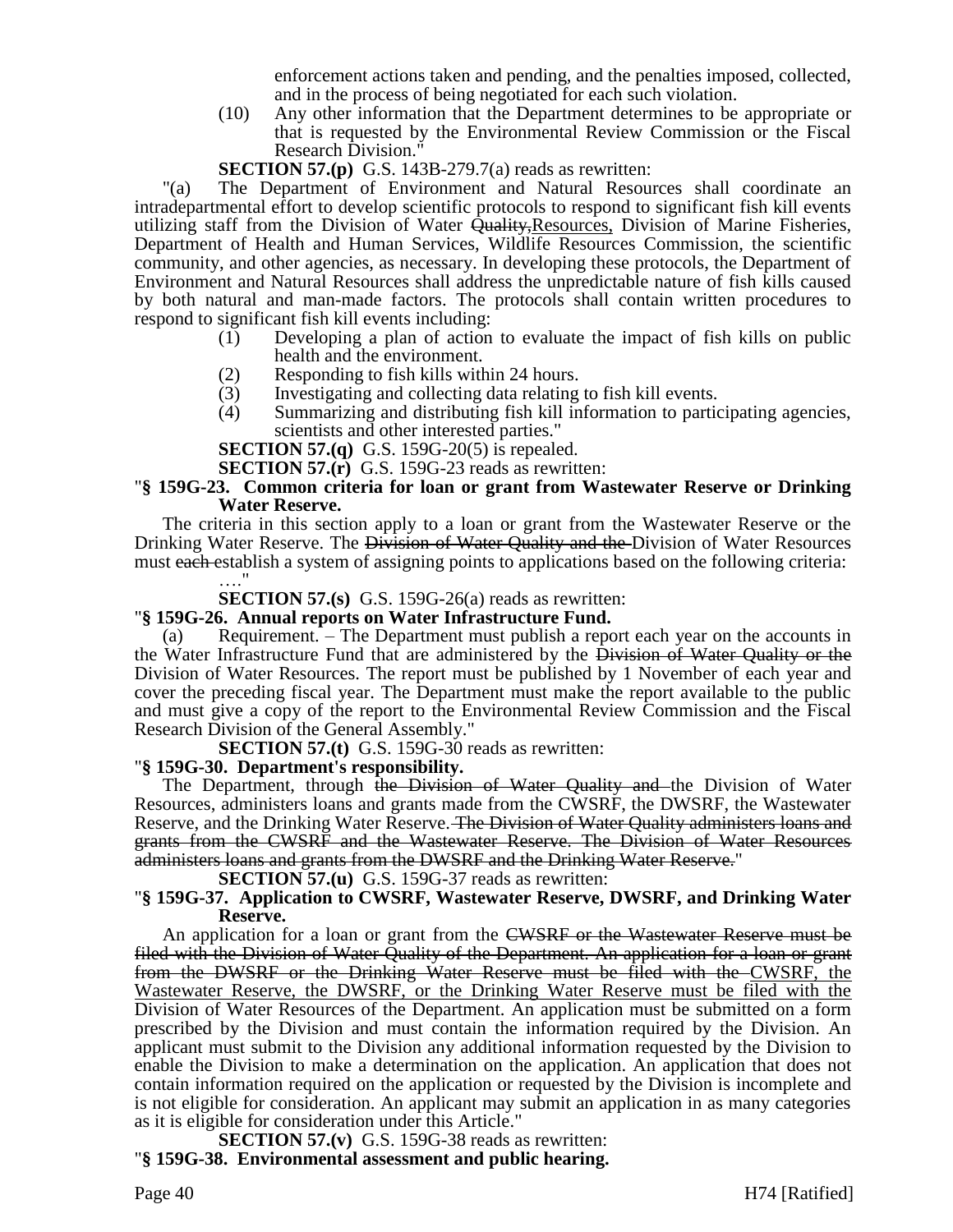enforcement actions taken and pending, and the penalties imposed, collected, and in the process of being negotiated for each such violation.

(10) Any other information that the Department determines to be appropriate or that is requested by the Environmental Review Commission or the Fiscal Research Division."

**SECTION 57.(p)** G.S. 143B-279.7(a) reads as rewritten:

"(a) The Department of Environment and Natural Resources shall coordinate an intradepartmental effort to develop scientific protocols to respond to significant fish kill events utilizing staff from the Division of Water ~~Quality,~~Resources, Division of Marine Fisheries, Department of Health and Human Services, Wildlife Resources Commission, the scientific community, and other agencies, as necessary. In developing these protocols, the Department of Environment and Natural Resources shall address the unpredictable nature of fish kills caused by both natural and man-made factors. The protocols shall contain written procedures to respond to significant fish kill events including:

(1) Developing a plan of action to evaluate the impact of fish kills on public health and the environment.
(2) Responding to fish kills within 24 hours.
(3) Investigating and collecting data relating to fish kill events.
(4) Summarizing and distributing fish kill information to participating agencies, scientists and other interested parties."

**SECTION 57.(q)** G.S. 159G-20(5) is repealed.

**SECTION 57.(r)** G.S. 159G-23 reads as rewritten:

"**§ 159G-23. Common criteria for loan or grant from Wastewater Reserve or Drinking Water Reserve.**

The criteria in this section apply to a loan or grant from the Wastewater Reserve or the Drinking Water Reserve. The ~~Division of Water Quality and the~~ Division of Water Resources must ~~each~~ establish a system of assigning points to applications based on the following criteria:

…."

**SECTION 57.(s)** G.S. 159G-26(a) reads as rewritten:

"**§ 159G-26. Annual reports on Water Infrastructure Fund.**

(a) Requirement. – The Department must publish a report each year on the accounts in the Water Infrastructure Fund that are administered by the ~~Division of Water Quality or the~~ Division of Water Resources. The report must be published by 1 November of each year and cover the preceding fiscal year. The Department must make the report available to the public and must give a copy of the report to the Environmental Review Commission and the Fiscal Research Division of the General Assembly."

**SECTION 57.(t)** G.S. 159G-30 reads as rewritten:

"**§ 159G-30. Department's responsibility.**

The Department, through ~~the Division of Water Quality and~~ the Division of Water Resources, administers loans and grants made from the CWSRF, the DWSRF, the Wastewater Reserve, and the Drinking Water Reserve. ~~The Division of Water Quality administers loans and grants from the CWSRF and the Wastewater Reserve. The Division of Water Resources administers loans and grants from the DWSRF and the Drinking Water Reserve.~~"

**SECTION 57.(u)** G.S. 159G-37 reads as rewritten:

"**§ 159G-37. Application to CWSRF, Wastewater Reserve, DWSRF, and Drinking Water Reserve.**

An application for a loan or grant from the ~~CWSRF or the Wastewater Reserve must be filed with the Division of Water Quality of the Department. An application for a loan or grant from the DWSRF or the Drinking Water Reserve must be filed with the~~ CWSRF, the Wastewater Reserve, the DWSRF, or the Drinking Water Reserve must be filed with the Division of Water Resources of the Department. An application must be submitted on a form prescribed by the Division and must contain the information required by the Division. An applicant must submit to the Division any additional information requested by the Division to enable the Division to make a determination on the application. An application that does not contain information required on the application or requested by the Division is incomplete and is not eligible for consideration. An applicant may submit an application in as many categories as it is eligible for consideration under this Article."

**SECTION 57.(v)** G.S. 159G-38 reads as rewritten:

"**§ 159G-38. Environmental assessment and public hearing.**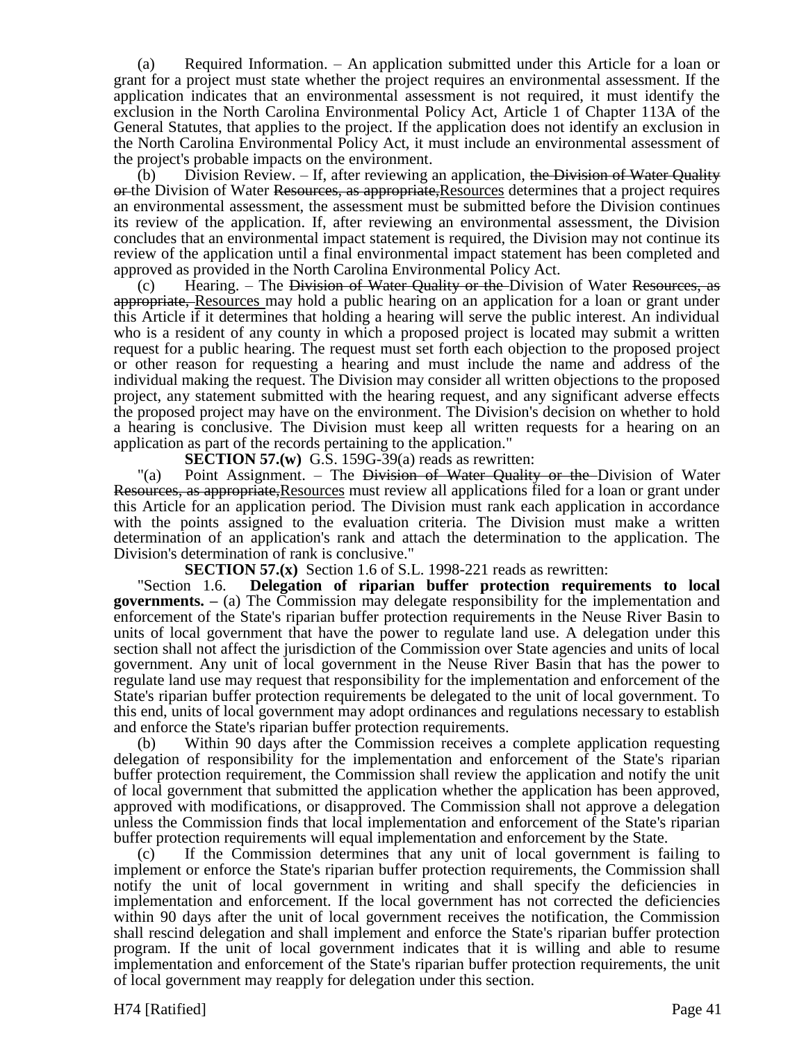(a) Required Information. – An application submitted under this Article for a loan or grant for a project must state whether the project requires an environmental assessment. If the application indicates that an environmental assessment is not required, it must identify the exclusion in the North Carolina Environmental Policy Act, Article 1 of Chapter 113A of the General Statutes, that applies to the project. If the application does not identify an exclusion in the North Carolina Environmental Policy Act, it must include an environmental assessment of the project's probable impacts on the environment.

(b) Division Review. – If, after reviewing an application, ~~the Division of Water Quality or~~ the Division of Water ~~Resources, as appropriate,~~Resources determines that a project requires an environmental assessment, the assessment must be submitted before the Division continues its review of the application. If, after reviewing an environmental assessment, the Division concludes that an environmental impact statement is required, the Division may not continue its review of the application until a final environmental impact statement has been completed and approved as provided in the North Carolina Environmental Policy Act.

(c) Hearing. – The ~~Division of Water Quality or the~~ Division of Water ~~Resources, as appropriate,~~ Resources may hold a public hearing on an application for a loan or grant under this Article if it determines that holding a hearing will serve the public interest. An individual who is a resident of any county in which a proposed project is located may submit a written request for a public hearing. The request must set forth each objection to the proposed project or other reason for requesting a hearing and must include the name and address of the individual making the request. The Division may consider all written objections to the proposed project, any statement submitted with the hearing request, and any significant adverse effects the proposed project may have on the environment. The Division's decision on whether to hold a hearing is conclusive. The Division must keep all written requests for a hearing on an application as part of the records pertaining to the application."

**SECTION 57.(w)** G.S. 159G-39(a) reads as rewritten:

"(a) Point Assignment. – The ~~Division of Water Quality or the~~ Division of Water ~~Resources, as appropriate,~~Resources must review all applications filed for a loan or grant under this Article for an application period. The Division must rank each application in accordance with the points assigned to the evaluation criteria. The Division must make a written determination of an application's rank and attach the determination to the application. The Division's determination of rank is conclusive."

**SECTION 57.(x)** Section 1.6 of S.L. 1998-221 reads as rewritten:

"Section 1.6. **Delegation of riparian buffer protection requirements to local governments. –** (a) The Commission may delegate responsibility for the implementation and enforcement of the State's riparian buffer protection requirements in the Neuse River Basin to units of local government that have the power to regulate land use. A delegation under this section shall not affect the jurisdiction of the Commission over State agencies and units of local government. Any unit of local government in the Neuse River Basin that has the power to regulate land use may request that responsibility for the implementation and enforcement of the State's riparian buffer protection requirements be delegated to the unit of local government. To this end, units of local government may adopt ordinances and regulations necessary to establish and enforce the State's riparian buffer protection requirements.

(b) Within 90 days after the Commission receives a complete application requesting delegation of responsibility for the implementation and enforcement of the State's riparian buffer protection requirement, the Commission shall review the application and notify the unit of local government that submitted the application whether the application has been approved, approved with modifications, or disapproved. The Commission shall not approve a delegation unless the Commission finds that local implementation and enforcement of the State's riparian buffer protection requirements will equal implementation and enforcement by the State.

(c) If the Commission determines that any unit of local government is failing to implement or enforce the State's riparian buffer protection requirements, the Commission shall notify the unit of local government in writing and shall specify the deficiencies in implementation and enforcement. If the local government has not corrected the deficiencies within 90 days after the unit of local government receives the notification, the Commission shall rescind delegation and shall implement and enforce the State's riparian buffer protection program. If the unit of local government indicates that it is willing and able to resume implementation and enforcement of the State's riparian buffer protection requirements, the unit of local government may reapply for delegation under this section.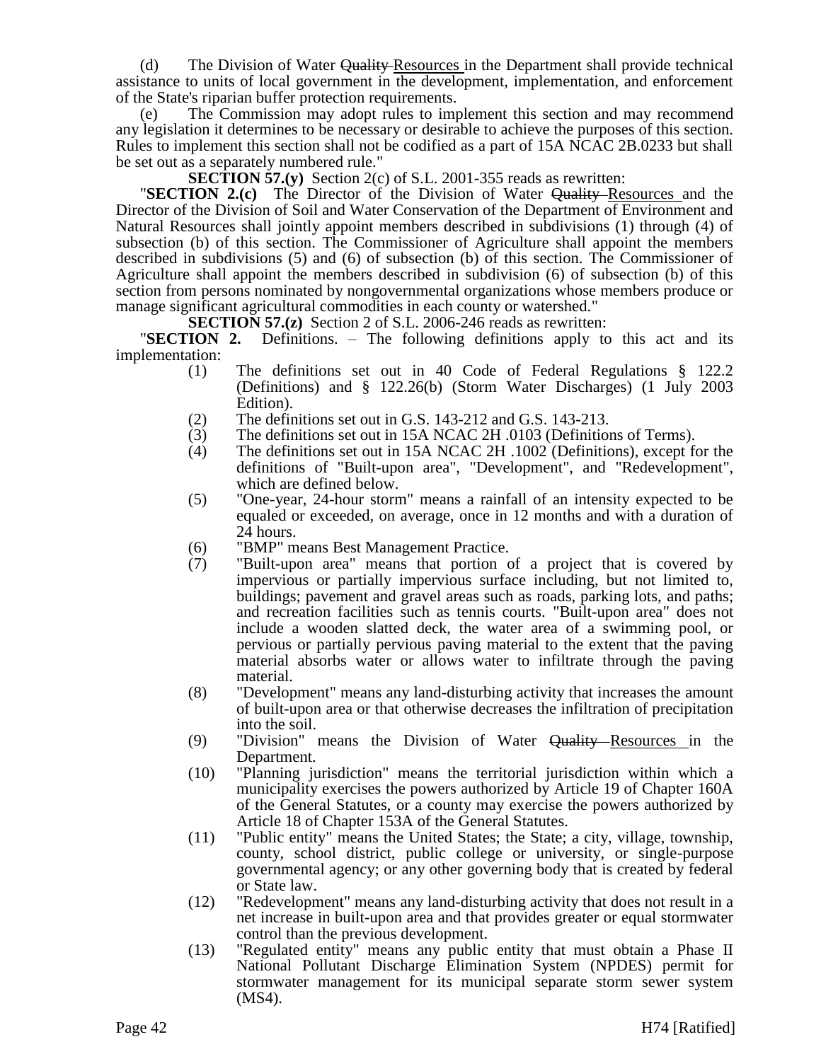(d) The Division of Water ~~Quality~~ Resources in the Department shall provide technical assistance to units of local government in the development, implementation, and enforcement of the State's riparian buffer protection requirements.

(e) The Commission may adopt rules to implement this section and may recommend any legislation it determines to be necessary or desirable to achieve the purposes of this section. Rules to implement this section shall not be codified as a part of 15A NCAC 2B.0233 but shall be set out as a separately numbered rule."

**SECTION 57.(y)** Section 2(c) of S.L. 2001-355 reads as rewritten:

"**SECTION 2.(c)** The Director of the Division of Water ~~Quality~~ Resources and the Director of the Division of Soil and Water Conservation of the Department of Environment and Natural Resources shall jointly appoint members described in subdivisions (1) through (4) of subsection (b) of this section. The Commissioner of Agriculture shall appoint the members described in subdivisions (5) and (6) of subsection (b) of this section. The Commissioner of Agriculture shall appoint the members described in subdivision (6) of subsection (b) of this section from persons nominated by nongovernmental organizations whose members produce or manage significant agricultural commodities in each county or watershed."

**SECTION 57.(z)** Section 2 of S.L. 2006-246 reads as rewritten:

"**SECTION 2.** Definitions. – The following definitions apply to this act and its implementation:

(1) The definitions set out in 40 Code of Federal Regulations § 122.2 (Definitions) and § 122.26(b) (Storm Water Discharges) (1 July 2003 Edition).

(2) The definitions set out in G.S. 143-212 and G.S. 143-213.

(3) The definitions set out in 15A NCAC 2H .0103 (Definitions of Terms).

(4) The definitions set out in 15A NCAC 2H .1002 (Definitions), except for the definitions of "Built-upon area", "Development", and "Redevelopment", which are defined below.

(5) "One-year, 24-hour storm" means a rainfall of an intensity expected to be equaled or exceeded, on average, once in 12 months and with a duration of 24 hours.

(6) "BMP" means Best Management Practice.

(7) "Built-upon area" means that portion of a project that is covered by impervious or partially impervious surface including, but not limited to, buildings; pavement and gravel areas such as roads, parking lots, and paths; and recreation facilities such as tennis courts. "Built-upon area" does not include a wooden slatted deck, the water area of a swimming pool, or pervious or partially pervious paving material to the extent that the paving material absorbs water or allows water to infiltrate through the paving material.

(8) "Development" means any land-disturbing activity that increases the amount of built-upon area or that otherwise decreases the infiltration of precipitation into the soil.

(9) "Division" means the Division of Water ~~Quality~~ Resources in the Department.

(10) "Planning jurisdiction" means the territorial jurisdiction within which a municipality exercises the powers authorized by Article 19 of Chapter 160A of the General Statutes, or a county may exercise the powers authorized by Article 18 of Chapter 153A of the General Statutes.

(11) "Public entity" means the United States; the State; a city, village, township, county, school district, public college or university, or single-purpose governmental agency; or any other governing body that is created by federal or State law.

(12) "Redevelopment" means any land-disturbing activity that does not result in a net increase in built-upon area and that provides greater or equal stormwater control than the previous development.

(13) "Regulated entity" means any public entity that must obtain a Phase II National Pollutant Discharge Elimination System (NPDES) permit for stormwater management for its municipal separate storm sewer system (MS4).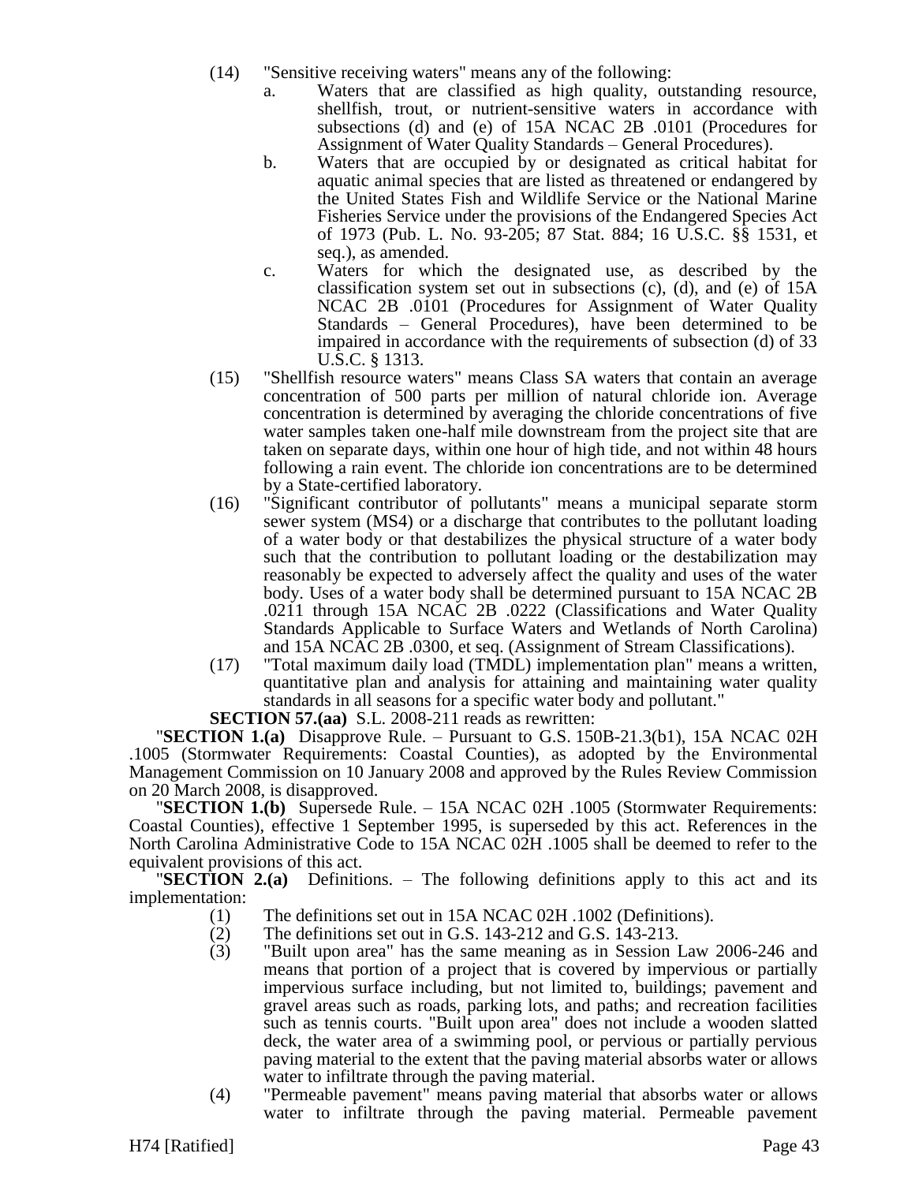(14) "Sensitive receiving waters" means any of the following:

a. Waters that are classified as high quality, outstanding resource, shellfish, trout, or nutrient-sensitive waters in accordance with subsections (d) and (e) of 15A NCAC 2B .0101 (Procedures for Assignment of Water Quality Standards – General Procedures).

b. Waters that are occupied by or designated as critical habitat for aquatic animal species that are listed as threatened or endangered by the United States Fish and Wildlife Service or the National Marine Fisheries Service under the provisions of the Endangered Species Act of 1973 (Pub. L. No. 93-205; 87 Stat. 884; 16 U.S.C. §§ 1531, et seq.), as amended.

c. Waters for which the designated use, as described by the classification system set out in subsections (c), (d), and (e) of 15A NCAC 2B .0101 (Procedures for Assignment of Water Quality Standards – General Procedures), have been determined to be impaired in accordance with the requirements of subsection (d) of 33 U.S.C. § 1313.

(15) "Shellfish resource waters" means Class SA waters that contain an average concentration of 500 parts per million of natural chloride ion. Average concentration is determined by averaging the chloride concentrations of five water samples taken one-half mile downstream from the project site that are taken on separate days, within one hour of high tide, and not within 48 hours following a rain event. The chloride ion concentrations are to be determined by a State-certified laboratory.

(16) "Significant contributor of pollutants" means a municipal separate storm sewer system (MS4) or a discharge that contributes to the pollutant loading of a water body or that destabilizes the physical structure of a water body such that the contribution to pollutant loading or the destabilization may reasonably be expected to adversely affect the quality and uses of the water body. Uses of a water body shall be determined pursuant to 15A NCAC 2B .0211 through 15A NCAC 2B .0222 (Classifications and Water Quality Standards Applicable to Surface Waters and Wetlands of North Carolina) and 15A NCAC 2B .0300, et seq. (Assignment of Stream Classifications).

(17) "Total maximum daily load (TMDL) implementation plan" means a written, quantitative plan and analysis for attaining and maintaining water quality standards in all seasons for a specific water body and pollutant."

**SECTION 57.(aa)** S.L. 2008-211 reads as rewritten:

"**SECTION 1.(a)** Disapprove Rule. – Pursuant to G.S. 150B-21.3(b1), 15A NCAC 02H .1005 (Stormwater Requirements: Coastal Counties), as adopted by the Environmental Management Commission on 10 January 2008 and approved by the Rules Review Commission on 20 March 2008, is disapproved.

"**SECTION 1.(b)** Supersede Rule. – 15A NCAC 02H .1005 (Stormwater Requirements: Coastal Counties), effective 1 September 1995, is superseded by this act. References in the North Carolina Administrative Code to 15A NCAC 02H .1005 shall be deemed to refer to the equivalent provisions of this act.

"**SECTION 2.(a)** Definitions. – The following definitions apply to this act and its implementation:

(1) The definitions set out in 15A NCAC 02H .1002 (Definitions).

(2) The definitions set out in G.S. 143-212 and G.S. 143-213.

(3) "Built upon area" has the same meaning as in Session Law 2006-246 and means that portion of a project that is covered by impervious or partially impervious surface including, but not limited to, buildings; pavement and gravel areas such as roads, parking lots, and paths; and recreation facilities such as tennis courts. "Built upon area" does not include a wooden slatted deck, the water area of a swimming pool, or pervious or partially pervious paving material to the extent that the paving material absorbs water or allows water to infiltrate through the paving material.

(4) "Permeable pavement" means paving material that absorbs water or allows water to infiltrate through the paving material. Permeable pavement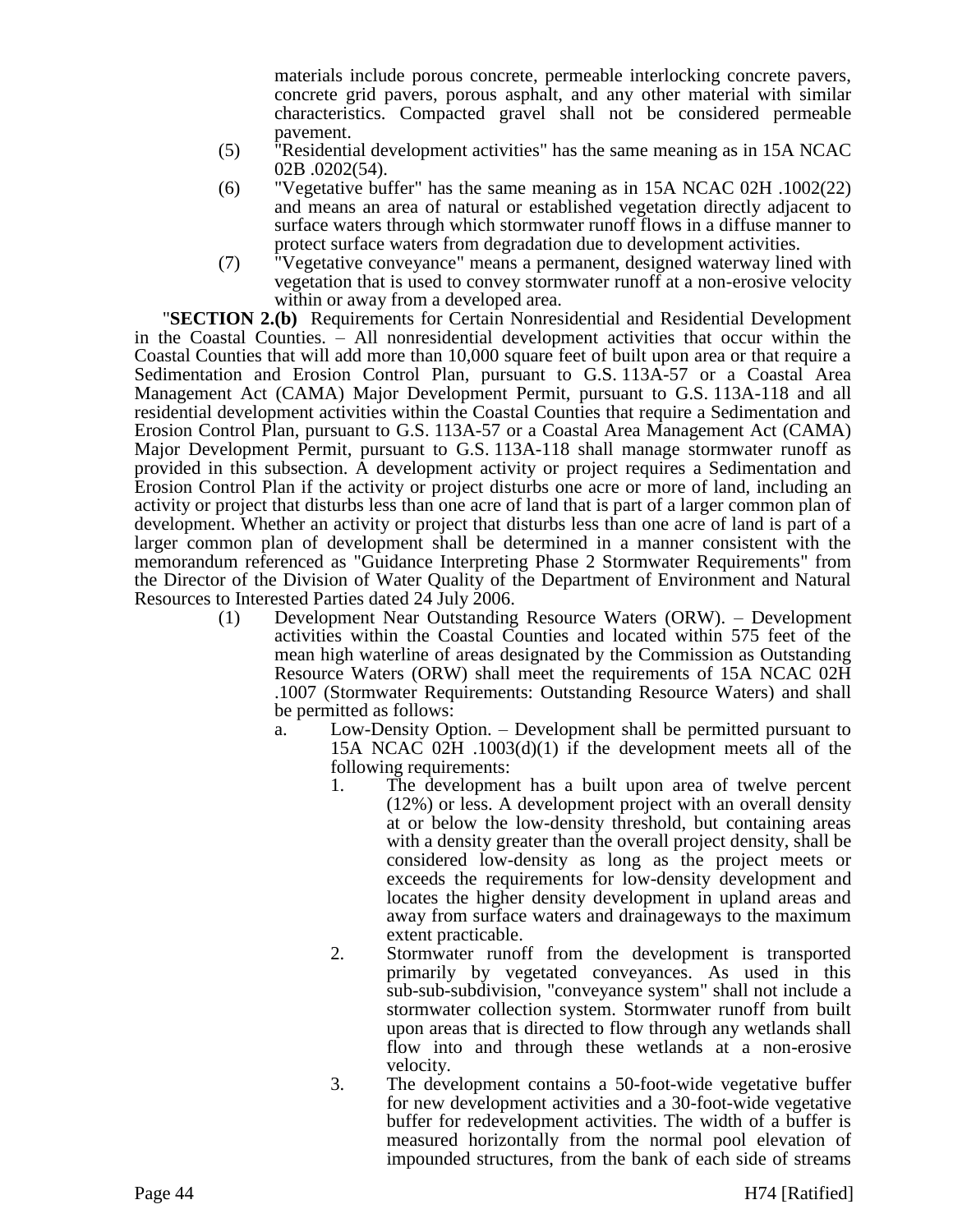materials include porous concrete, permeable interlocking concrete pavers, concrete grid pavers, porous asphalt, and any other material with similar characteristics. Compacted gravel shall not be considered permeable pavement.

(5) "Residential development activities" has the same meaning as in 15A NCAC 02B .0202(54).

(6) "Vegetative buffer" has the same meaning as in 15A NCAC 02H .1002(22) and means an area of natural or established vegetation directly adjacent to surface waters through which stormwater runoff flows in a diffuse manner to protect surface waters from degradation due to development activities.

(7) "Vegetative conveyance" means a permanent, designed waterway lined with vegetation that is used to convey stormwater runoff at a non-erosive velocity within or away from a developed area.

"**SECTION 2.(b)** Requirements for Certain Nonresidential and Residential Development in the Coastal Counties. – All nonresidential development activities that occur within the Coastal Counties that will add more than 10,000 square feet of built upon area or that require a Sedimentation and Erosion Control Plan, pursuant to G.S. 113A-57 or a Coastal Area Management Act (CAMA) Major Development Permit, pursuant to G.S. 113A-118 and all residential development activities within the Coastal Counties that require a Sedimentation and Erosion Control Plan, pursuant to G.S. 113A-57 or a Coastal Area Management Act (CAMA) Major Development Permit, pursuant to G.S. 113A-118 shall manage stormwater runoff as provided in this subsection. A development activity or project requires a Sedimentation and Erosion Control Plan if the activity or project disturbs one acre or more of land, including an activity or project that disturbs less than one acre of land that is part of a larger common plan of development. Whether an activity or project that disturbs less than one acre of land is part of a larger common plan of development shall be determined in a manner consistent with the memorandum referenced as "Guidance Interpreting Phase 2 Stormwater Requirements" from the Director of the Division of Water Quality of the Department of Environment and Natural Resources to Interested Parties dated 24 July 2006.

(1) Development Near Outstanding Resource Waters (ORW). – Development activities within the Coastal Counties and located within 575 feet of the mean high waterline of areas designated by the Commission as Outstanding Resource Waters (ORW) shall meet the requirements of 15A NCAC 02H .1007 (Stormwater Requirements: Outstanding Resource Waters) and shall be permitted as follows:

a. Low-Density Option. – Development shall be permitted pursuant to 15A NCAC 02H .1003(d)(1) if the development meets all of the following requirements:

1. The development has a built upon area of twelve percent (12%) or less. A development project with an overall density at or below the low-density threshold, but containing areas with a density greater than the overall project density, shall be considered low-density as long as the project meets or exceeds the requirements for low-density development and locates the higher density development in upland areas and away from surface waters and drainageways to the maximum extent practicable.

2. Stormwater runoff from the development is transported primarily by vegetated conveyances. As used in this sub-sub-subdivision, "conveyance system" shall not include a stormwater collection system. Stormwater runoff from built upon areas that is directed to flow through any wetlands shall flow into and through these wetlands at a non-erosive velocity.

3. The development contains a 50-foot-wide vegetative buffer for new development activities and a 30-foot-wide vegetative buffer for redevelopment activities. The width of a buffer is measured horizontally from the normal pool elevation of impounded structures, from the bank of each side of streams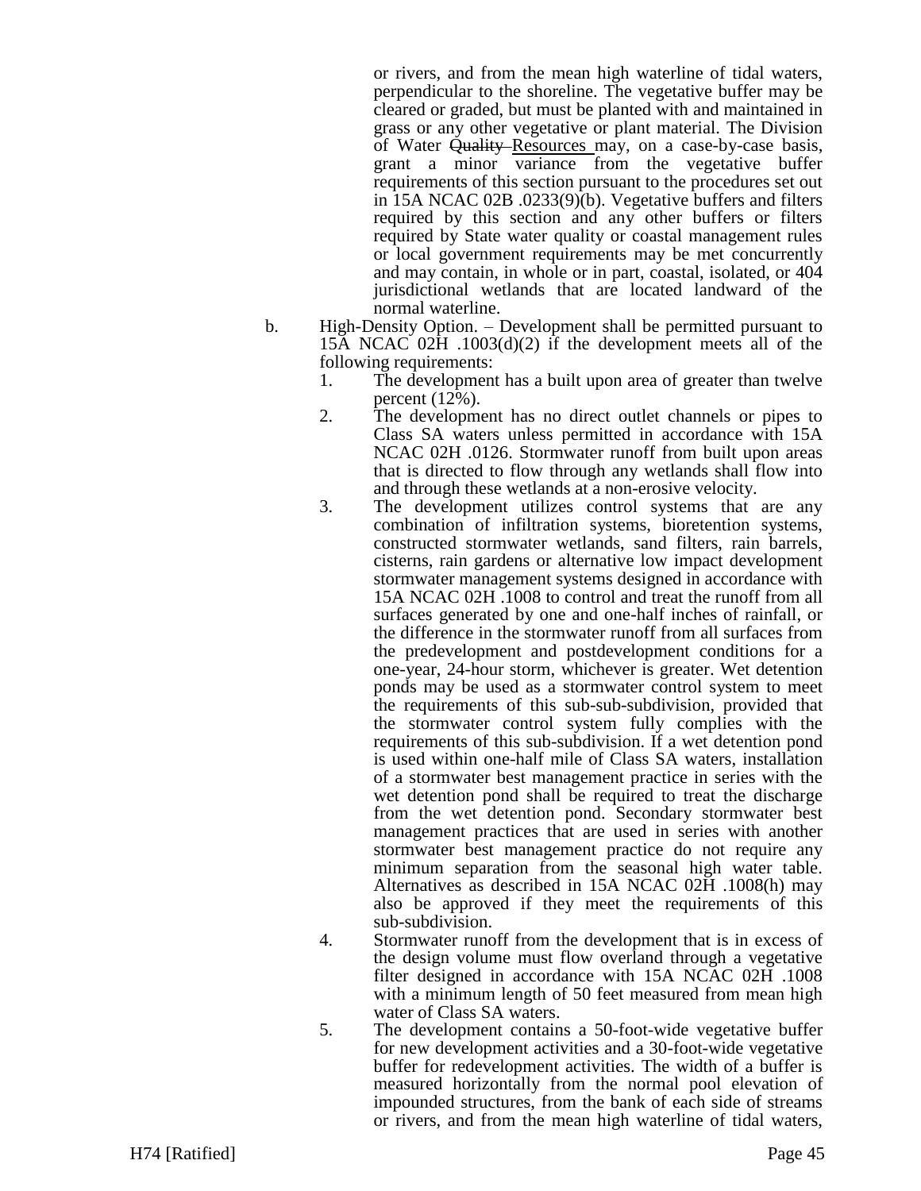or rivers, and from the mean high waterline of tidal waters, perpendicular to the shoreline. The vegetative buffer may be cleared or graded, but must be planted with and maintained in grass or any other vegetative or plant material. The Division of Water ~~Quality~~ <u>Resources</u> may, on a case-by-case basis, grant a minor variance from the vegetative buffer requirements of this section pursuant to the procedures set out in 15A NCAC 02B .0233(9)(b). Vegetative buffers and filters required by this section and any other buffers or filters required by State water quality or coastal management rules or local government requirements may be met concurrently and may contain, in whole or in part, coastal, isolated, or 404 jurisdictional wetlands that are located landward of the normal waterline.

b. High-Density Option. – Development shall be permitted pursuant to 15A NCAC 02H .1003(d)(2) if the development meets all of the following requirements:

   1. The development has a built upon area of greater than twelve percent (12%).
   2. The development has no direct outlet channels or pipes to Class SA waters unless permitted in accordance with 15A NCAC 02H .0126. Stormwater runoff from built upon areas that is directed to flow through any wetlands shall flow into and through these wetlands at a non-erosive velocity.
   3. The development utilizes control systems that are any combination of infiltration systems, bioretention systems, constructed stormwater wetlands, sand filters, rain barrels, cisterns, rain gardens or alternative low impact development stormwater management systems designed in accordance with 15A NCAC 02H .1008 to control and treat the runoff from all surfaces generated by one and one-half inches of rainfall, or the difference in the stormwater runoff from all surfaces from the predevelopment and postdevelopment conditions for a one-year, 24-hour storm, whichever is greater. Wet detention ponds may be used as a stormwater control system to meet the requirements of this sub-sub-subdivision, provided that the stormwater control system fully complies with the requirements of this sub-subdivision. If a wet detention pond is used within one-half mile of Class SA waters, installation of a stormwater best management practice in series with the wet detention pond shall be required to treat the discharge from the wet detention pond. Secondary stormwater best management practices that are used in series with another stormwater best management practice do not require any minimum separation from the seasonal high water table. Alternatives as described in 15A NCAC 02H .1008(h) may also be approved if they meet the requirements of this sub-subdivision.
   4. Stormwater runoff from the development that is in excess of the design volume must flow overland through a vegetative filter designed in accordance with 15A NCAC 02H .1008 with a minimum length of 50 feet measured from mean high water of Class SA waters.
   5. The development contains a 50-foot-wide vegetative buffer for new development activities and a 30-foot-wide vegetative buffer for redevelopment activities. The width of a buffer is measured horizontally from the normal pool elevation of impounded structures, from the bank of each side of streams or rivers, and from the mean high waterline of tidal waters,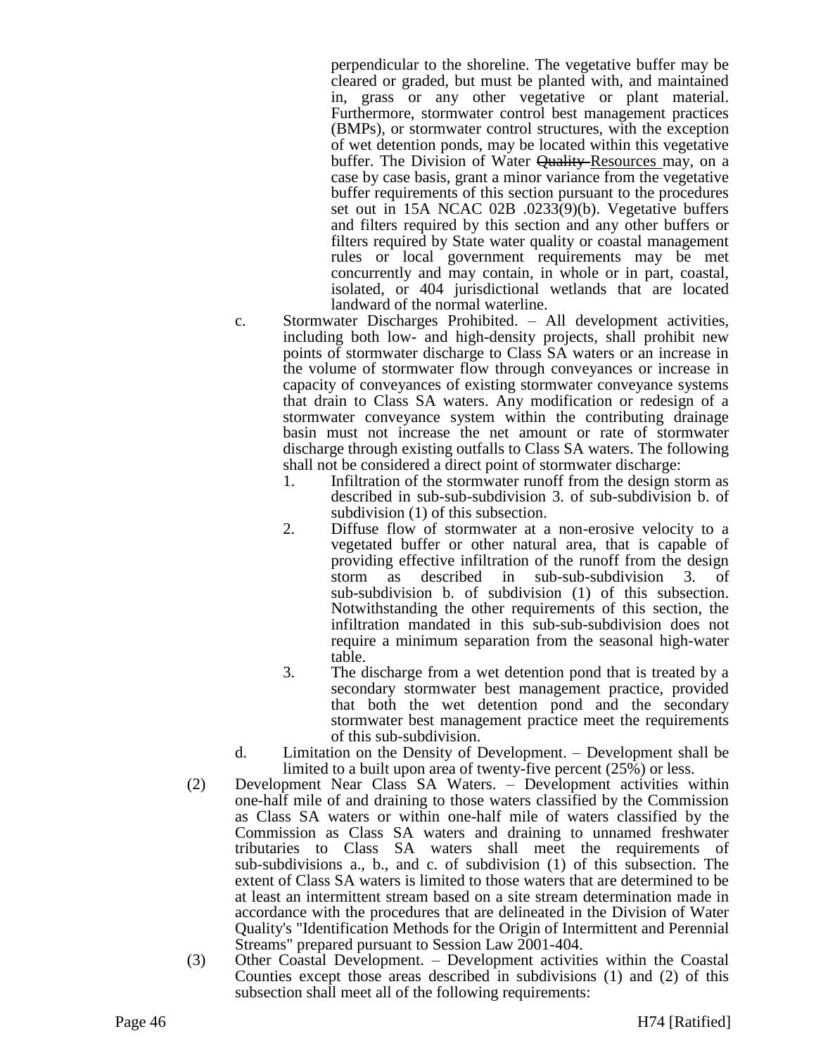perpendicular to the shoreline. The vegetative buffer may be cleared or graded, but must be planted with, and maintained in, grass or any other vegetative or plant material. Furthermore, stormwater control best management practices (BMPs), or stormwater control structures, with the exception of wet detention ponds, may be located within this vegetative buffer. The Division of Water ~~Quality~~ Resources may, on a case by case basis, grant a minor variance from the vegetative buffer requirements of this section pursuant to the procedures set out in 15A NCAC 02B .0233(9)(b). Vegetative buffers and filters required by this section and any other buffers or filters required by State water quality or coastal management rules or local government requirements may be met concurrently and may contain, in whole or in part, coastal, isolated, or 404 jurisdictional wetlands that are located landward of the normal waterline.

c. Stormwater Discharges Prohibited. – All development activities, including both low- and high-density projects, shall prohibit new points of stormwater discharge to Class SA waters or an increase in the volume of stormwater flow through conveyances or increase in capacity of conveyances of existing stormwater conveyance systems that drain to Class SA waters. Any modification or redesign of a stormwater conveyance system within the contributing drainage basin must not increase the net amount or rate of stormwater discharge through existing outfalls to Class SA waters. The following shall not be considered a direct point of stormwater discharge:

1. Infiltration of the stormwater runoff from the design storm as described in sub-sub-subdivision 3. of sub-subdivision b. of subdivision (1) of this subsection.
2. Diffuse flow of stormwater at a non-erosive velocity to a vegetated buffer or other natural area, that is capable of providing effective infiltration of the runoff from the design storm as described in sub-sub-subdivision 3. of sub-subdivision b. of subdivision (1) of this subsection. Notwithstanding the other requirements of this section, the infiltration mandated in this sub-sub-subdivision does not require a minimum separation from the seasonal high-water table.
3. The discharge from a wet detention pond that is treated by a secondary stormwater best management practice, provided that both the wet detention pond and the secondary stormwater best management practice meet the requirements of this sub-subdivision.

d. Limitation on the Density of Development. – Development shall be limited to a built upon area of twenty-five percent (25%) or less.

(2) Development Near Class SA Waters. – Development activities within one-half mile of and draining to those waters classified by the Commission as Class SA waters or within one-half mile of waters classified by the Commission as Class SA waters and draining to unnamed freshwater tributaries to Class SA waters shall meet the requirements of sub-subdivisions a., b., and c. of subdivision (1) of this subsection. The extent of Class SA waters is limited to those waters that are determined to be at least an intermittent stream based on a site stream determination made in accordance with the procedures that are delineated in the Division of Water Quality's "Identification Methods for the Origin of Intermittent and Perennial Streams" prepared pursuant to Session Law 2001-404.

(3) Other Coastal Development. – Development activities within the Coastal Counties except those areas described in subdivisions (1) and (2) of this subsection shall meet all of the following requirements: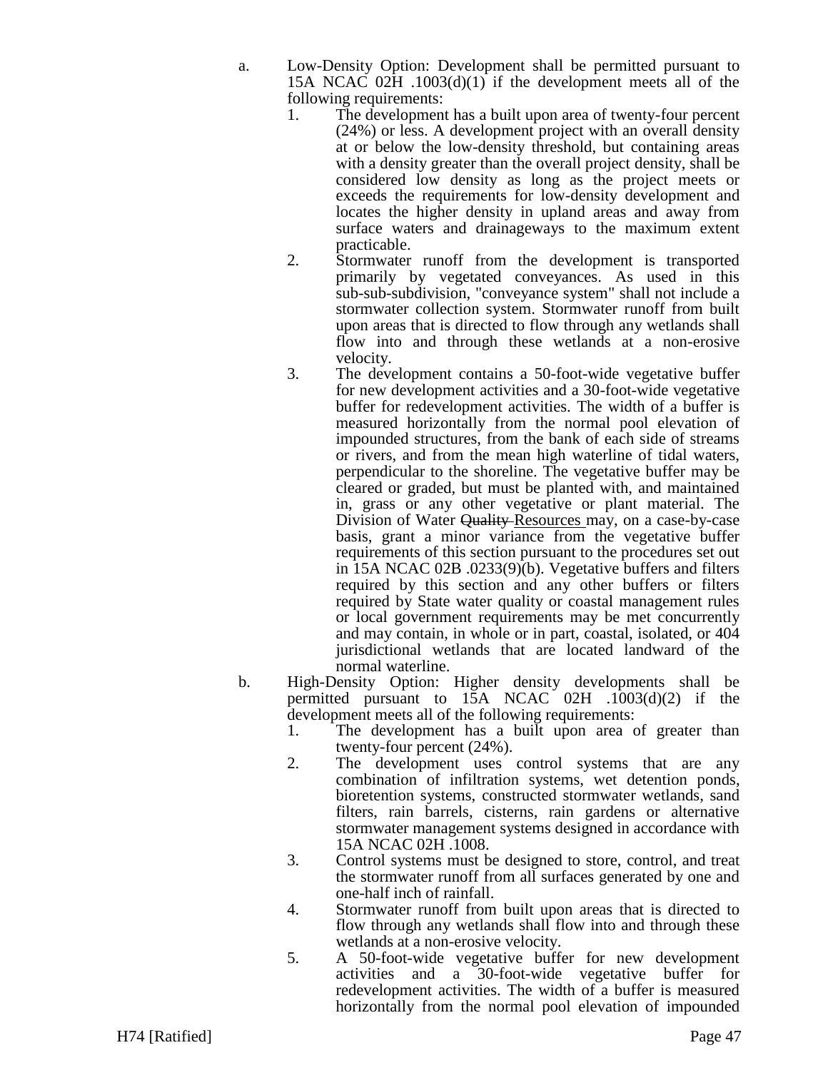a. Low-Density Option: Development shall be permitted pursuant to 15A NCAC 02H .1003(d)(1) if the development meets all of the following requirements:
   1. The development has a built upon area of twenty-four percent (24%) or less. A development project with an overall density at or below the low-density threshold, but containing areas with a density greater than the overall project density, shall be considered low density as long as the project meets or exceeds the requirements for low-density development and locates the higher density in upland areas and away from surface waters and drainageways to the maximum extent practicable.
   2. Stormwater runoff from the development is transported primarily by vegetated conveyances. As used in this sub-sub-subdivision, "conveyance system" shall not include a stormwater collection system. Stormwater runoff from built upon areas that is directed to flow through any wetlands shall flow into and through these wetlands at a non-erosive velocity.
   3. The development contains a 50-foot-wide vegetative buffer for new development activities and a 30-foot-wide vegetative buffer for redevelopment activities. The width of a buffer is measured horizontally from the normal pool elevation of impounded structures, from the bank of each side of streams or rivers, and from the mean high waterline of tidal waters, perpendicular to the shoreline. The vegetative buffer may be cleared or graded, but must be planted with, and maintained in, grass or any other vegetative or plant material. The Division of Water ~~Quality~~ Resources may, on a case-by-case basis, grant a minor variance from the vegetative buffer requirements of this section pursuant to the procedures set out in 15A NCAC 02B .0233(9)(b). Vegetative buffers and filters required by this section and any other buffers or filters required by State water quality or coastal management rules or local government requirements may be met concurrently and may contain, in whole or in part, coastal, isolated, or 404 jurisdictional wetlands that are located landward of the normal waterline.
b. High-Density Option: Higher density developments shall be permitted pursuant to 15A NCAC 02H .1003(d)(2) if the development meets all of the following requirements:
   1. The development has a built upon area of greater than twenty-four percent (24%).
   2. The development uses control systems that are any combination of infiltration systems, wet detention ponds, bioretention systems, constructed stormwater wetlands, sand filters, rain barrels, cisterns, rain gardens or alternative stormwater management systems designed in accordance with 15A NCAC 02H .1008.
   3. Control systems must be designed to store, control, and treat the stormwater runoff from all surfaces generated by one and one-half inch of rainfall.
   4. Stormwater runoff from built upon areas that is directed to flow through any wetlands shall flow into and through these wetlands at a non-erosive velocity.
   5. A 50-foot-wide vegetative buffer for new development activities and a 30-foot-wide vegetative buffer for redevelopment activities. The width of a buffer is measured horizontally from the normal pool elevation of impounded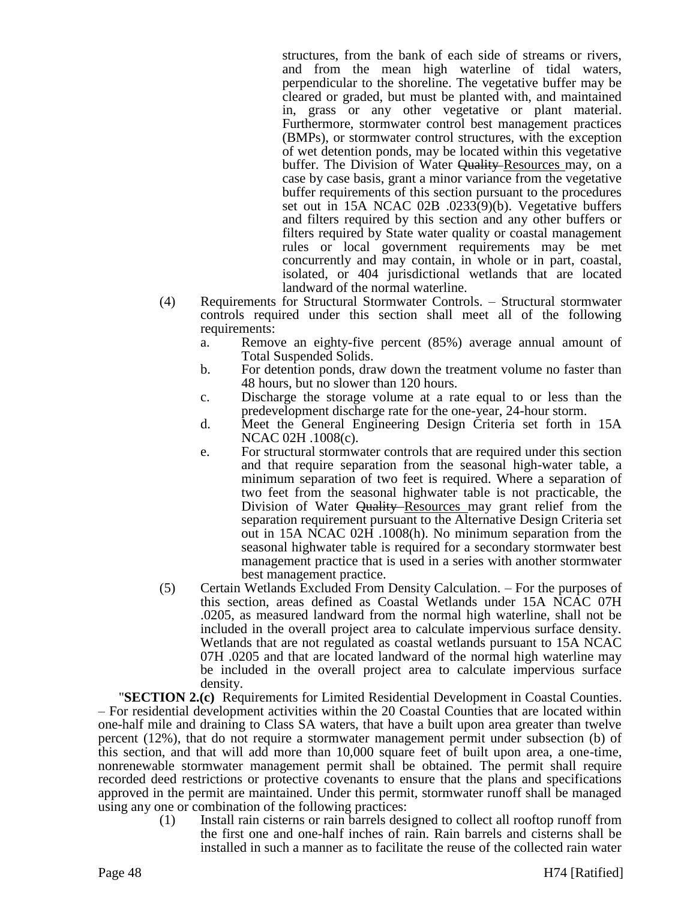structures, from the bank of each side of streams or rivers, and from the mean high waterline of tidal waters, perpendicular to the shoreline. The vegetative buffer may be cleared or graded, but must be planted with, and maintained in, grass or any other vegetative or plant material. Furthermore, stormwater control best management practices (BMPs), or stormwater control structures, with the exception of wet detention ponds, may be located within this vegetative buffer. The Division of Water ~~Quality~~ Resources may, on a case by case basis, grant a minor variance from the vegetative buffer requirements of this section pursuant to the procedures set out in 15A NCAC 02B .0233(9)(b). Vegetative buffers and filters required by this section and any other buffers or filters required by State water quality or coastal management rules or local government requirements may be met concurrently and may contain, in whole or in part, coastal, isolated, or 404 jurisdictional wetlands that are located landward of the normal waterline.

(4) Requirements for Structural Stormwater Controls. – Structural stormwater controls required under this section shall meet all of the following requirements:
   a. Remove an eighty-five percent (85%) average annual amount of Total Suspended Solids.
   b. For detention ponds, draw down the treatment volume no faster than 48 hours, but no slower than 120 hours.
   c. Discharge the storage volume at a rate equal to or less than the predevelopment discharge rate for the one-year, 24-hour storm.
   d. Meet the General Engineering Design Criteria set forth in 15A NCAC 02H .1008(c).
   e. For structural stormwater controls that are required under this section and that require separation from the seasonal high-water table, a minimum separation of two feet is required. Where a separation of two feet from the seasonal highwater table is not practicable, the Division of Water ~~Quality~~ Resources may grant relief from the separation requirement pursuant to the Alternative Design Criteria set out in 15A NCAC 02H .1008(h). No minimum separation from the seasonal highwater table is required for a secondary stormwater best management practice that is used in a series with another stormwater best management practice.

(5) Certain Wetlands Excluded From Density Calculation. – For the purposes of this section, areas defined as Coastal Wetlands under 15A NCAC 07H .0205, as measured landward from the normal high waterline, shall not be included in the overall project area to calculate impervious surface density. Wetlands that are not regulated as coastal wetlands pursuant to 15A NCAC 07H .0205 and that are located landward of the normal high waterline may be included in the overall project area to calculate impervious surface density.

"**SECTION 2.(c)** Requirements for Limited Residential Development in Coastal Counties. – For residential development activities within the 20 Coastal Counties that are located within one-half mile and draining to Class SA waters, that have a built upon area greater than twelve percent (12%), that do not require a stormwater management permit under subsection (b) of this section, and that will add more than 10,000 square feet of built upon area, a one-time, nonrenewable stormwater management permit shall be obtained. The permit shall require recorded deed restrictions or protective covenants to ensure that the plans and specifications approved in the permit are maintained. Under this permit, stormwater runoff shall be managed using any one or combination of the following practices:

(1) Install rain cisterns or rain barrels designed to collect all rooftop runoff from the first one and one-half inches of rain. Rain barrels and cisterns shall be installed in such a manner as to facilitate the reuse of the collected rain water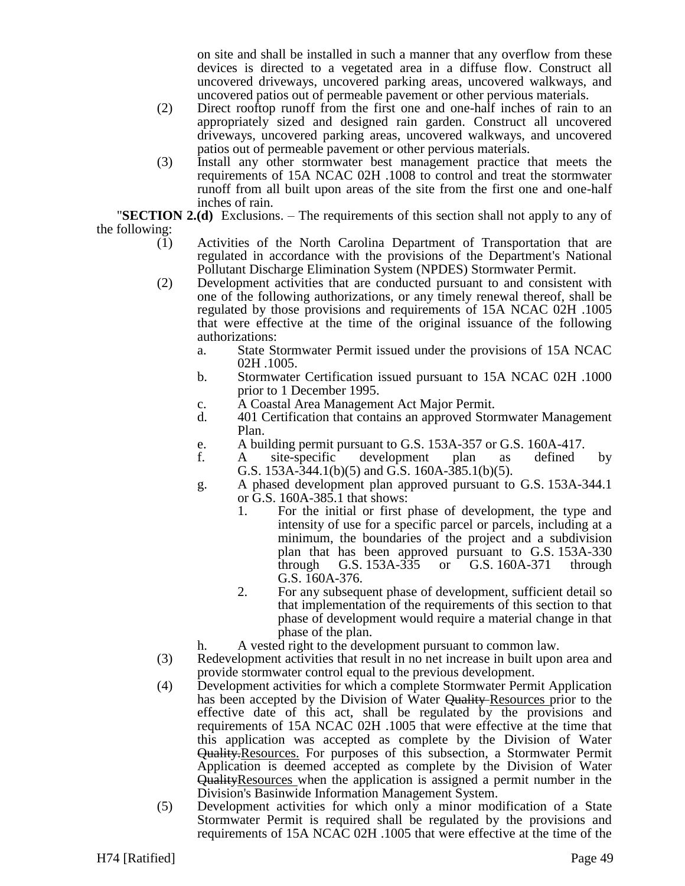on site and shall be installed in such a manner that any overflow from these devices is directed to a vegetated area in a diffuse flow. Construct all uncovered driveways, uncovered parking areas, uncovered walkways, and uncovered patios out of permeable pavement or other pervious materials.

(2) Direct rooftop runoff from the first one and one-half inches of rain to an appropriately sized and designed rain garden. Construct all uncovered driveways, uncovered parking areas, uncovered walkways, and uncovered patios out of permeable pavement or other pervious materials.

(3) Install any other stormwater best management practice that meets the requirements of 15A NCAC 02H .1008 to control and treat the stormwater runoff from all built upon areas of the site from the first one and one-half inches of rain.

"**SECTION 2.(d)** Exclusions. – The requirements of this section shall not apply to any of the following:

(1) Activities of the North Carolina Department of Transportation that are regulated in accordance with the provisions of the Department's National Pollutant Discharge Elimination System (NPDES) Stormwater Permit.

(2) Development activities that are conducted pursuant to and consistent with one of the following authorizations, or any timely renewal thereof, shall be regulated by those provisions and requirements of 15A NCAC 02H .1005 that were effective at the time of the original issuance of the following authorizations:

a. State Stormwater Permit issued under the provisions of 15A NCAC 02H .1005.

b. Stormwater Certification issued pursuant to 15A NCAC 02H .1000 prior to 1 December 1995.

c. A Coastal Area Management Act Major Permit.

d. 401 Certification that contains an approved Stormwater Management Plan.

e. A building permit pursuant to G.S. 153A-357 or G.S. 160A-417.

f. A site-specific development plan as defined by G.S. 153A-344.1(b)(5) and G.S. 160A-385.1(b)(5).

g. A phased development plan approved pursuant to G.S. 153A-344.1 or G.S. 160A-385.1 that shows:

1. For the initial or first phase of development, the type and intensity of use for a specific parcel or parcels, including at a minimum, the boundaries of the project and a subdivision plan that has been approved pursuant to G.S. 153A-330 through G.S. 153A-335 or G.S. 160A-371 through G.S. 160A-376.

2. For any subsequent phase of development, sufficient detail so that implementation of the requirements of this section to that phase of development would require a material change in that phase of the plan.

h. A vested right to the development pursuant to common law.

(3) Redevelopment activities that result in no net increase in built upon area and provide stormwater control equal to the previous development.

(4) Development activities for which a complete Stormwater Permit Application has been accepted by the Division of Water ~~Quality~~ Resources prior to the effective date of this act, shall be regulated by the provisions and requirements of 15A NCAC 02H .1005 that were effective at the time that this application was accepted as complete by the Division of Water ~~Quality.~~Resources. For purposes of this subsection, a Stormwater Permit Application is deemed accepted as complete by the Division of Water ~~Quality~~Resources when the application is assigned a permit number in the Division's Basinwide Information Management System.

(5) Development activities for which only a minor modification of a State Stormwater Permit is required shall be regulated by the provisions and requirements of 15A NCAC 02H .1005 that were effective at the time of the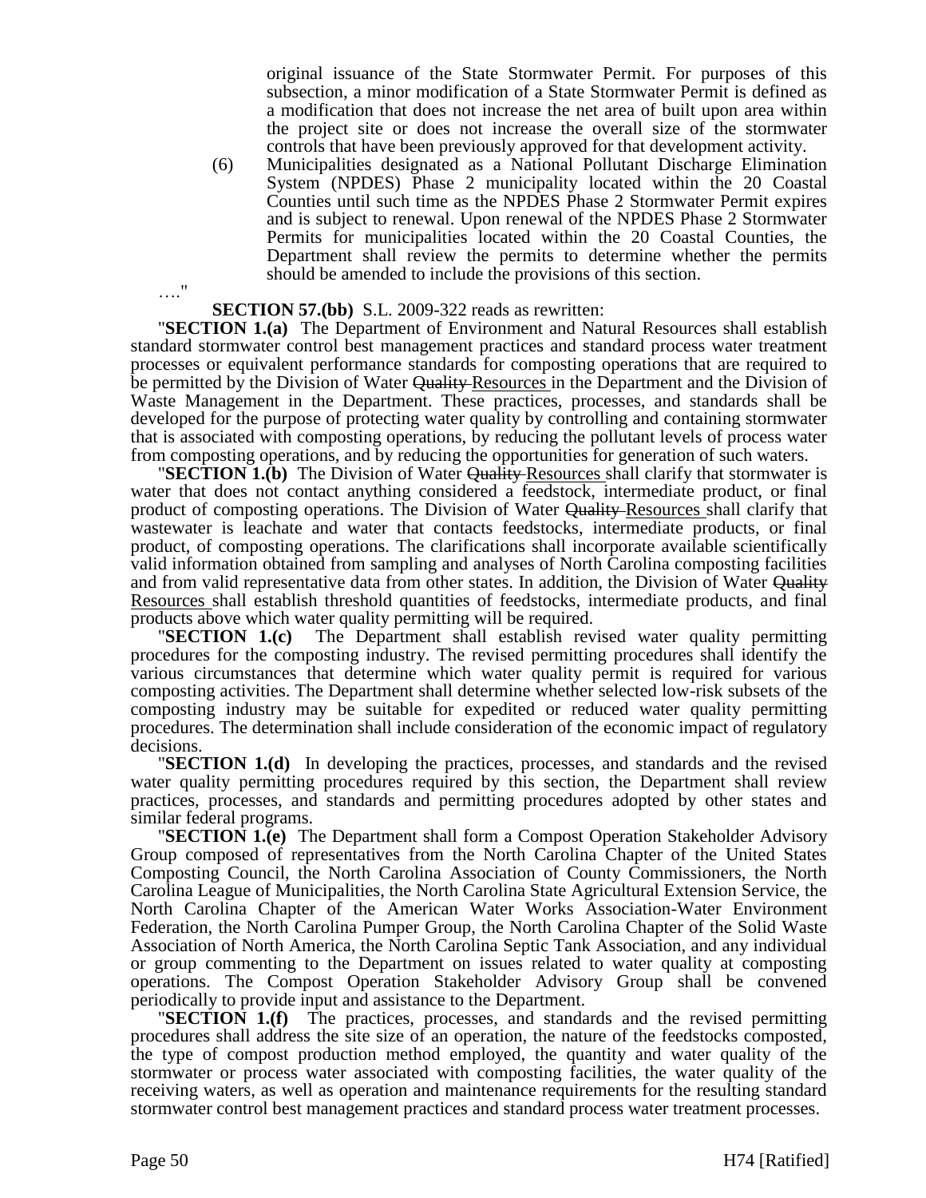original issuance of the State Stormwater Permit. For purposes of this subsection, a minor modification of a State Stormwater Permit is defined as a modification that does not increase the net area of built upon area within the project site or does not increase the overall size of the stormwater controls that have been previously approved for that development activity.

(6) Municipalities designated as a National Pollutant Discharge Elimination System (NPDES) Phase 2 municipality located within the 20 Coastal Counties until such time as the NPDES Phase 2 Stormwater Permit expires and is subject to renewal. Upon renewal of the NPDES Phase 2 Stormwater Permits for municipalities located within the 20 Coastal Counties, the Department shall review the permits to determine whether the permits should be amended to include the provisions of this section.

…."

**SECTION 57.(bb)** S.L. 2009-322 reads as rewritten:

"**SECTION 1.(a)** The Department of Environment and Natural Resources shall establish standard stormwater control best management practices and standard process water treatment processes or equivalent performance standards for composting operations that are required to be permitted by the Division of Water ~~Quality~~ Resources in the Department and the Division of Waste Management in the Department. These practices, processes, and standards shall be developed for the purpose of protecting water quality by controlling and containing stormwater that is associated with composting operations, by reducing the pollutant levels of process water from composting operations, and by reducing the opportunities for generation of such waters.

"**SECTION 1.(b)** The Division of Water ~~Quality~~ Resources shall clarify that stormwater is water that does not contact anything considered a feedstock, intermediate product, or final product of composting operations. The Division of Water ~~Quality~~ Resources shall clarify that wastewater is leachate and water that contacts feedstocks, intermediate products, or final product, of composting operations. The clarifications shall incorporate available scientifically valid information obtained from sampling and analyses of North Carolina composting facilities and from valid representative data from other states. In addition, the Division of Water ~~Quality~~ Resources shall establish threshold quantities of feedstocks, intermediate products, and final products above which water quality permitting will be required.

"**SECTION 1.(c)** The Department shall establish revised water quality permitting procedures for the composting industry. The revised permitting procedures shall identify the various circumstances that determine which water quality permit is required for various composting activities. The Department shall determine whether selected low-risk subsets of the composting industry may be suitable for expedited or reduced water quality permitting procedures. The determination shall include consideration of the economic impact of regulatory decisions.

"**SECTION 1.(d)** In developing the practices, processes, and standards and the revised water quality permitting procedures required by this section, the Department shall review practices, processes, and standards and permitting procedures adopted by other states and similar federal programs.

"**SECTION 1.(e)** The Department shall form a Compost Operation Stakeholder Advisory Group composed of representatives from the North Carolina Chapter of the United States Composting Council, the North Carolina Association of County Commissioners, the North Carolina League of Municipalities, the North Carolina State Agricultural Extension Service, the North Carolina Chapter of the American Water Works Association-Water Environment Federation, the North Carolina Pumper Group, the North Carolina Chapter of the Solid Waste Association of North America, the North Carolina Septic Tank Association, and any individual or group commenting to the Department on issues related to water quality at composting operations. The Compost Operation Stakeholder Advisory Group shall be convened periodically to provide input and assistance to the Department.

"**SECTION 1.(f)** The practices, processes, and standards and the revised permitting procedures shall address the site size of an operation, the nature of the feedstocks composted, the type of compost production method employed, the quantity and water quality of the stormwater or process water associated with composting facilities, the water quality of the receiving waters, as well as operation and maintenance requirements for the resulting standard stormwater control best management practices and standard process water treatment processes.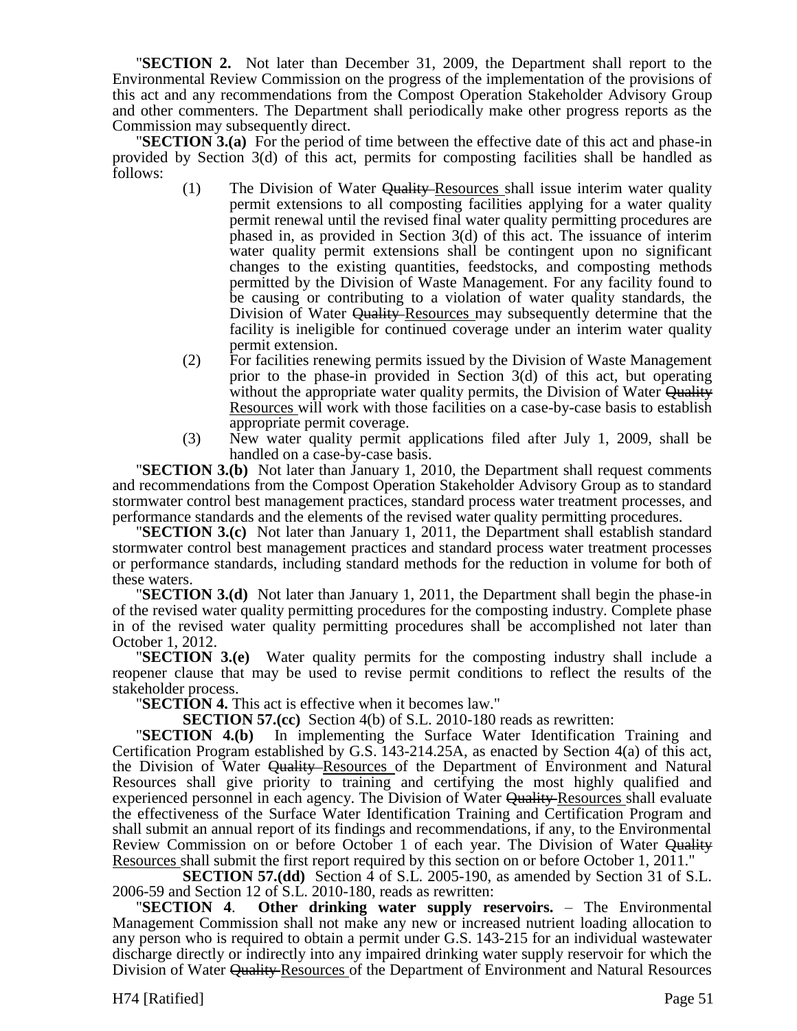"**SECTION 2.** Not later than December 31, 2009, the Department shall report to the Environmental Review Commission on the progress of the implementation of the provisions of this act and any recommendations from the Compost Operation Stakeholder Advisory Group and other commenters. The Department shall periodically make other progress reports as the Commission may subsequently direct.

"**SECTION 3.(a)** For the period of time between the effective date of this act and phase-in provided by Section 3(d) of this act, permits for composting facilities shall be handled as follows:

(1) The Division of Water ~~Quality~~ Resources shall issue interim water quality permit extensions to all composting facilities applying for a water quality permit renewal until the revised final water quality permitting procedures are phased in, as provided in Section 3(d) of this act. The issuance of interim water quality permit extensions shall be contingent upon no significant changes to the existing quantities, feedstocks, and composting methods permitted by the Division of Waste Management. For any facility found to be causing or contributing to a violation of water quality standards, the Division of Water ~~Quality~~ Resources may subsequently determine that the facility is ineligible for continued coverage under an interim water quality permit extension.

(2) For facilities renewing permits issued by the Division of Waste Management prior to the phase-in provided in Section 3(d) of this act, but operating without the appropriate water quality permits, the Division of Water ~~Quality~~ Resources will work with those facilities on a case-by-case basis to establish appropriate permit coverage.

(3) New water quality permit applications filed after July 1, 2009, shall be handled on a case-by-case basis.

"**SECTION 3.(b)** Not later than January 1, 2010, the Department shall request comments and recommendations from the Compost Operation Stakeholder Advisory Group as to standard stormwater control best management practices, standard process water treatment processes, and performance standards and the elements of the revised water quality permitting procedures.

"**SECTION 3.(c)** Not later than January 1, 2011, the Department shall establish standard stormwater control best management practices and standard process water treatment processes or performance standards, including standard methods for the reduction in volume for both of these waters.

"**SECTION 3.(d)** Not later than January 1, 2011, the Department shall begin the phase-in of the revised water quality permitting procedures for the composting industry. Complete phase in of the revised water quality permitting procedures shall be accomplished not later than October 1, 2012.

"**SECTION 3.(e)** Water quality permits for the composting industry shall include a reopener clause that may be used to revise permit conditions to reflect the results of the stakeholder process.

"**SECTION 4.** This act is effective when it becomes law."

**SECTION 57.(cc)** Section 4(b) of S.L. 2010-180 reads as rewritten:

"**SECTION 4.(b)** In implementing the Surface Water Identification Training and Certification Program established by G.S. 143-214.25A, as enacted by Section 4(a) of this act, the Division of Water ~~Quality~~ Resources of the Department of Environment and Natural Resources shall give priority to training and certifying the most highly qualified and experienced personnel in each agency. The Division of Water ~~Quality~~ Resources shall evaluate the effectiveness of the Surface Water Identification Training and Certification Program and shall submit an annual report of its findings and recommendations, if any, to the Environmental Review Commission on or before October 1 of each year. The Division of Water ~~Quality~~ Resources shall submit the first report required by this section on or before October 1, 2011."

**SECTION 57.(dd)** Section 4 of S.L. 2005-190, as amended by Section 31 of S.L. 2006-59 and Section 12 of S.L. 2010-180, reads as rewritten:

"**SECTION 4**. **Other drinking water supply reservoirs.** – The Environmental Management Commission shall not make any new or increased nutrient loading allocation to any person who is required to obtain a permit under G.S. 143-215 for an individual wastewater discharge directly or indirectly into any impaired drinking water supply reservoir for which the Division of Water ~~Quality~~ Resources of the Department of Environment and Natural Resources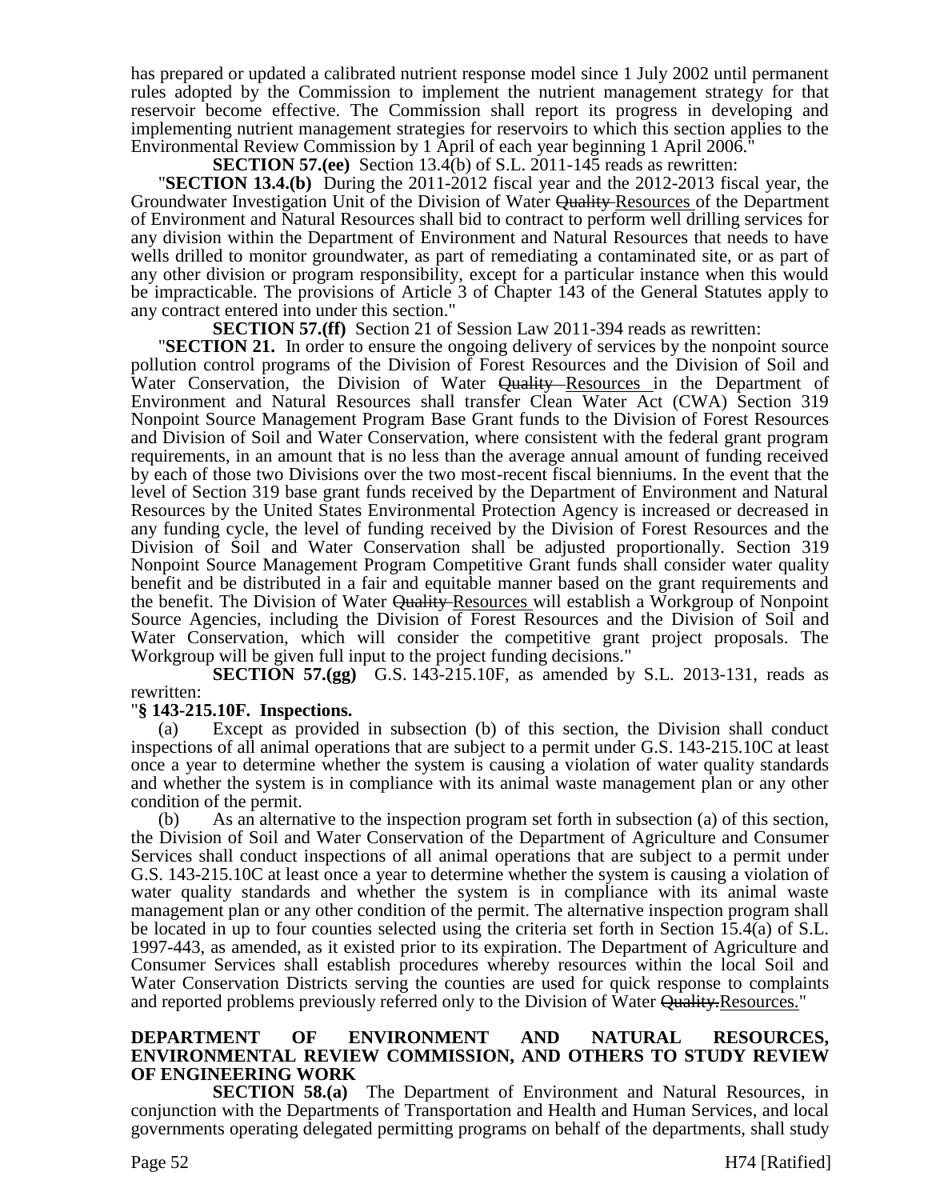has prepared or updated a calibrated nutrient response model since 1 July 2002 until permanent rules adopted by the Commission to implement the nutrient management strategy for that reservoir become effective. The Commission shall report its progress in developing and implementing nutrient management strategies for reservoirs to which this section applies to the Environmental Review Commission by 1 April of each year beginning 1 April 2006."

**SECTION 57.(ee)** Section 13.4(b) of S.L. 2011-145 reads as rewritten:

"**SECTION 13.4.(b)** During the 2011-2012 fiscal year and the 2012-2013 fiscal year, the Groundwater Investigation Unit of the Division of Water ~~Quality~~ Resources of the Department of Environment and Natural Resources shall bid to contract to perform well drilling services for any division within the Department of Environment and Natural Resources that needs to have wells drilled to monitor groundwater, as part of remediating a contaminated site, or as part of any other division or program responsibility, except for a particular instance when this would be impracticable. The provisions of Article 3 of Chapter 143 of the General Statutes apply to any contract entered into under this section."

**SECTION 57.(ff)** Section 21 of Session Law 2011-394 reads as rewritten:

"**SECTION 21.** In order to ensure the ongoing delivery of services by the nonpoint source pollution control programs of the Division of Forest Resources and the Division of Soil and Water Conservation, the Division of Water ~~Quality~~ Resources in the Department of Environment and Natural Resources shall transfer Clean Water Act (CWA) Section 319 Nonpoint Source Management Program Base Grant funds to the Division of Forest Resources and Division of Soil and Water Conservation, where consistent with the federal grant program requirements, in an amount that is no less than the average annual amount of funding received by each of those two Divisions over the two most-recent fiscal bienniums. In the event that the level of Section 319 base grant funds received by the Department of Environment and Natural Resources by the United States Environmental Protection Agency is increased or decreased in any funding cycle, the level of funding received by the Division of Forest Resources and the Division of Soil and Water Conservation shall be adjusted proportionally. Section 319 Nonpoint Source Management Program Competitive Grant funds shall consider water quality benefit and be distributed in a fair and equitable manner based on the grant requirements and the benefit. The Division of Water ~~Quality~~ Resources will establish a Workgroup of Nonpoint Source Agencies, including the Division of Forest Resources and the Division of Soil and Water Conservation, which will consider the competitive grant project proposals. The Workgroup will be given full input to the project funding decisions."

**SECTION 57.(gg)** G.S. 143-215.10F, as amended by S.L. 2013-131, reads as rewritten:

"**§ 143-215.10F. Inspections.**

(a) Except as provided in subsection (b) of this section, the Division shall conduct inspections of all animal operations that are subject to a permit under G.S. 143-215.10C at least once a year to determine whether the system is causing a violation of water quality standards and whether the system is in compliance with its animal waste management plan or any other condition of the permit.

(b) As an alternative to the inspection program set forth in subsection (a) of this section, the Division of Soil and Water Conservation of the Department of Agriculture and Consumer Services shall conduct inspections of all animal operations that are subject to a permit under G.S. 143-215.10C at least once a year to determine whether the system is causing a violation of water quality standards and whether the system is in compliance with its animal waste management plan or any other condition of the permit. The alternative inspection program shall be located in up to four counties selected using the criteria set forth in Section 15.4(a) of S.L. 1997-443, as amended, as it existed prior to its expiration. The Department of Agriculture and Consumer Services shall establish procedures whereby resources within the local Soil and Water Conservation Districts serving the counties are used for quick response to complaints and reported problems previously referred only to the Division of Water ~~Quality.~~Resources."

**DEPARTMENT OF ENVIRONMENT AND NATURAL RESOURCES, ENVIRONMENTAL REVIEW COMMISSION, AND OTHERS TO STUDY REVIEW OF ENGINEERING WORK**

**SECTION 58.(a)** The Department of Environment and Natural Resources, in conjunction with the Departments of Transportation and Health and Human Services, and local governments operating delegated permitting programs on behalf of the departments, shall study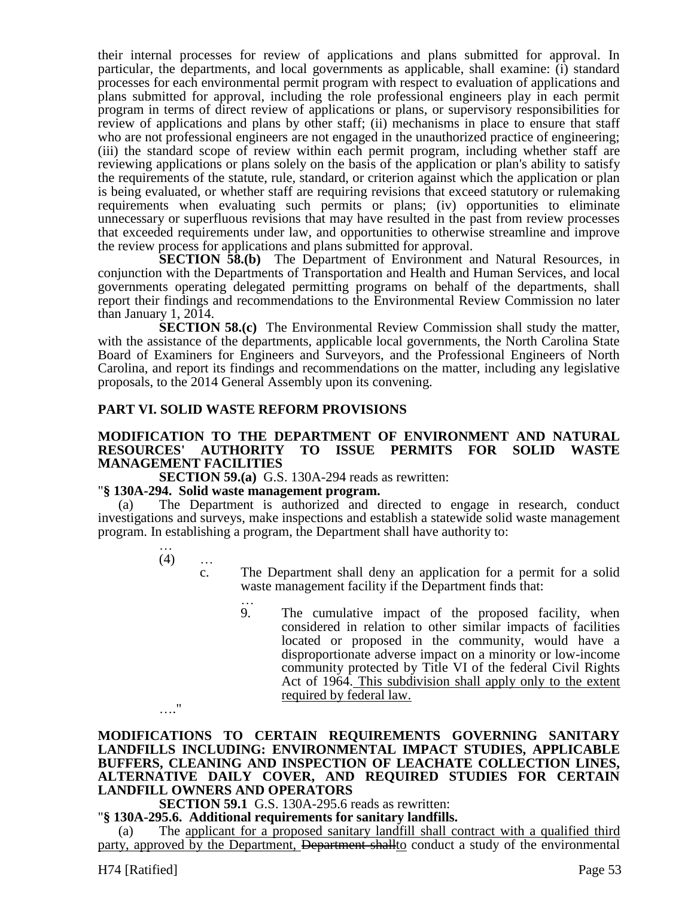their internal processes for review of applications and plans submitted for approval. In particular, the departments, and local governments as applicable, shall examine: (i) standard processes for each environmental permit program with respect to evaluation of applications and plans submitted for approval, including the role professional engineers play in each permit program in terms of direct review of applications or plans, or supervisory responsibilities for review of applications and plans by other staff; (ii) mechanisms in place to ensure that staff who are not professional engineers are not engaged in the unauthorized practice of engineering; (iii) the standard scope of review within each permit program, including whether staff are reviewing applications or plans solely on the basis of the application or plan's ability to satisfy the requirements of the statute, rule, standard, or criterion against which the application or plan is being evaluated, or whether staff are requiring revisions that exceed statutory or rulemaking requirements when evaluating such permits or plans; (iv) opportunities to eliminate unnecessary or superfluous revisions that may have resulted in the past from review processes that exceeded requirements under law, and opportunities to otherwise streamline and improve the review process for applications and plans submitted for approval.

**SECTION 58.(b)** The Department of Environment and Natural Resources, in conjunction with the Departments of Transportation and Health and Human Services, and local governments operating delegated permitting programs on behalf of the departments, shall report their findings and recommendations to the Environmental Review Commission no later than January 1, 2014.

**SECTION 58.(c)** The Environmental Review Commission shall study the matter, with the assistance of the departments, applicable local governments, the North Carolina State Board of Examiners for Engineers and Surveyors, and the Professional Engineers of North Carolina, and report its findings and recommendations on the matter, including any legislative proposals, to the 2014 General Assembly upon its convening.

**PART VI. SOLID WASTE REFORM PROVISIONS**

**MODIFICATION TO THE DEPARTMENT OF ENVIRONMENT AND NATURAL RESOURCES' AUTHORITY TO ISSUE PERMITS FOR SOLID WASTE MANAGEMENT FACILITIES**

**SECTION 59.(a)** G.S. 130A-294 reads as rewritten:

"**§ 130A-294. Solid waste management program.**

(a) The Department is authorized and directed to engage in research, conduct investigations and surveys, make inspections and establish a statewide solid waste management program. In establishing a program, the Department shall have authority to:

…

(4) …

c. The Department shall deny an application for a permit for a solid waste management facility if the Department finds that:

…

9. The cumulative impact of the proposed facility, when considered in relation to other similar impacts of facilities located or proposed in the community, would have a disproportionate adverse impact on a minority or low-income community protected by Title VI of the federal Civil Rights Act of 1964. This subdivision shall apply only to the extent required by federal law.

…."

**MODIFICATIONS TO CERTAIN REQUIREMENTS GOVERNING SANITARY LANDFILLS INCLUDING: ENVIRONMENTAL IMPACT STUDIES, APPLICABLE BUFFERS, CLEANING AND INSPECTION OF LEACHATE COLLECTION LINES, ALTERNATIVE DAILY COVER, AND REQUIRED STUDIES FOR CERTAIN LANDFILL OWNERS AND OPERATORS**

**SECTION 59.1** G.S. 130A-295.6 reads as rewritten:

"**§ 130A-295.6. Additional requirements for sanitary landfills.**

(a) The applicant for a proposed sanitary landfill shall contract with a qualified third party, approved by the Department, ~~Department shall~~to conduct a study of the environmental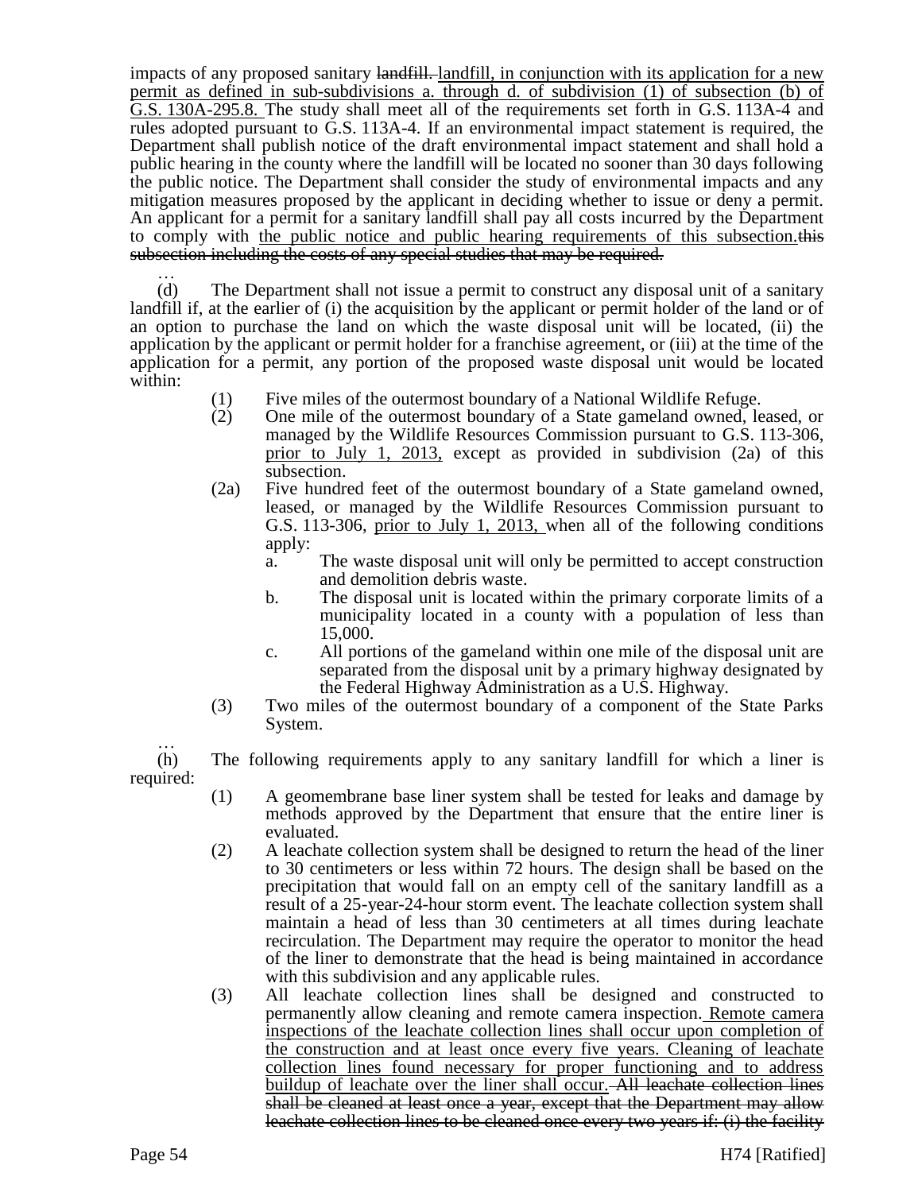impacts of any proposed sanitary ~~landfill.~~ landfill, in conjunction with its application for a new permit as defined in sub-subdivisions a. through d. of subdivision (1) of subsection (b) of G.S. 130A-295.8. The study shall meet all of the requirements set forth in G.S. 113A-4 and rules adopted pursuant to G.S. 113A-4. If an environmental impact statement is required, the Department shall publish notice of the draft environmental impact statement and shall hold a public hearing in the county where the landfill will be located no sooner than 30 days following the public notice. The Department shall consider the study of environmental impacts and any mitigation measures proposed by the applicant in deciding whether to issue or deny a permit. An applicant for a permit for a sanitary landfill shall pay all costs incurred by the Department to comply with the public notice and public hearing requirements of this subsection. ~~this subsection including the costs of any special studies that may be required.~~

…

(d) The Department shall not issue a permit to construct any disposal unit of a sanitary landfill if, at the earlier of (i) the acquisition by the applicant or permit holder of the land or of an option to purchase the land on which the waste disposal unit will be located, (ii) the application by the applicant or permit holder for a franchise agreement, or (iii) at the time of the application for a permit, any portion of the proposed waste disposal unit would be located within:

- (1) Five miles of the outermost boundary of a National Wildlife Refuge.
- (2) One mile of the outermost boundary of a State gameland owned, leased, or managed by the Wildlife Resources Commission pursuant to G.S. 113-306, prior to July 1, 2013, except as provided in subdivision (2a) of this subsection.
- (2a) Five hundred feet of the outermost boundary of a State gameland owned, leased, or managed by the Wildlife Resources Commission pursuant to G.S. 113-306, prior to July 1, 2013, when all of the following conditions apply:
  - a. The waste disposal unit will only be permitted to accept construction and demolition debris waste.
  - b. The disposal unit is located within the primary corporate limits of a municipality located in a county with a population of less than 15,000.
  - c. All portions of the gameland within one mile of the disposal unit are separated from the disposal unit by a primary highway designated by the Federal Highway Administration as a U.S. Highway.
- (3) Two miles of the outermost boundary of a component of the State Parks System.

…

(h) The following requirements apply to any sanitary landfill for which a liner is required:

- (1) A geomembrane base liner system shall be tested for leaks and damage by methods approved by the Department that ensure that the entire liner is evaluated.
- (2) A leachate collection system shall be designed to return the head of the liner to 30 centimeters or less within 72 hours. The design shall be based on the precipitation that would fall on an empty cell of the sanitary landfill as a result of a 25-year-24-hour storm event. The leachate collection system shall maintain a head of less than 30 centimeters at all times during leachate recirculation. The Department may require the operator to monitor the head of the liner to demonstrate that the head is being maintained in accordance with this subdivision and any applicable rules.
- (3) All leachate collection lines shall be designed and constructed to permanently allow cleaning and remote camera inspection. Remote camera inspections of the leachate collection lines shall occur upon completion of the construction and at least once every five years. Cleaning of leachate collection lines found necessary for proper functioning and to address buildup of leachate over the liner shall occur. ~~All leachate collection lines shall be cleaned at least once a year, except that the Department may allow leachate collection lines to be cleaned once every two years if: (i) the facility~~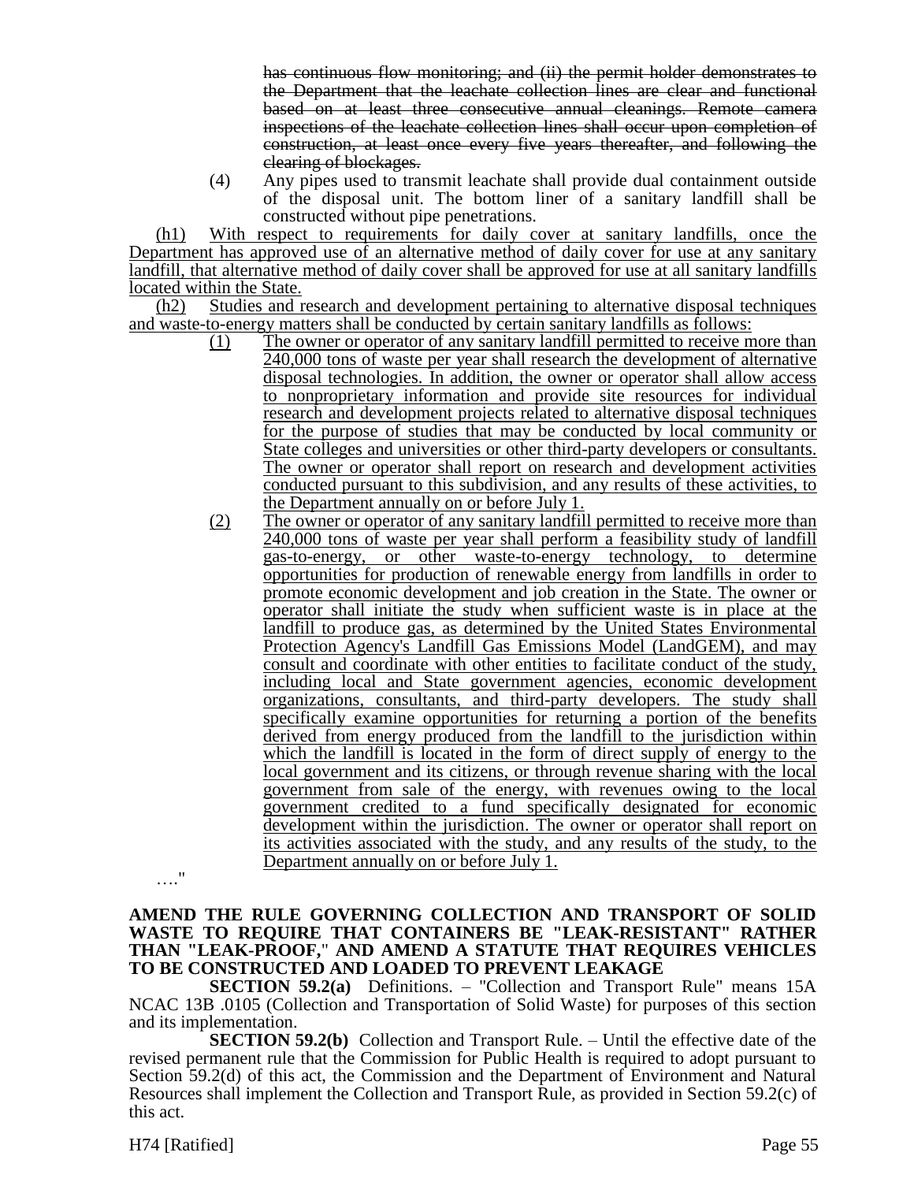~~has continuous flow monitoring; and (ii) the permit holder demonstrates to the Department that the leachate collection lines are clear and functional based on at least three consecutive annual cleanings. Remote camera inspections of the leachate collection lines shall occur upon completion of construction, at least once every five years thereafter, and following the clearing of blockages.~~

(4) Any pipes used to transmit leachate shall provide dual containment outside of the disposal unit. The bottom liner of a sanitary landfill shall be constructed without pipe penetrations.

<u>(h1) With respect to requirements for daily cover at sanitary landfills, once the Department has approved use of an alternative method of daily cover for use at any sanitary landfill, that alternative method of daily cover shall be approved for use at all sanitary landfills located within the State.</u>

<u>(h2) Studies and research and development pertaining to alternative disposal techniques and waste-to-energy matters shall be conducted by certain sanitary landfills as follows:</u>

<u>(1) The owner or operator of any sanitary landfill permitted to receive more than 240,000 tons of waste per year shall research the development of alternative disposal technologies. In addition, the owner or operator shall allow access to nonproprietary information and provide site resources for individual research and development projects related to alternative disposal techniques for the purpose of studies that may be conducted by local community or State colleges and universities or other third-party developers or consultants. The owner or operator shall report on research and development activities conducted pursuant to this subdivision, and any results of these activities, to the Department annually on or before July 1.</u>

<u>(2) The owner or operator of any sanitary landfill permitted to receive more than 240,000 tons of waste per year shall perform a feasibility study of landfill gas-to-energy, or other waste-to-energy technology, to determine opportunities for production of renewable energy from landfills in order to promote economic development and job creation in the State. The owner or operator shall initiate the study when sufficient waste is in place at the landfill to produce gas, as determined by the United States Environmental Protection Agency's Landfill Gas Emissions Model (LandGEM), and may consult and coordinate with other entities to facilitate conduct of the study, including local and State government agencies, economic development organizations, consultants, and third-party developers. The study shall specifically examine opportunities for returning a portion of the benefits derived from energy produced from the landfill to the jurisdiction within which the landfill is located in the form of direct supply of energy to the local government and its citizens, or through revenue sharing with the local government from sale of the energy, with revenues owing to the local government credited to a fund specifically designated for economic development within the jurisdiction. The owner or operator shall report on its activities associated with the study, and any results of the study, to the Department annually on or before July 1.</u>

…."

**AMEND THE RULE GOVERNING COLLECTION AND TRANSPORT OF SOLID WASTE TO REQUIRE THAT CONTAINERS BE "LEAK-RESISTANT" RATHER THAN "LEAK-PROOF," AND AMEND A STATUTE THAT REQUIRES VEHICLES TO BE CONSTRUCTED AND LOADED TO PREVENT LEAKAGE**

**SECTION 59.2(a)** Definitions. – "Collection and Transport Rule" means 15A NCAC 13B .0105 (Collection and Transportation of Solid Waste) for purposes of this section and its implementation.

**SECTION 59.2(b)** Collection and Transport Rule. – Until the effective date of the revised permanent rule that the Commission for Public Health is required to adopt pursuant to Section 59.2(d) of this act, the Commission and the Department of Environment and Natural Resources shall implement the Collection and Transport Rule, as provided in Section 59.2(c) of this act.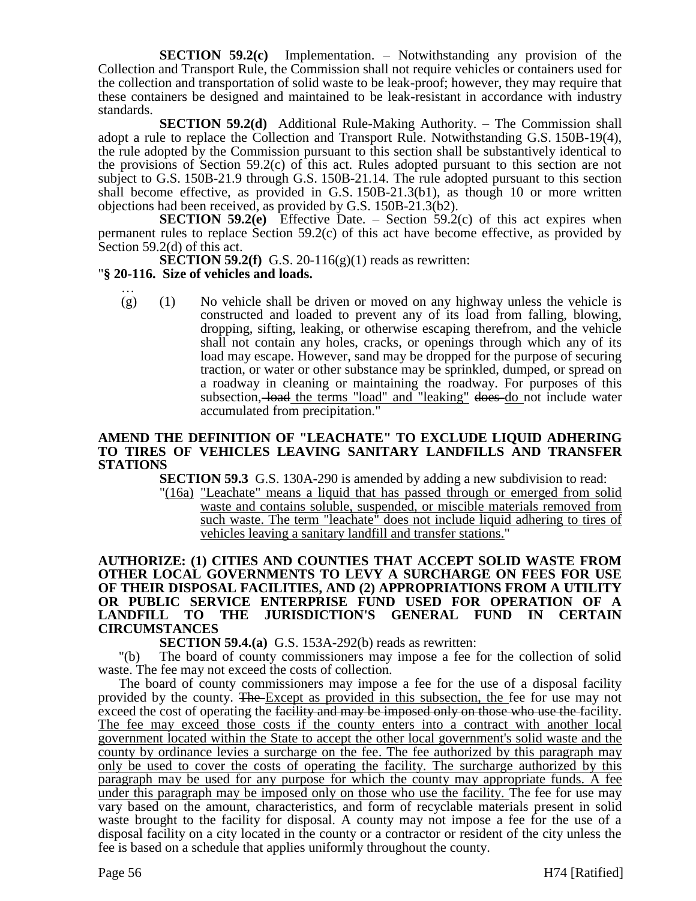**SECTION 59.2(c)** Implementation. – Notwithstanding any provision of the Collection and Transport Rule, the Commission shall not require vehicles or containers used for the collection and transportation of solid waste to be leak-proof; however, they may require that these containers be designed and maintained to be leak-resistant in accordance with industry standards.

**SECTION 59.2(d)** Additional Rule-Making Authority. – The Commission shall adopt a rule to replace the Collection and Transport Rule. Notwithstanding G.S. 150B-19(4), the rule adopted by the Commission pursuant to this section shall be substantively identical to the provisions of Section 59.2(c) of this act. Rules adopted pursuant to this section are not subject to G.S. 150B-21.9 through G.S. 150B-21.14. The rule adopted pursuant to this section shall become effective, as provided in G.S. 150B-21.3(b1), as though 10 or more written objections had been received, as provided by G.S. 150B-21.3(b2).

**SECTION 59.2(e)** Effective Date. – Section 59.2(c) of this act expires when permanent rules to replace Section 59.2(c) of this act have become effective, as provided by Section 59.2(d) of this act.

**SECTION 59.2(f)** G.S. 20-116(g)(1) reads as rewritten:

"**§ 20-116. Size of vehicles and loads.**

…

(g) (1) No vehicle shall be driven or moved on any highway unless the vehicle is constructed and loaded to prevent any of its load from falling, blowing, dropping, sifting, leaking, or otherwise escaping therefrom, and the vehicle shall not contain any holes, cracks, or openings through which any of its load may escape. However, sand may be dropped for the purpose of securing traction, or water or other substance may be sprinkled, dumped, or spread on a roadway in cleaning or maintaining the roadway. For purposes of this subsection, ~~load~~ the terms "load" and "leaking" ~~does~~ do not include water accumulated from precipitation."

**AMEND THE DEFINITION OF "LEACHATE" TO EXCLUDE LIQUID ADHERING TO TIRES OF VEHICLES LEAVING SANITARY LANDFILLS AND TRANSFER STATIONS**

**SECTION 59.3** G.S. 130A-290 is amended by adding a new subdivision to read:

"(16a) "Leachate" means a liquid that has passed through or emerged from solid waste and contains soluble, suspended, or miscible materials removed from such waste. The term "leachate" does not include liquid adhering to tires of vehicles leaving a sanitary landfill and transfer stations."

**AUTHORIZE: (1) CITIES AND COUNTIES THAT ACCEPT SOLID WASTE FROM OTHER LOCAL GOVERNMENTS TO LEVY A SURCHARGE ON FEES FOR USE OF THEIR DISPOSAL FACILITIES, AND (2) APPROPRIATIONS FROM A UTILITY OR PUBLIC SERVICE ENTERPRISE FUND USED FOR OPERATION OF A LANDFILL TO THE JURISDICTION'S GENERAL FUND IN CERTAIN CIRCUMSTANCES**

**SECTION 59.4.(a)** G.S. 153A-292(b) reads as rewritten:

"(b) The board of county commissioners may impose a fee for the collection of solid waste. The fee may not exceed the costs of collection.

The board of county commissioners may impose a fee for the use of a disposal facility provided by the county. ~~The~~ Except as provided in this subsection, the fee for use may not exceed the cost of operating the ~~facility and may be imposed only on those who use the~~ facility. The fee may exceed those costs if the county enters into a contract with another local government located within the State to accept the other local government's solid waste and the county by ordinance levies a surcharge on the fee. The fee authorized by this paragraph may only be used to cover the costs of operating the facility. The surcharge authorized by this paragraph may be used for any purpose for which the county may appropriate funds. A fee under this paragraph may be imposed only on those who use the facility. The fee for use may vary based on the amount, characteristics, and form of recyclable materials present in solid waste brought to the facility for disposal. A county may not impose a fee for the use of a disposal facility on a city located in the county or a contractor or resident of the city unless the fee is based on a schedule that applies uniformly throughout the county.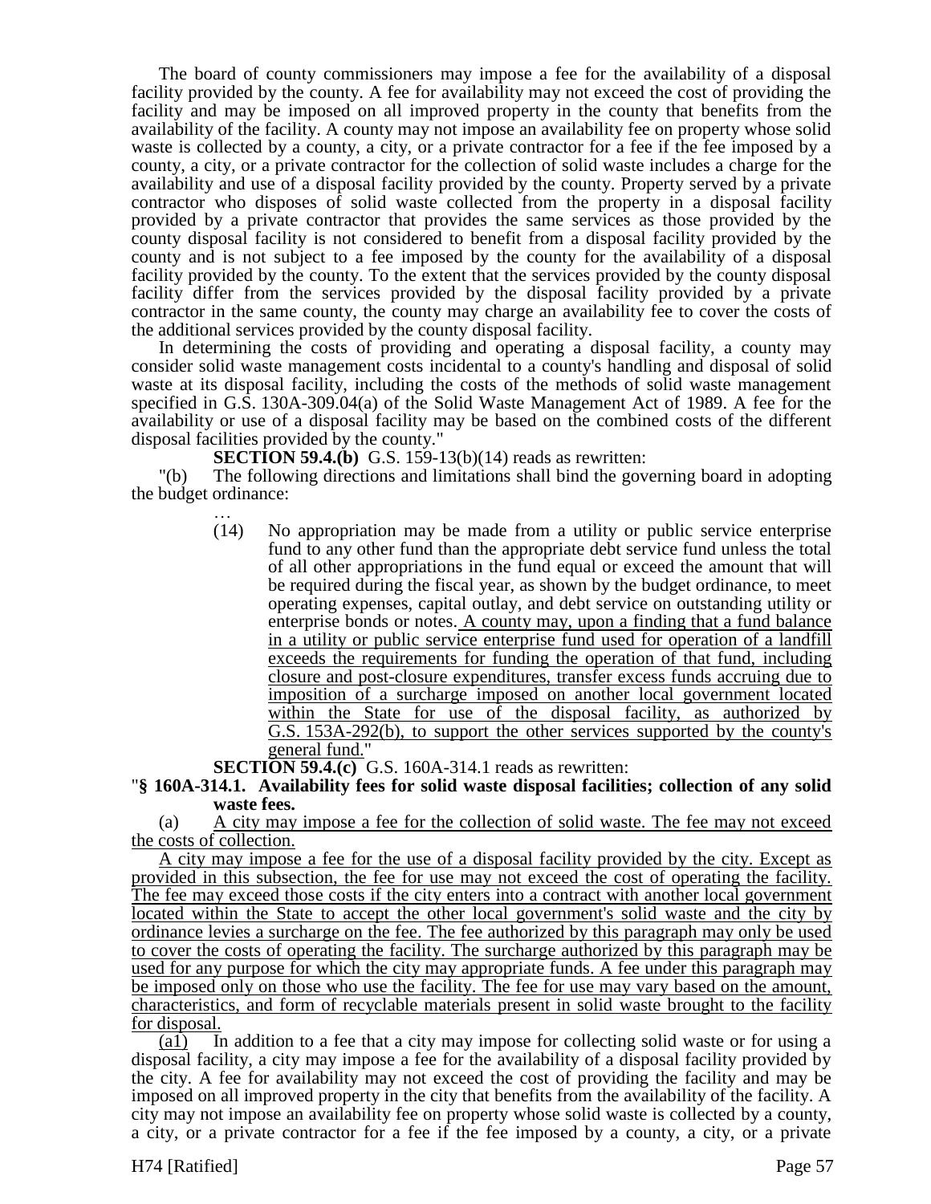The board of county commissioners may impose a fee for the availability of a disposal facility provided by the county. A fee for availability may not exceed the cost of providing the facility and may be imposed on all improved property in the county that benefits from the availability of the facility. A county may not impose an availability fee on property whose solid waste is collected by a county, a city, or a private contractor for a fee if the fee imposed by a county, a city, or a private contractor for the collection of solid waste includes a charge for the availability and use of a disposal facility provided by the county. Property served by a private contractor who disposes of solid waste collected from the property in a disposal facility provided by a private contractor that provides the same services as those provided by the county disposal facility is not considered to benefit from a disposal facility provided by the county and is not subject to a fee imposed by the county for the availability of a disposal facility provided by the county. To the extent that the services provided by the county disposal facility differ from the services provided by the disposal facility provided by a private contractor in the same county, the county may charge an availability fee to cover the costs of the additional services provided by the county disposal facility.

In determining the costs of providing and operating a disposal facility, a county may consider solid waste management costs incidental to a county's handling and disposal of solid waste at its disposal facility, including the costs of the methods of solid waste management specified in G.S. 130A-309.04(a) of the Solid Waste Management Act of 1989. A fee for the availability or use of a disposal facility may be based on the combined costs of the different disposal facilities provided by the county."

**SECTION 59.4.(b)** G.S. 159-13(b)(14) reads as rewritten:

"(b) The following directions and limitations shall bind the governing board in adopting the budget ordinance:

…

(14) No appropriation may be made from a utility or public service enterprise fund to any other fund than the appropriate debt service fund unless the total of all other appropriations in the fund equal or exceed the amount that will be required during the fiscal year, as shown by the budget ordinance, to meet operating expenses, capital outlay, and debt service on outstanding utility or enterprise bonds or notes. <u>A county may, upon a finding that a fund balance in a utility or public service enterprise fund used for operation of a landfill exceeds the requirements for funding the operation of that fund, including closure and post-closure expenditures, transfer excess funds accruing due to imposition of a surcharge imposed on another local government located within the State for use of the disposal facility, as authorized by G.S. 153A-292(b), to support the other services supported by the county's general fund.</u>"

**SECTION 59.4.(c)** G.S. 160A-314.1 reads as rewritten:

"**§ 160A-314.1. Availability fees for solid waste disposal facilities; collection of any solid waste fees.**

(a) <u>A city may impose a fee for the collection of solid waste. The fee may not exceed the costs of collection.</u>

<u>A city may impose a fee for the use of a disposal facility provided by the city. Except as provided in this subsection, the fee for use may not exceed the cost of operating the facility. The fee may exceed those costs if the city enters into a contract with another local government located within the State to accept the other local government's solid waste and the city by ordinance levies a surcharge on the fee. The fee authorized by this paragraph may only be used to cover the costs of operating the facility. The surcharge authorized by this paragraph may be used for any purpose for which the city may appropriate funds. A fee under this paragraph may be imposed only on those who use the facility. The fee for use may vary based on the amount, characteristics, and form of recyclable materials present in solid waste brought to the facility for disposal.</u>

<u>(a1)</u> In addition to a fee that a city may impose for collecting solid waste or for using a disposal facility, a city may impose a fee for the availability of a disposal facility provided by the city. A fee for availability may not exceed the cost of providing the facility and may be imposed on all improved property in the city that benefits from the availability of the facility. A city may not impose an availability fee on property whose solid waste is collected by a county, a city, or a private contractor for a fee if the fee imposed by a county, a city, or a private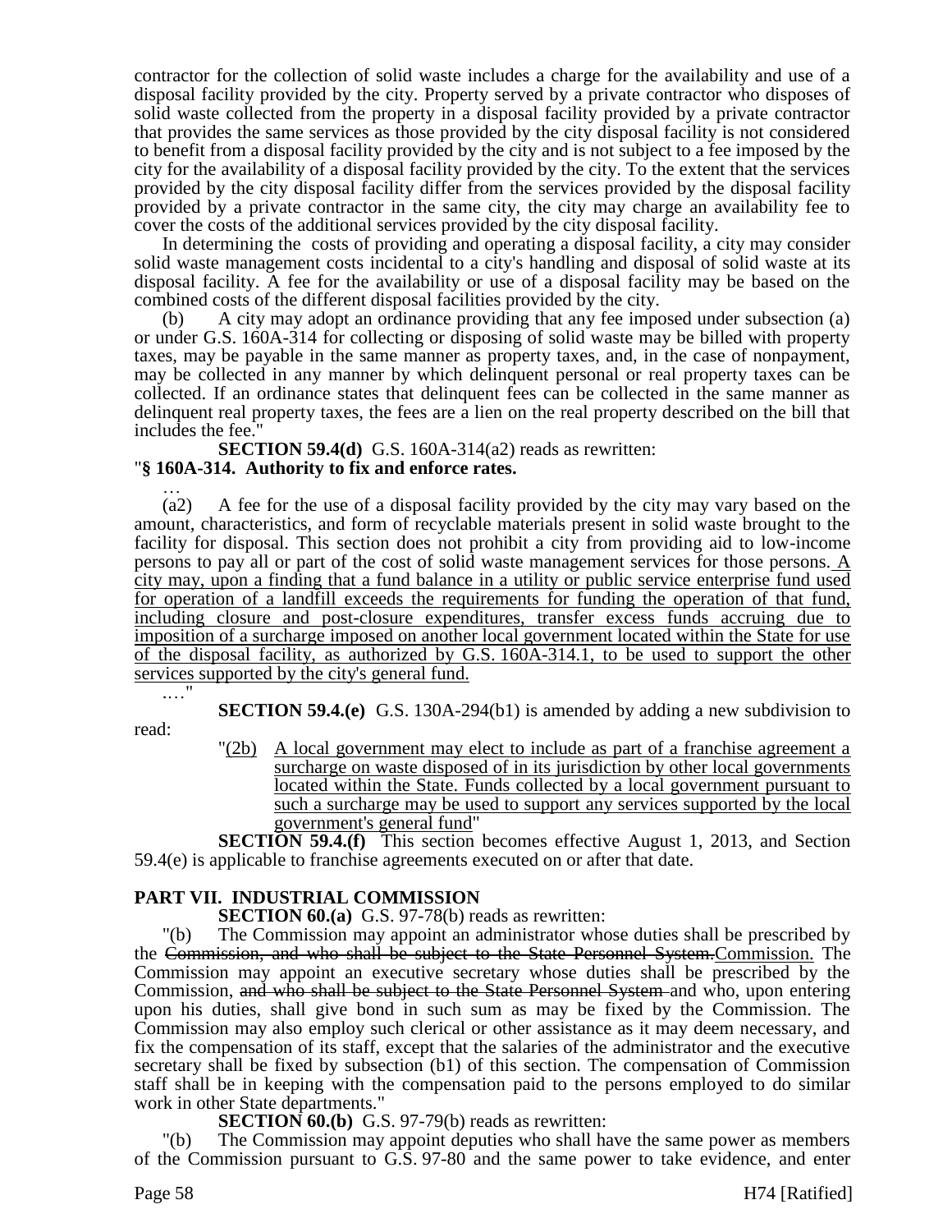contractor for the collection of solid waste includes a charge for the availability and use of a disposal facility provided by the city. Property served by a private contractor who disposes of solid waste collected from the property in a disposal facility provided by a private contractor that provides the same services as those provided by the city disposal facility is not considered to benefit from a disposal facility provided by the city and is not subject to a fee imposed by the city for the availability of a disposal facility provided by the city. To the extent that the services provided by the city disposal facility differ from the services provided by the disposal facility provided by a private contractor in the same city, the city may charge an availability fee to cover the costs of the additional services provided by the city disposal facility.

In determining the costs of providing and operating a disposal facility, a city may consider solid waste management costs incidental to a city's handling and disposal of solid waste at its disposal facility. A fee for the availability or use of a disposal facility may be based on the combined costs of the different disposal facilities provided by the city.

(b) A city may adopt an ordinance providing that any fee imposed under subsection (a) or under G.S. 160A-314 for collecting or disposing of solid waste may be billed with property taxes, may be payable in the same manner as property taxes, and, in the case of nonpayment, may be collected in any manner by which delinquent personal or real property taxes can be collected. If an ordinance states that delinquent fees can be collected in the same manner as delinquent real property taxes, the fees are a lien on the real property described on the bill that includes the fee."

**SECTION 59.4(d)** G.S. 160A-314(a2) reads as rewritten:

"**§ 160A-314. Authority to fix and enforce rates.**

…

(a2) A fee for the use of a disposal facility provided by the city may vary based on the amount, characteristics, and form of recyclable materials present in solid waste brought to the facility for disposal. This section does not prohibit a city from providing aid to low-income persons to pay all or part of the cost of solid waste management services for those persons. A city may, upon a finding that a fund balance in a utility or public service enterprise fund used for operation of a landfill exceeds the requirements for funding the operation of that fund, including closure and post-closure expenditures, transfer excess funds accruing due to imposition of a surcharge imposed on another local government located within the State for use of the disposal facility, as authorized by G.S. 160A-314.1, to be used to support the other services supported by the city's general fund.

…."

**SECTION 59.4.(e)** G.S. 130A-294(b1) is amended by adding a new subdivision to read:

"(2b) A local government may elect to include as part of a franchise agreement a surcharge on waste disposed of in its jurisdiction by other local governments located within the State. Funds collected by a local government pursuant to such a surcharge may be used to support any services supported by the local government's general fund"

**SECTION 59.4.(f)** This section becomes effective August 1, 2013, and Section 59.4(e) is applicable to franchise agreements executed on or after that date.

## PART VII. INDUSTRIAL COMMISSION

**SECTION 60.(a)** G.S. 97-78(b) reads as rewritten:

"(b) The Commission may appoint an administrator whose duties shall be prescribed by the ~~Commission, and who shall be subject to the State Personnel System.~~Commission. The Commission may appoint an executive secretary whose duties shall be prescribed by the Commission, ~~and who shall be subject to the State Personnel System~~ and who, upon entering upon his duties, shall give bond in such sum as may be fixed by the Commission. The Commission may also employ such clerical or other assistance as it may deem necessary, and fix the compensation of its staff, except that the salaries of the administrator and the executive secretary shall be fixed by subsection (b1) of this section. The compensation of Commission staff shall be in keeping with the compensation paid to the persons employed to do similar work in other State departments."

**SECTION 60.(b)** G.S. 97-79(b) reads as rewritten:

"(b) The Commission may appoint deputies who shall have the same power as members of the Commission pursuant to G.S. 97-80 and the same power to take evidence, and enter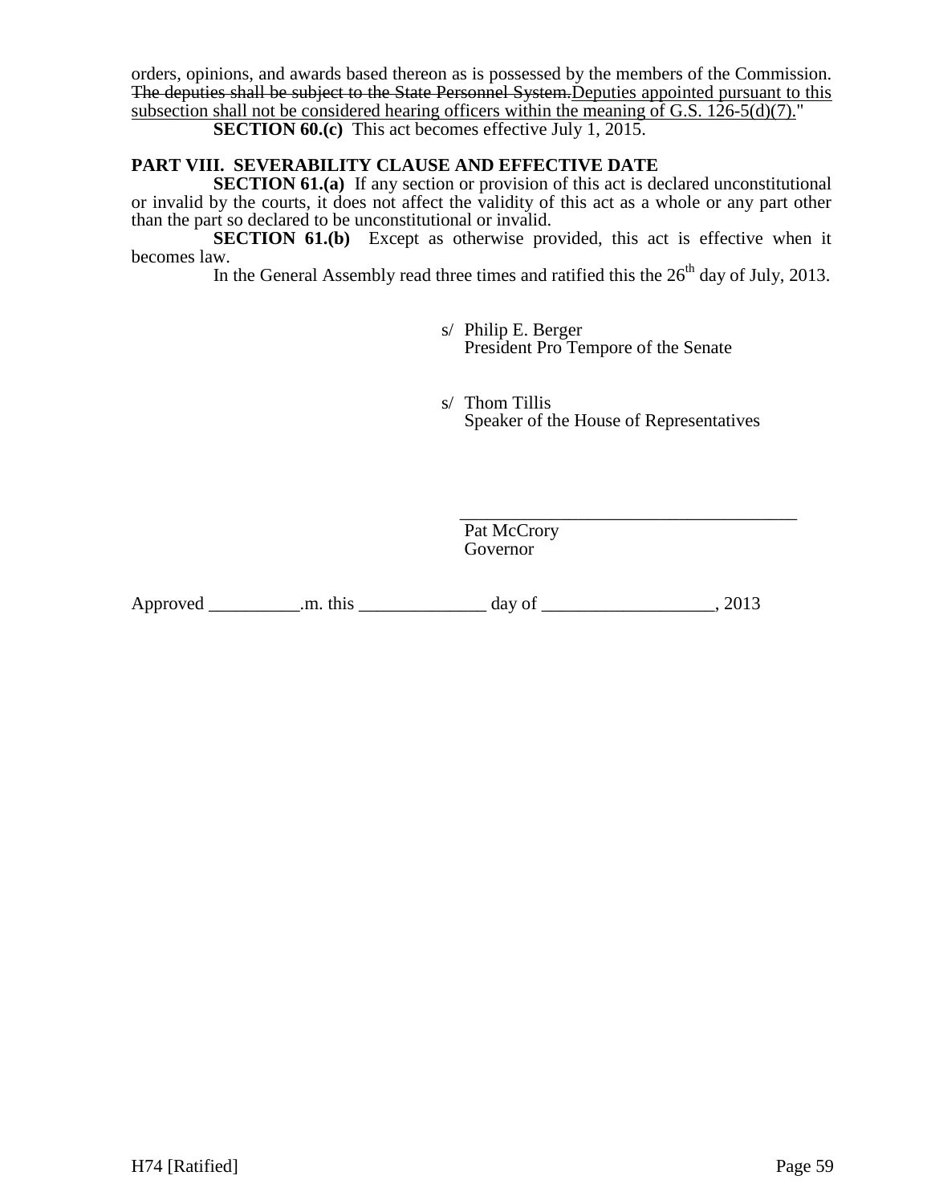orders, opinions, and awards based thereon as is possessed by the members of the Commission. ~~The deputies shall be subject to the State Personnel System.~~Deputies appointed pursuant to this subsection shall not be considered hearing officers within the meaning of G.S. 126-5(d)(7)."

**SECTION 60.(c)** This act becomes effective July 1, 2015.

**PART VIII. SEVERABILITY CLAUSE AND EFFECTIVE DATE**

**SECTION 61.(a)** If any section or provision of this act is declared unconstitutional or invalid by the courts, it does not affect the validity of this act as a whole or any part other than the part so declared to be unconstitutional or invalid.

**SECTION 61.(b)** Except as otherwise provided, this act is effective when it becomes law.

In the General Assembly read three times and ratified this the 26th day of July, 2013.

s/ Philip E. Berger
President Pro Tempore of the Senate

s/ Thom Tillis
Speaker of the House of Representatives

_____________________________________
Pat McCrory
Governor

Approved __________.m. this ______________ day of ___________________, 2013